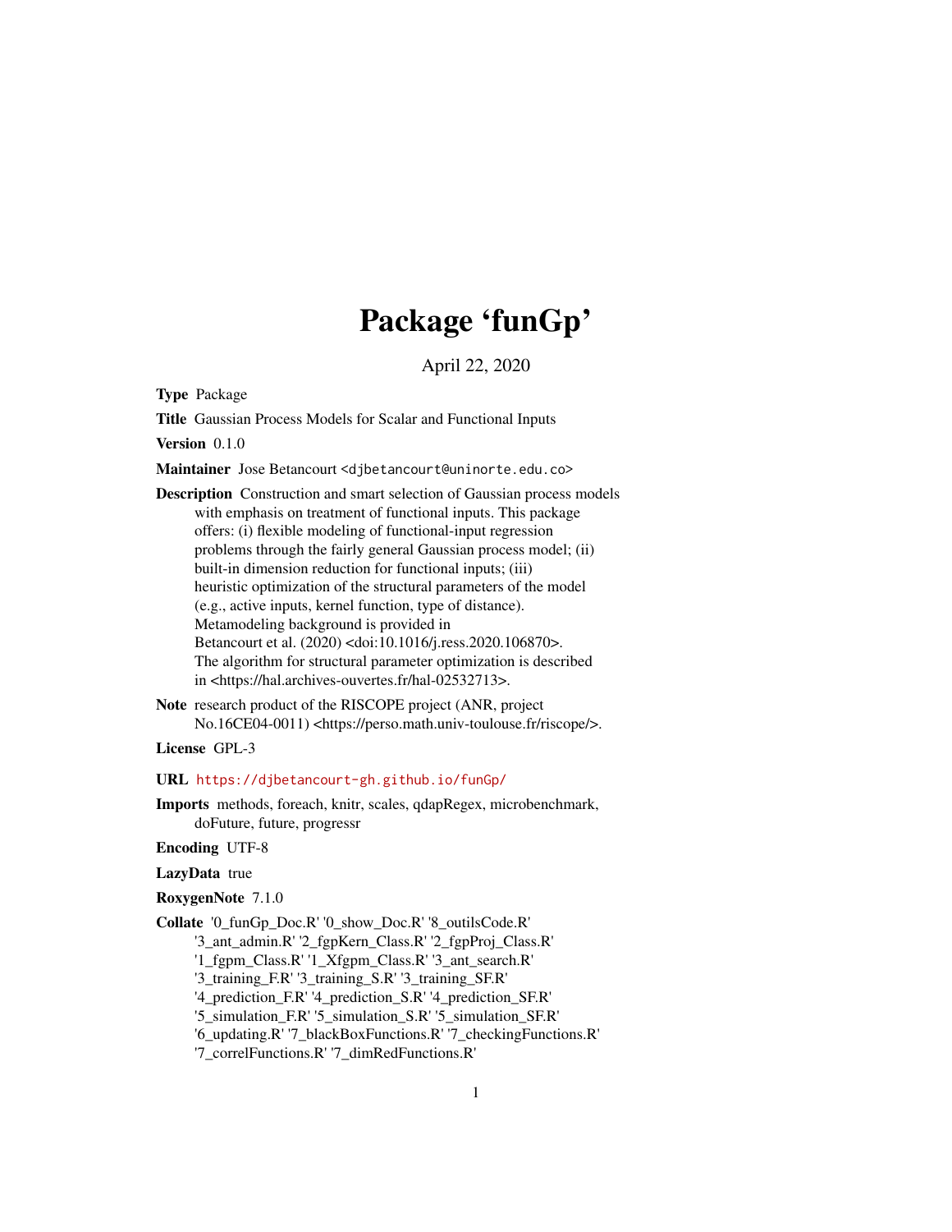# Package ‘funGp’

April 22, 2020

**Type** Package

**Title** Gaussian Process Models for Scalar and Functional Inputs

**Version** 0.1.0

**Maintainer** Jose Betancourt <djbetancourt@uninorte.edu.co>

**Description** Construction and smart selection of Gaussian process models with emphasis on treatment of functional inputs. This package offers: (i) flexible modeling of functional-input regression problems through the fairly general Gaussian process model; (ii) built-in dimension reduction for functional inputs; (iii) heuristic optimization of the structural parameters of the model (e.g., active inputs, kernel function, type of distance). Metamodeling background is provided in Betancourt et al. (2020) <doi:10.1016/j.ress.2020.106870>. The algorithm for structural parameter optimization is described in <https://hal.archives-ouvertes.fr/hal-02532713>.

**Note** research product of the RISCOPE project (ANR, project No.16CE04-0011) <https://perso.math.univ-toulouse.fr/riscope/>.

**License** GPL-3

**URL** https://djbetancourt-gh.github.io/funGp/

**Imports** methods, foreach, knitr, scales, qdapRegex, microbenchmark, doFuture, future, progressr

**Encoding** UTF-8

**LazyData** true

**RoxygenNote** 7.1.0

**Collate** '0_funGp_Doc.R' '0_show_Doc.R' '8_outilsCode.R' '3_ant_admin.R' '2_fgpKern_Class.R' '2_fgpProj_Class.R' '1_fgpm_Class.R' '1_Xfgpm_Class.R' '3_ant_search.R' '3_training_F.R' '3_training_S.R' '3_training_SF.R' '4_prediction_F.R' '4_prediction_S.R' '4_prediction_SF.R' '5_simulation_F.R' '5_simulation_S.R' '5_simulation_SF.R' '6_updating.R' '7_blackBoxFunctions.R' '7_checkingFunctions.R' '7_correlFunctions.R' '7_dimRedFunctions.R'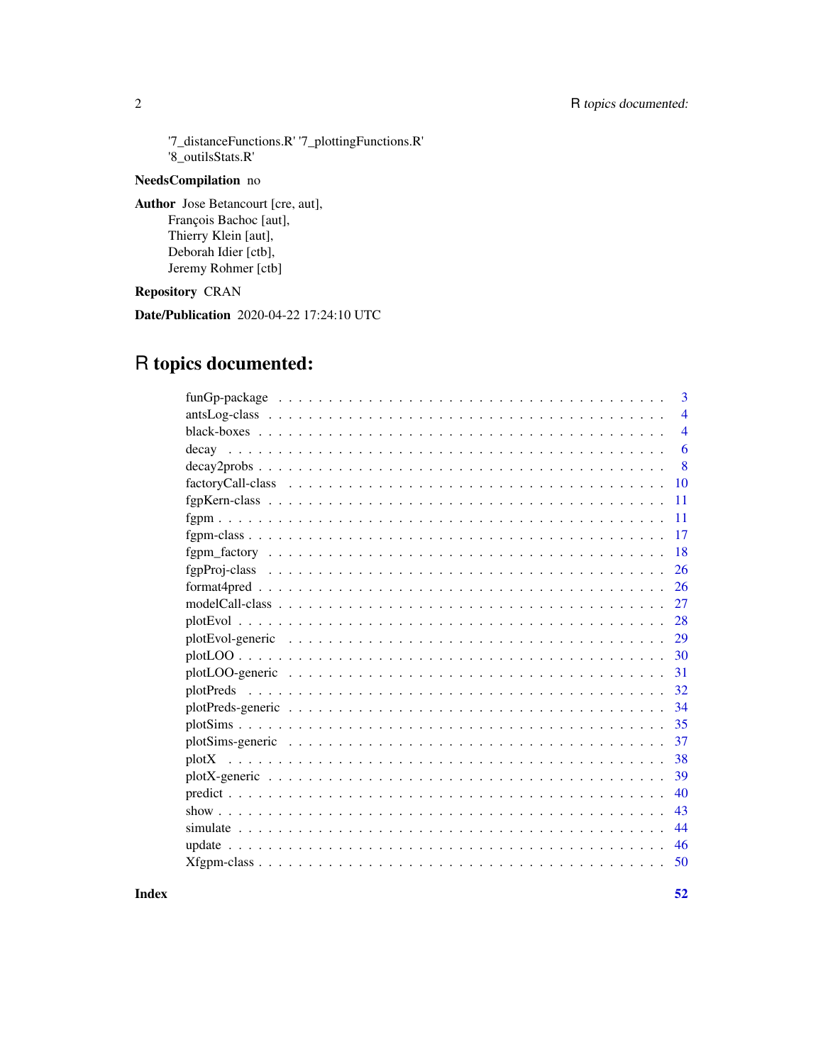'7_distanceFunctions.R' '7_plottingFunctions.R'
'8_outilsStats.R'

**NeedsCompilation** no

**Author** Jose Betancourt [cre, aut],
François Bachoc [aut],
Thierry Klein [aut],
Deborah Idier [ctb],
Jeremy Rohmer [ctb]

**Repository** CRAN

**Date/Publication** 2020-04-22 17:24:10 UTC

# R topics documented:

| | |
|---|---|
| funGp-package | 3 |
| antsLog-class | 4 |
| black-boxes | 4 |
| decay | 6 |
| decay2probs | 8 |
| factoryCall-class | 10 |
| fgpKern-class | 11 |
| fgpm | 11 |
| fgpm-class | 17 |
| fgpm_factory | 18 |
| fgpProj-class | 26 |
| format4pred | 26 |
| modelCall-class | 27 |
| plotEvol | 28 |
| plotEvol-generic | 29 |
| plotLOO | 30 |
| plotLOO-generic | 31 |
| plotPreds | 32 |
| plotPreds-generic | 34 |
| plotSims | 35 |
| plotSims-generic | 37 |
| plotX | 38 |
| plotX-generic | 39 |
| predict | 40 |
| show | 43 |
| simulate | 44 |
| update | 46 |
| Xfgpm-class | 50 |

**Index** **52**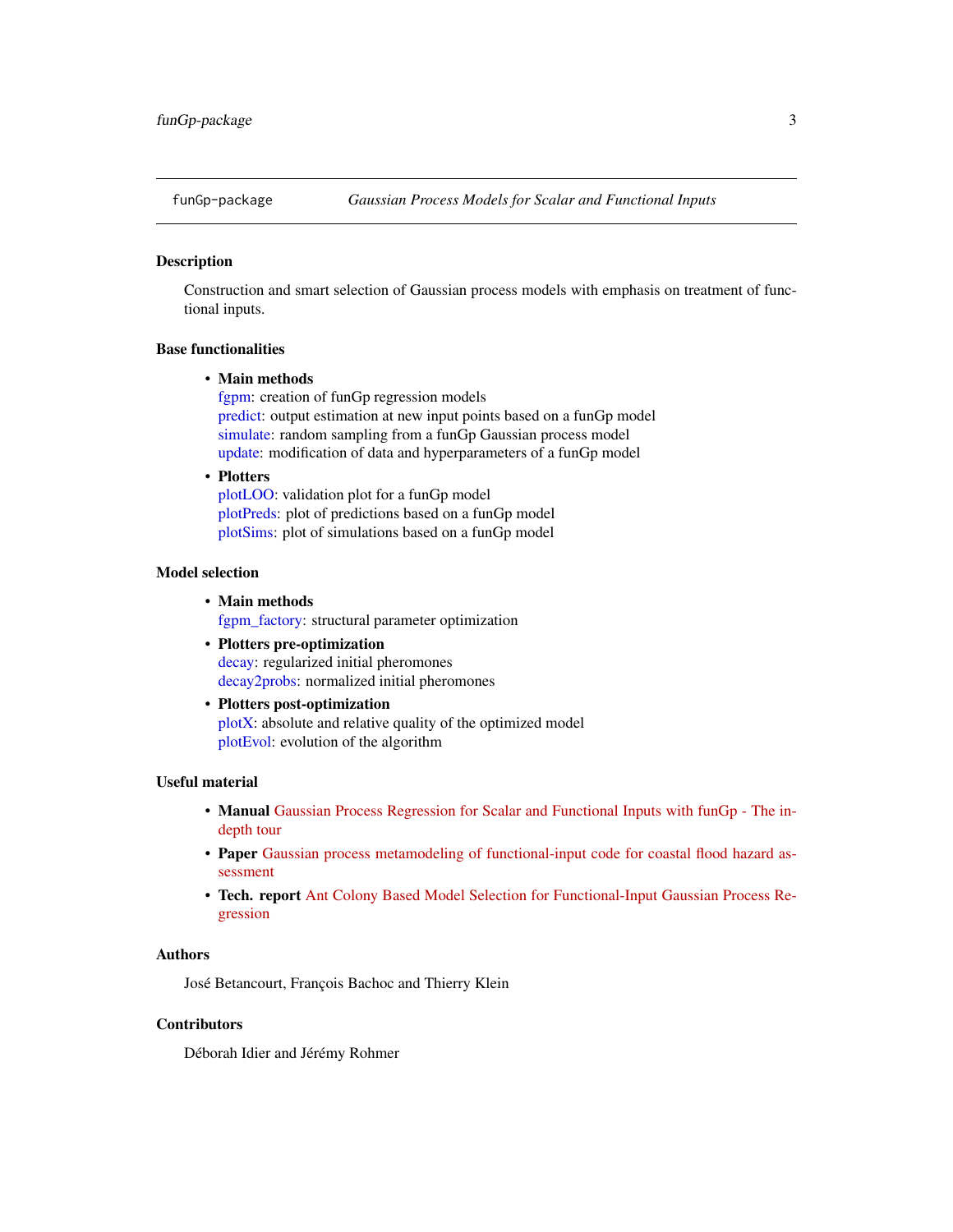# funGp-package    *Gaussian Process Models for Scalar and Functional Inputs*

## Description

Construction and smart selection of Gaussian process models with emphasis on treatment of functional inputs.

## Base functionalities

- **Main methods**
  fgpm: creation of funGp regression models
  predict: output estimation at new input points based on a funGp model
  simulate: random sampling from a funGp Gaussian process model
  update: modification of data and hyperparameters of a funGp model
- **Plotters**
  plotLOO: validation plot for a funGp model
  plotPreds: plot of predictions based on a funGp model
  plotSims: plot of simulations based on a funGp model

## Model selection

- **Main methods**
  fgpm_factory: structural parameter optimization
- **Plotters pre-optimization**
  decay: regularized initial pheromones
  decay2probs: normalized initial pheromones
- **Plotters post-optimization**
  plotX: absolute and relative quality of the optimized model
  plotEvol: evolution of the algorithm

## Useful material

- **Manual** Gaussian Process Regression for Scalar and Functional Inputs with funGp - The in-depth tour
- **Paper** Gaussian process metamodeling of functional-input code for coastal flood hazard assessment
- **Tech. report** Ant Colony Based Model Selection for Functional-Input Gaussian Process Regression

## Authors

José Betancourt, François Bachoc and Thierry Klein

## Contributors

Déborah Idier and Jérémy Rohmer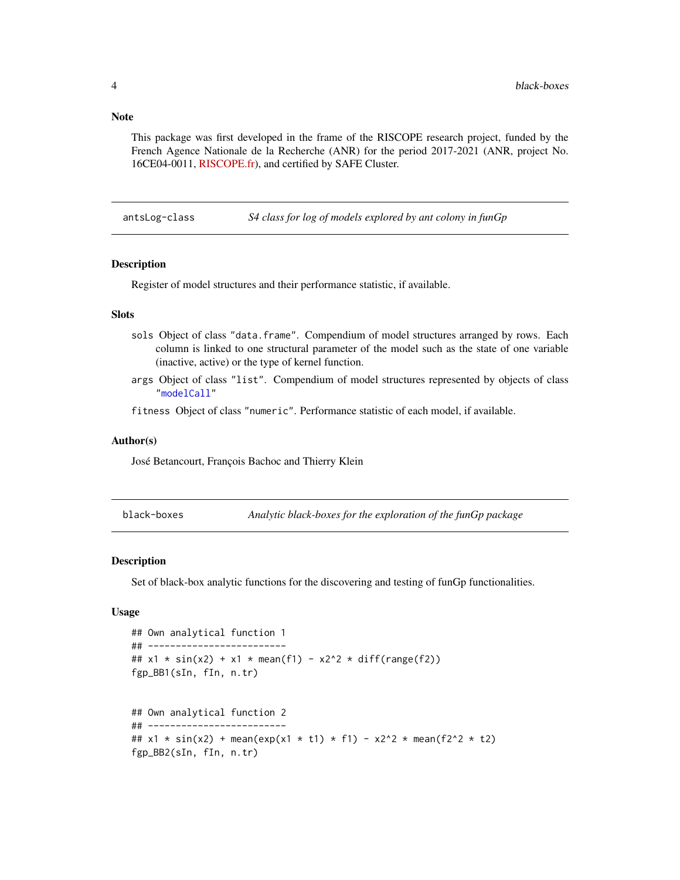### Note

This package was first developed in the frame of the RISCOPE research project, funded by the French Agence Nationale de la Recherche (ANR) for the period 2017-2021 (ANR, project No. 16CE04-0011, RISCOPE.fr), and certified by SAFE Cluster.

---

## antsLog-class — *S4 class for log of models explored by ant colony in funGp*

---

### Description

Register of model structures and their performance statistic, if available.

### Slots

- `sols` Object of class `"data.frame"`. Compendium of model structures arranged by rows. Each column is linked to one structural parameter of the model such as the state of one variable (inactive, active) or the type of kernel function.
- `args` Object of class `"list"`. Compendium of model structures represented by objects of class `"modelCall"`
- `fitness` Object of class `"numeric"`. Performance statistic of each model, if available.

### Author(s)

José Betancourt, François Bachoc and Thierry Klein

---

## black-boxes — *Analytic black-boxes for the exploration of the funGp package*

---

### Description

Set of black-box analytic functions for the discovering and testing of funGp functionalities.

### Usage

```
## Own analytical function 1
## -------------------------
## x1 * sin(x2) + x1 * mean(f1) - x2^2 * diff(range(f2))
fgp_BB1(sIn, fIn, n.tr)


## Own analytical function 2
## -------------------------
## x1 * sin(x2) + mean(exp(x1 * t1) * f1) - x2^2 * mean(f2^2 * t2)
fgp_BB2(sIn, fIn, n.tr)
```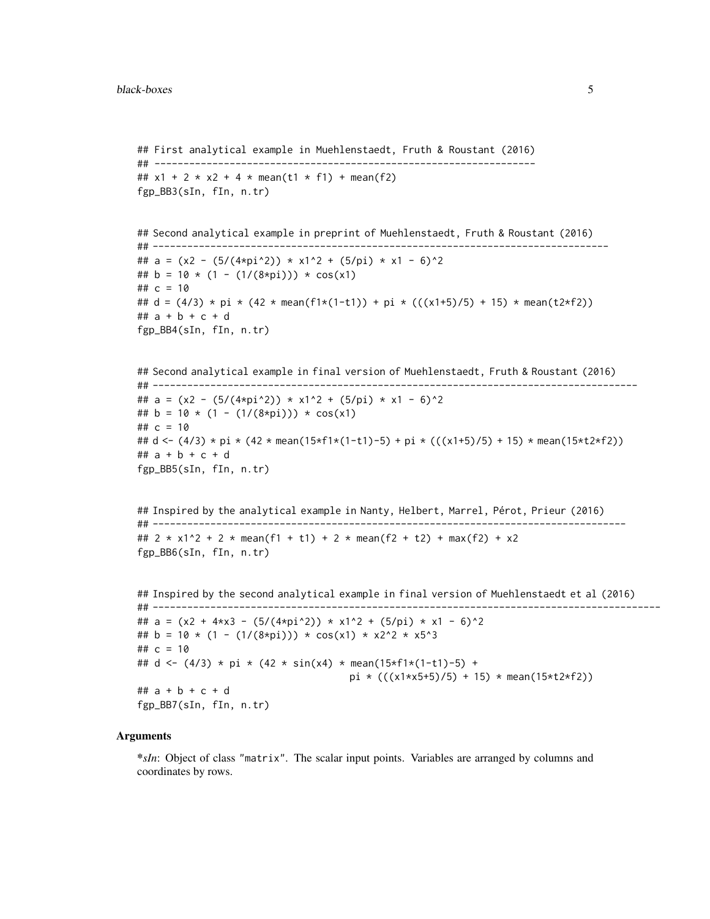```
## First analytical example in Muehlenstaedt, Fruth & Roustant (2016)
## ----------------------------------------------------------------
## x1 + 2 * x2 + 4 * mean(t1 * f1) + mean(f2)
fgp_BB3(sIn, fIn, n.tr)


## Second analytical example in preprint of Muehlenstaedt, Fruth & Roustant (2016)
## ------------------------------------------------------------------------------
## a = (x2 - (5/(4*pi^2)) * x1^2 + (5/pi) * x1 - 6)^2
## b = 10 * (1 - (1/(8*pi))) * cos(x1)
## c = 10
## d = (4/3) * pi * (42 * mean(f1*(1-t1)) + pi * (((x1+5)/5) + 15) * mean(t2*f2))
## a + b + c + d
fgp_BB4(sIn, fIn, n.tr)


## Second analytical example in final version of Muehlenstaedt, Fruth & Roustant (2016)
## ----------------------------------------------------------------------------------
## a = (x2 - (5/(4*pi^2)) * x1^2 + (5/pi) * x1 - 6)^2
## b = 10 * (1 - (1/(8*pi))) * cos(x1)
## c = 10
## d <- (4/3) * pi * (42 * mean(15*f1*(1-t1)-5) + pi * (((x1+5)/5) + 15) * mean(15*t2*f2))
## a + b + c + d
fgp_BB5(sIn, fIn, n.tr)


## Inspired by the analytical example in Nanty, Helbert, Marrel, Pérot, Prieur (2016)
## --------------------------------------------------------------------------------
## 2 * x1^2 + 2 * mean(f1 + t1) + 2 * mean(f2 + t2) + max(f2) + x2
fgp_BB6(sIn, fIn, n.tr)


## Inspired by the second analytical example in final version of Muehlenstaedt et al (2016)
## ---------------------------------------------------------------------------------------
## a = (x2 + 4*x3 - (5/(4*pi^2)) * x1^2 + (5/pi) * x1 - 6)^2
## b = 10 * (1 - (1/(8*pi))) * cos(x1) * x2^2 * x5^3
## c = 10
## d <- (4/3) * pi * (42 * sin(x4) * mean(15*f1*(1-t1)-5) +
                                     pi * (((x1*x5+5)/5) + 15) * mean(15*t2*f2))
## a + b + c + d
fgp_BB7(sIn, fIn, n.tr)
```

### Arguments

***sIn**: Object of class "matrix". The scalar input points. Variables are arranged by columns and coordinates by rows.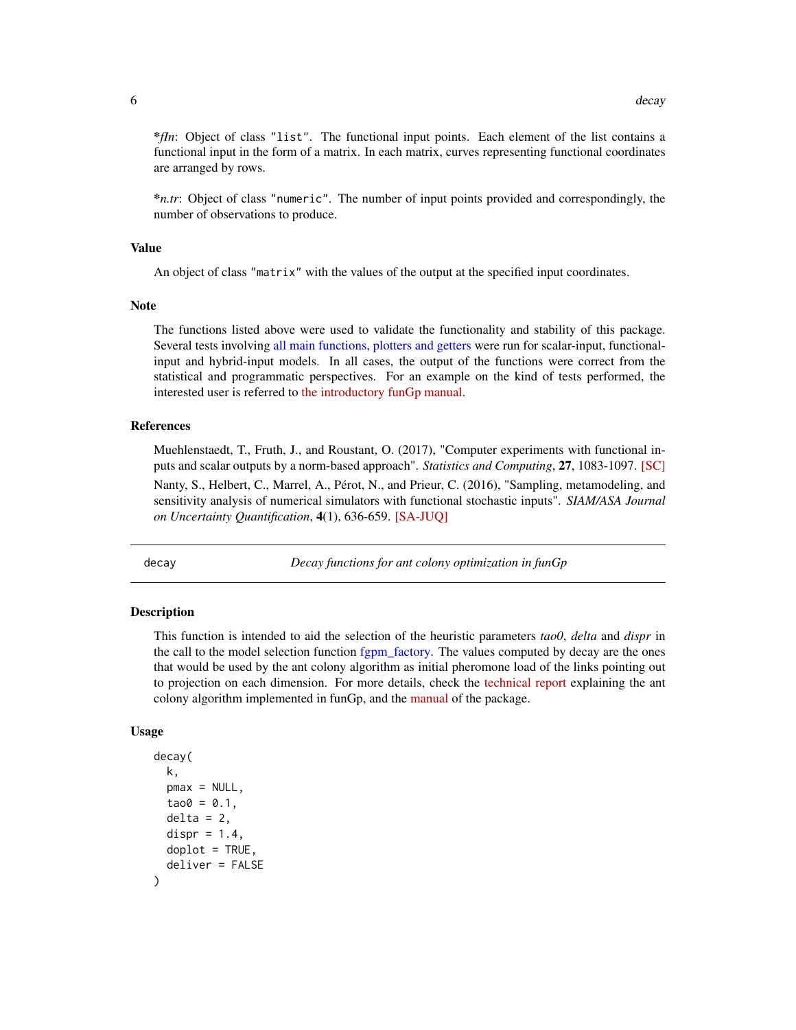**\****fIn*: Object of class "list". The functional input points. Each element of the list contains a functional input in the form of a matrix. In each matrix, curves representing functional coordinates are arranged by rows.

**\****n.tr*: Object of class "numeric". The number of input points provided and correspondingly, the number of observations to produce.

### Value

An object of class "matrix" with the values of the output at the specified input coordinates.

### Note

The functions listed above were used to validate the functionality and stability of this package. Several tests involving all main functions, plotters and getters were run for scalar-input, functional-input and hybrid-input models. In all cases, the output of the functions were correct from the statistical and programmatic perspectives. For an example on the kind of tests performed, the interested user is referred to the introductory funGp manual.

### References

Muehlenstaedt, T., Fruth, J., and Roustant, O. (2017), "Computer experiments with functional inputs and scalar outputs by a norm-based approach". *Statistics and Computing*, **27**, 1083-1097. [SC]

Nanty, S., Helbert, C., Marrel, A., Pérot, N., and Prieur, C. (2016), "Sampling, metamodeling, and sensitivity analysis of numerical simulators with functional stochastic inputs". *SIAM/ASA Journal on Uncertainty Quantification*, **4**(1), 636-659. [SA-JUQ]

---

## decay — *Decay functions for ant colony optimization in funGp*

---

### Description

This function is intended to aid the selection of the heuristic parameters *tao0*, *delta* and *dispr* in the call to the model selection function fgpm_factory. The values computed by decay are the ones that would be used by the ant colony algorithm as initial pheromone load of the links pointing out to projection on each dimension. For more details, check the technical report explaining the ant colony algorithm implemented in funGp, and the manual of the package.

### Usage

```
decay(
  k,
  pmax = NULL,
  tao0 = 0.1,
  delta = 2,
  dispr = 1.4,
  doplot = TRUE,
  deliver = FALSE
)
```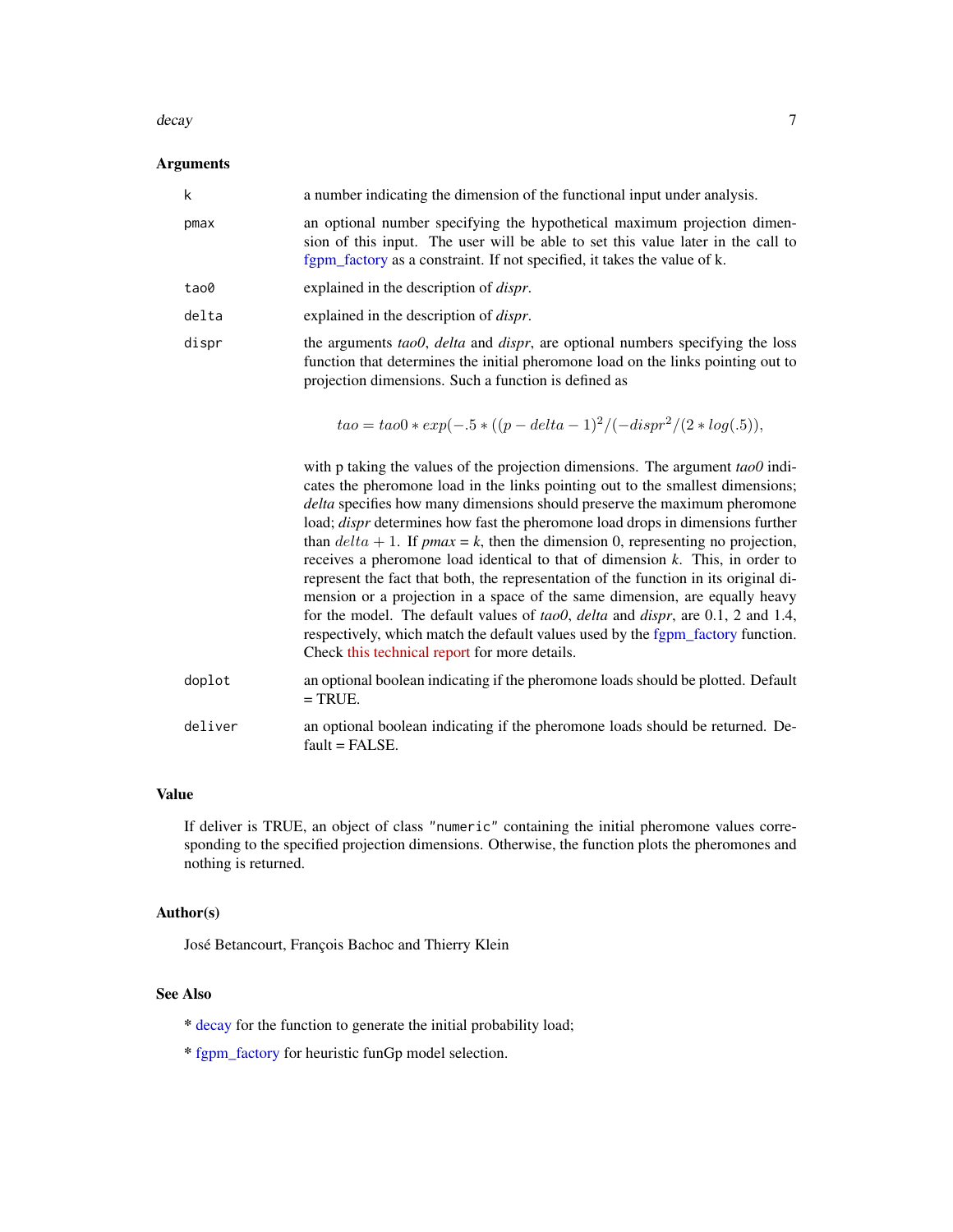### Arguments

- `k` — a number indicating the dimension of the functional input under analysis.
- `pmax` — an optional number specifying the hypothetical maximum projection dimension of this input. The user will be able to set this value later in the call to fgpm_factory as a constraint. If not specified, it takes the value of k.
- `tao0` — explained in the description of *dispr*.
- `delta` — explained in the description of *dispr*.
- `dispr` — the arguments *tao0*, *delta* and *dispr*, are optional numbers specifying the loss function that determines the initial pheromone load on the links pointing out to projection dimensions. Such a function is defined as

$$tao = tao0 * exp(-.5 * ((p - delta - 1)^2 / (-dispr^2 / (2 * log(.5))),$$

  with p taking the values of the projection dimensions. The argument *tao0* indicates the pheromone load in the links pointing out to the smallest dimensions; *delta* specifies how many dimensions should preserve the maximum pheromone load; *dispr* determines how fast the pheromone load drops in dimensions further than $delta + 1$. If *pmax* = *k*, then the dimension 0, representing no projection, receives a pheromone load identical to that of dimension *k*. This, in order to represent the fact that both, the representation of the function in its original dimension or a projection in a space of the same dimension, are equally heavy for the model. The default values of *tao0*, *delta* and *dispr*, are 0.1, 2 and 1.4, respectively, which match the default values used by the fgpm_factory function. Check this technical report for more details.
- `doplot` — an optional boolean indicating if the pheromone loads should be plotted. Default = TRUE.
- `deliver` — an optional boolean indicating if the pheromone loads should be returned. Default = FALSE.

### Value

If deliver is TRUE, an object of class `"numeric"` containing the initial pheromone values corresponding to the specified projection dimensions. Otherwise, the function plots the pheromones and nothing is returned.

### Author(s)

José Betancourt, François Bachoc and Thierry Klein

### See Also

* decay for the function to generate the initial probability load;

* fgpm_factory for heuristic funGp model selection.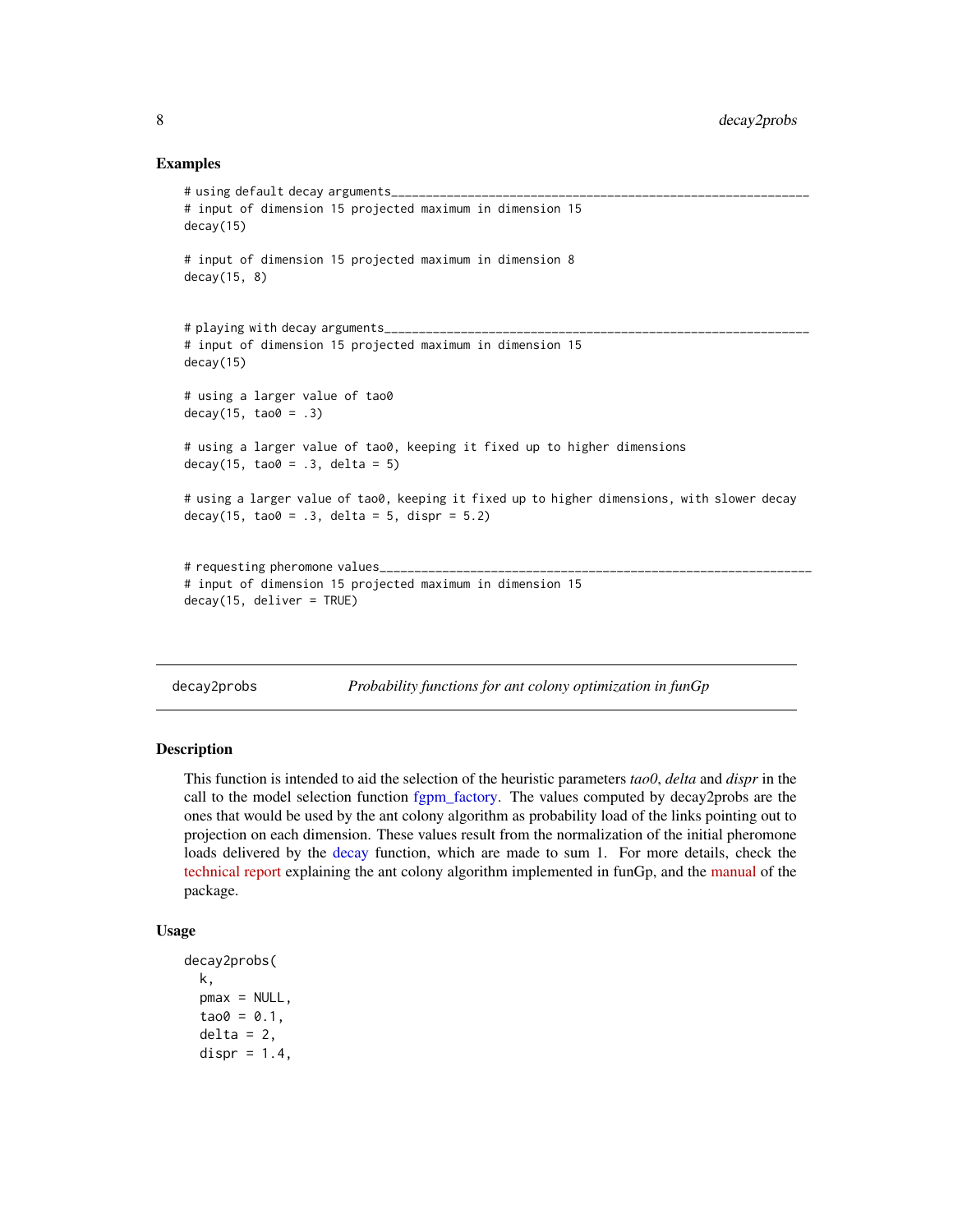### Examples

```
# using default decay arguments_______________________________________________________________
# input of dimension 15 projected maximum in dimension 15
decay(15)

# input of dimension 15 projected maximum in dimension 8
decay(15, 8)


# playing with decay arguments________________________________________________________________
# input of dimension 15 projected maximum in dimension 15
decay(15)

# using a larger value of tao0
decay(15, tao0 = .3)

# using a larger value of tao0, keeping it fixed up to higher dimensions
decay(15, tao0 = .3, delta = 5)

# using a larger value of tao0, keeping it fixed up to higher dimensions, with slower decay
decay(15, tao0 = .3, delta = 5, dispr = 5.2)


# requesting pheromone values_________________________________________________________________
# input of dimension 15 projected maximum in dimension 15
decay(15, deliver = TRUE)
```

---

## decay2probs — *Probability functions for ant colony optimization in funGp*

### Description

This function is intended to aid the selection of the heuristic parameters *tao0*, *delta* and *dispr* in the call to the model selection function fgpm_factory. The values computed by decay2probs are the ones that would be used by the ant colony algorithm as probability load of the links pointing out to projection on each dimension. These values result from the normalization of the initial pheromone loads delivered by the decay function, which are made to sum 1. For more details, check the technical report explaining the ant colony algorithm implemented in funGp, and the manual of the package.

### Usage

```
decay2probs(
  k,
  pmax = NULL,
  tao0 = 0.1,
  delta = 2,
  dispr = 1.4,
```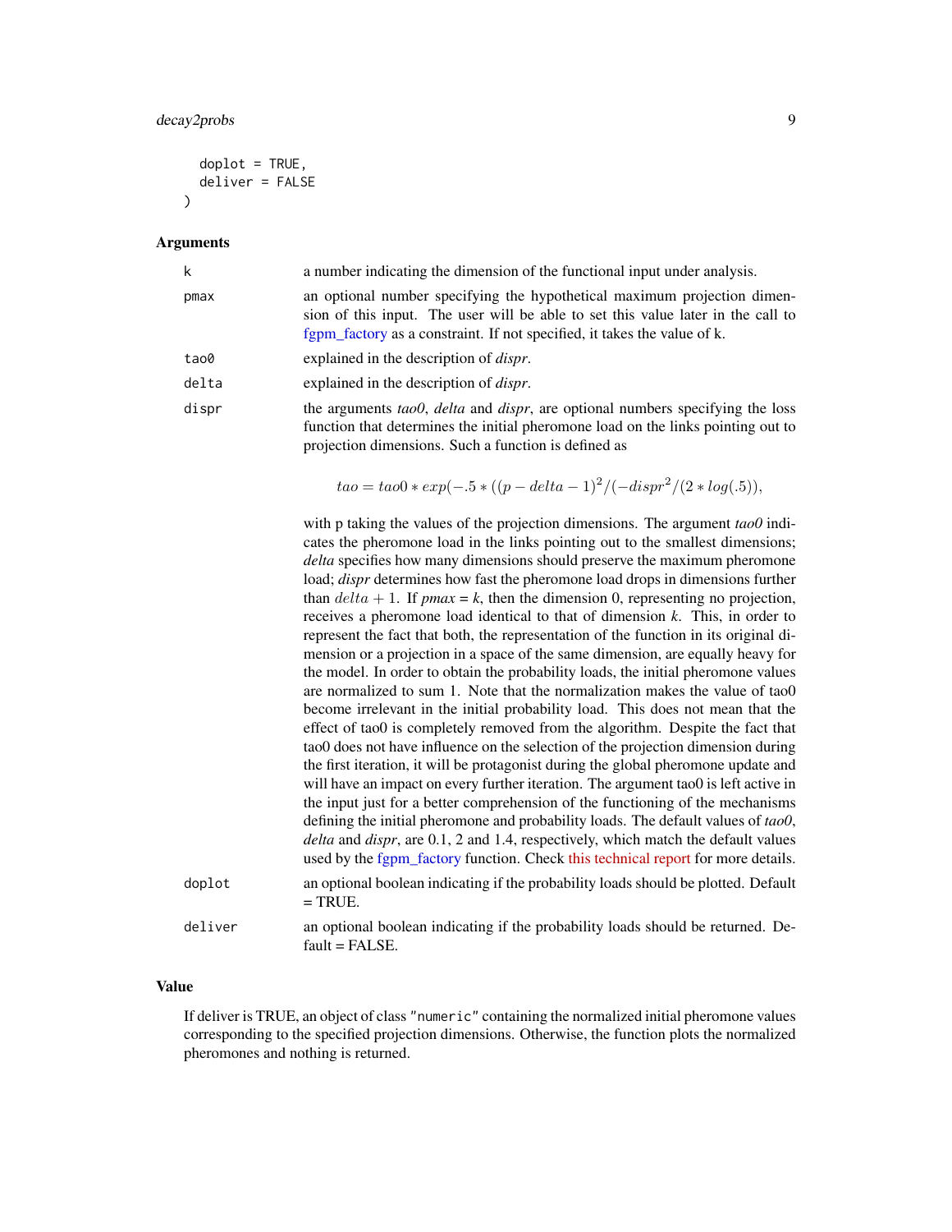```
  doplot = TRUE,
  deliver = FALSE
)
```

## Arguments

- **k** — a number indicating the dimension of the functional input under analysis.
- **pmax** — an optional number specifying the hypothetical maximum projection dimension of this input. The user will be able to set this value later in the call to fgpm_factory as a constraint. If not specified, it takes the value of k.
- **tao0** — explained in the description of *dispr*.
- **delta** — explained in the description of *dispr*.
- **dispr** — the arguments *tao0*, *delta* and *dispr*, are optional numbers specifying the loss function that determines the initial pheromone load on the links pointing out to projection dimensions. Such a function is defined as

  $$tao = tao0 * exp(-.5 * ((p - delta - 1)^2/(-dispr^2/(2 * log(.5))),$$

  with p taking the values of the projection dimensions. The argument *tao0* indicates the pheromone load in the links pointing out to the smallest dimensions; *delta* specifies how many dimensions should preserve the maximum pheromone load; *dispr* determines how fast the pheromone load drops in dimensions further than $delta + 1$. If *pmax* = *k*, then the dimension 0, representing no projection, receives a pheromone load identical to that of dimension *k*. This, in order to represent the fact that both, the representation of the function in its original dimension or a projection in a space of the same dimension, are equally heavy for the model. In order to obtain the probability loads, the initial pheromone values are normalized to sum 1. Note that the normalization makes the value of tao0 become irrelevant in the initial probability load. This does not mean that the effect of tao0 is completely removed from the algorithm. Despite the fact that tao0 does not have influence on the selection of the projection dimension during the first iteration, it will be protagonist during the global pheromone update and will have an impact on every further iteration. The argument tao0 is left active in the input just for a better comprehension of the functioning of the mechanisms defining the initial pheromone and probability loads. The default values of *tao0*, *delta* and *dispr*, are 0.1, 2 and 1.4, respectively, which match the default values used by the fgpm_factory function. Check this technical report for more details.
- **doplot** — an optional boolean indicating if the probability loads should be plotted. Default = TRUE.
- **deliver** — an optional boolean indicating if the probability loads should be returned. Default = FALSE.

## Value

If deliver is TRUE, an object of class "numeric" containing the normalized initial pheromone values corresponding to the specified projection dimensions. Otherwise, the function plots the normalized pheromones and nothing is returned.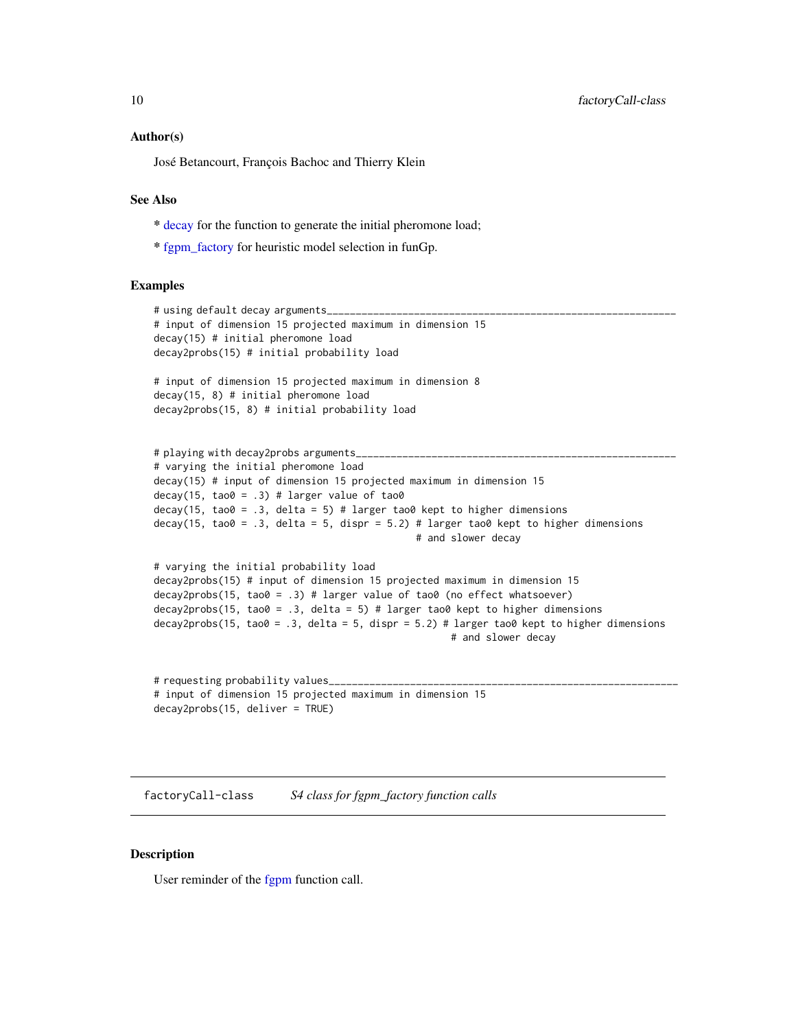### Author(s)

José Betancourt, François Bachoc and Thierry Klein

### See Also

* decay for the function to generate the initial pheromone load;

* fgpm_factory for heuristic model selection in funGp.

### Examples

```
# using default decay arguments_______________________________________________________________
# input of dimension 15 projected maximum in dimension 15
decay(15) # initial pheromone load
decay2probs(15) # initial probability load

# input of dimension 15 projected maximum in dimension 8
decay(15, 8) # initial pheromone load
decay2probs(15, 8) # initial probability load


# playing with decay2probs arguments__________________________________________________________
# varying the initial pheromone load
decay(15) # input of dimension 15 projected maximum in dimension 15
decay(15, tao0 = .3) # larger value of tao0
decay(15, tao0 = .3, delta = 5) # larger tao0 kept to higher dimensions
decay(15, tao0 = .3, delta = 5, dispr = 5.2) # larger tao0 kept to higher dimensions
                                             # and slower decay

# varying the initial probability load
decay2probs(15) # input of dimension 15 projected maximum in dimension 15
decay2probs(15, tao0 = .3) # larger value of tao0 (no effect whatsoever)
decay2probs(15, tao0 = .3, delta = 5) # larger tao0 kept to higher dimensions
decay2probs(15, tao0 = .3, delta = 5, dispr = 5.2) # larger tao0 kept to higher dimensions
                                                   # and slower decay


# requesting probability values_______________________________________________________________
# input of dimension 15 projected maximum in dimension 15
decay2probs(15, deliver = TRUE)
```

---

## factoryCall-class — *S4 class for fgpm_factory function calls*

### Description

User reminder of the fgpm function call.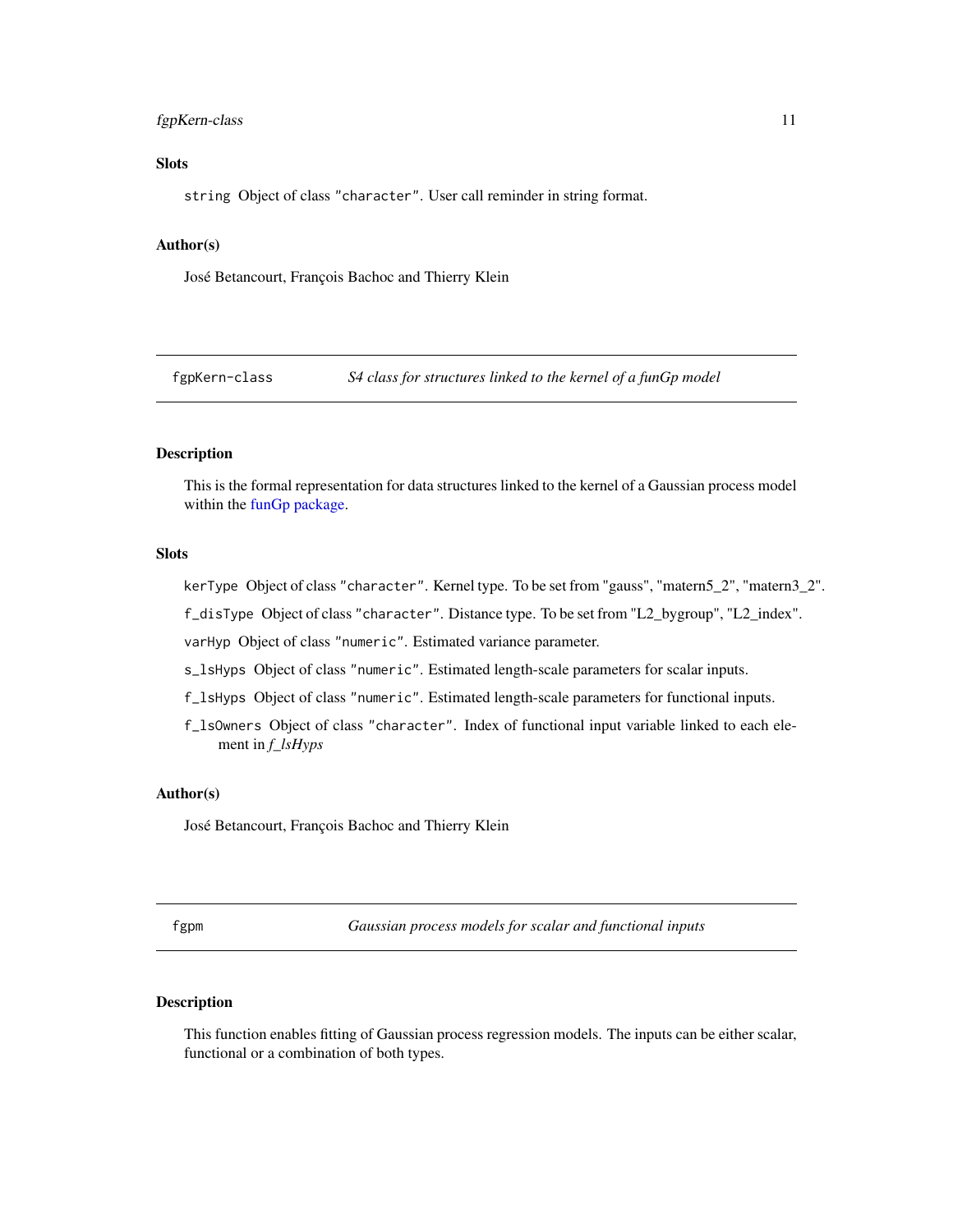## Slots

`string` Object of class `"character"`. User call reminder in string format.

## Author(s)

José Betancourt, François Bachoc and Thierry Klein

---

## fgpKern-class — *S4 class for structures linked to the kernel of a funGp model*

### Description

This is the formal representation for data structures linked to the kernel of a Gaussian process model within the funGp package.

### Slots

`kerType` Object of class `"character"`. Kernel type. To be set from "gauss", "matern5_2", "matern3_2".

`f_disType` Object of class `"character"`. Distance type. To be set from "L2_bygroup", "L2_index".

`varHyp` Object of class `"numeric"`. Estimated variance parameter.

`s_lsHyps` Object of class `"numeric"`. Estimated length-scale parameters for scalar inputs.

`f_lsHyps` Object of class `"numeric"`. Estimated length-scale parameters for functional inputs.

`f_lsOwners` Object of class `"character"`. Index of functional input variable linked to each element in *f_lsHyps*

### Author(s)

José Betancourt, François Bachoc and Thierry Klein

---

## fgpm — *Gaussian process models for scalar and functional inputs*

### Description

This function enables fitting of Gaussian process regression models. The inputs can be either scalar, functional or a combination of both types.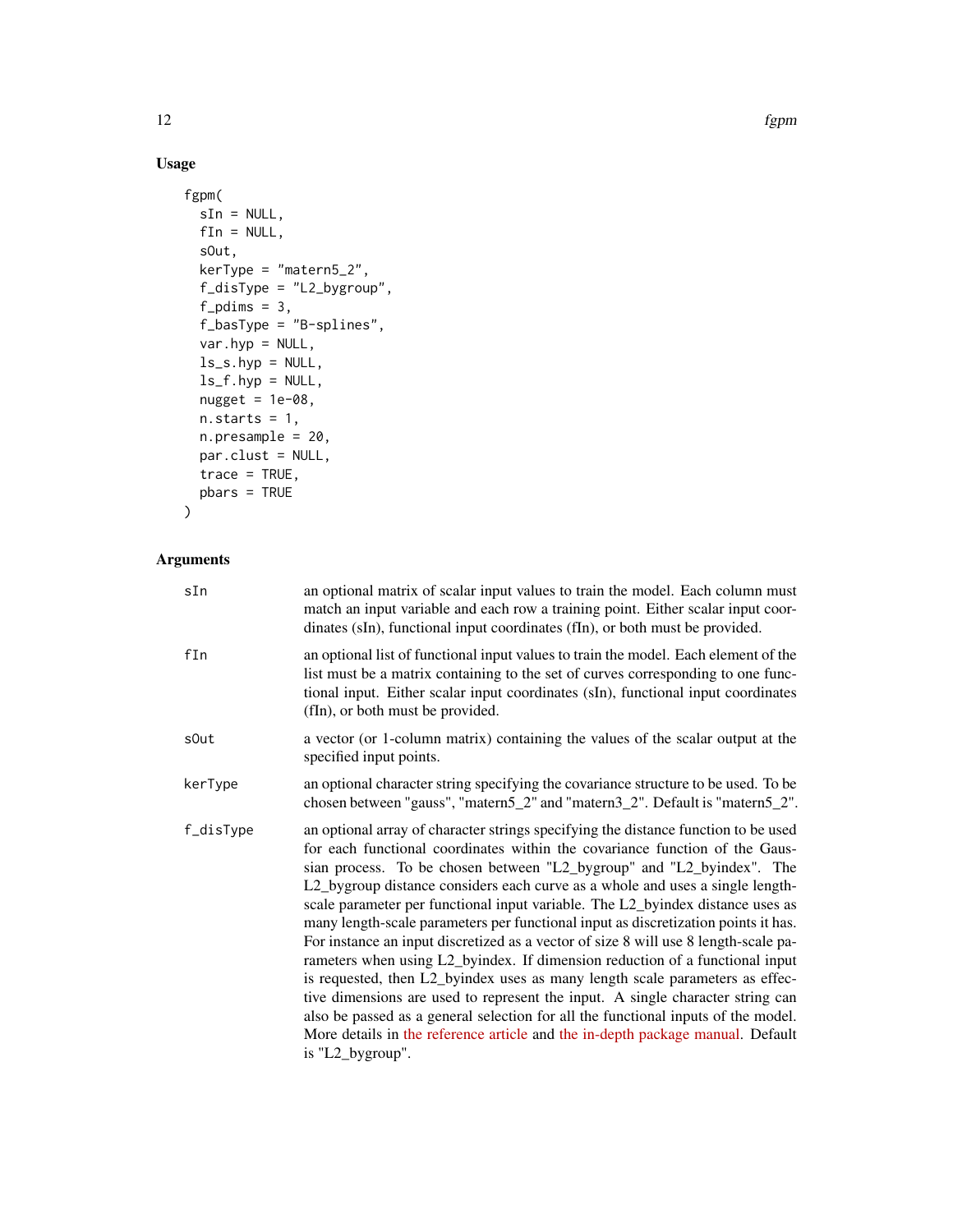## Usage

```
fgpm(
  sIn = NULL,
  fIn = NULL,
  sOut,
  kerType = "matern5_2",
  f_disType = "L2_bygroup",
  f_pdims = 3,
  f_basType = "B-splines",
  var.hyp = NULL,
  ls_s.hyp = NULL,
  ls_f.hyp = NULL,
  nugget = 1e-08,
  n.starts = 1,
  n.presample = 20,
  par.clust = NULL,
  trace = TRUE,
  pbars = TRUE
)
```

## Arguments

| | |
|---|---|
| `sIn` | an optional matrix of scalar input values to train the model. Each column must match an input variable and each row a training point. Either scalar input coordinates (sIn), functional input coordinates (fIn), or both must be provided. |
| `fIn` | an optional list of functional input values to train the model. Each element of the list must be a matrix containing to the set of curves corresponding to one functional input. Either scalar input coordinates (sIn), functional input coordinates (fIn), or both must be provided. |
| `sOut` | a vector (or 1-column matrix) containing the values of the scalar output at the specified input points. |
| `kerType` | an optional character string specifying the covariance structure to be used. To be chosen between "gauss", "matern5_2" and "matern3_2". Default is "matern5_2". |
| `f_disType` | an optional array of character strings specifying the distance function to be used for each functional coordinates within the covariance function of the Gaussian process. To be chosen between "L2_bygroup" and "L2_byindex". The L2_bygroup distance considers each curve as a whole and uses a single length-scale parameter per functional input variable. The L2_byindex distance uses as many length-scale parameters per functional input as discretization points it has. For instance an input discretized as a vector of size 8 will use 8 length-scale parameters when using L2_byindex. If dimension reduction of a functional input is requested, then L2_byindex uses as many length scale parameters as effective dimensions are used to represent the input. A single character string can also be passed as a general selection for all the functional inputs of the model. More details in the reference article and the in-depth package manual. Default is "L2_bygroup". |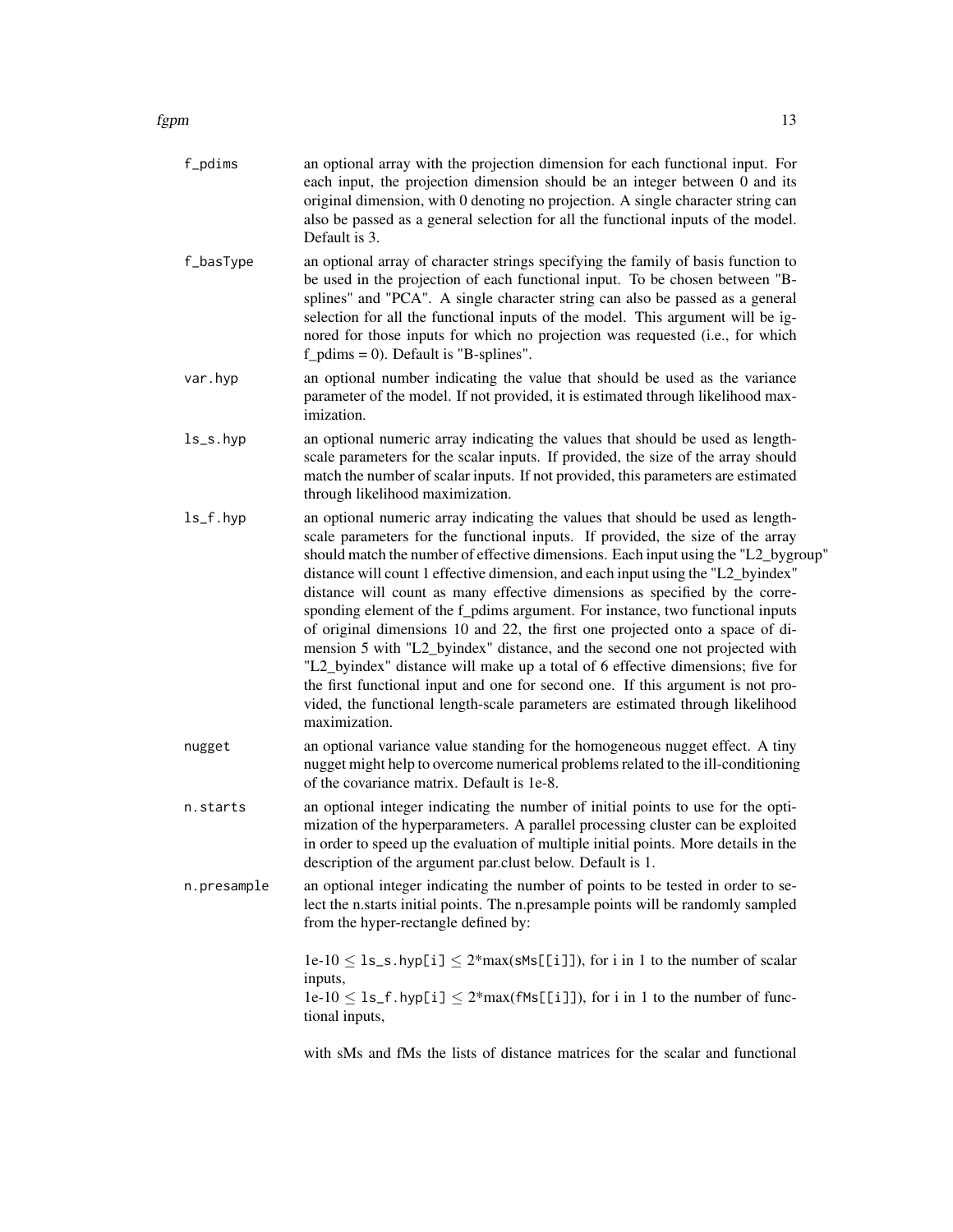**f_pdims** an optional array with the projection dimension for each functional input. For each input, the projection dimension should be an integer between 0 and its original dimension, with 0 denoting no projection. A single character string can also be passed as a general selection for all the functional inputs of the model. Default is 3.

**f_basType** an optional array of character strings specifying the family of basis function to be used in the projection of each functional input. To be chosen between "B-splines" and "PCA". A single character string can also be passed as a general selection for all the functional inputs of the model. This argument will be ignored for those inputs for which no projection was requested (i.e., for which f_pdims = 0). Default is "B-splines".

**var.hyp** an optional number indicating the value that should be used as the variance parameter of the model. If not provided, it is estimated through likelihood maximization.

**ls_s.hyp** an optional numeric array indicating the values that should be used as length-scale parameters for the scalar inputs. If provided, the size of the array should match the number of scalar inputs. If not provided, this parameters are estimated through likelihood maximization.

**ls_f.hyp** an optional numeric array indicating the values that should be used as length-scale parameters for the functional inputs. If provided, the size of the array should match the number of effective dimensions. Each input using the "L2_bygroup" distance will count 1 effective dimension, and each input using the "L2_byindex" distance will count as many effective dimensions as specified by the corresponding element of the f_pdims argument. For instance, two functional inputs of original dimensions 10 and 22, the first one projected onto a space of dimension 5 with "L2_byindex" distance, and the second one not projected with "L2_byindex" distance will make up a total of 6 effective dimensions; five for the first functional input and one for second one. If this argument is not provided, the functional length-scale parameters are estimated through likelihood maximization.

**nugget** an optional variance value standing for the homogeneous nugget effect. A tiny nugget might help to overcome numerical problems related to the ill-conditioning of the covariance matrix. Default is 1e-8.

**n.starts** an optional integer indicating the number of initial points to use for the optimization of the hyperparameters. A parallel processing cluster can be exploited in order to speed up the evaluation of multiple initial points. More details in the description of the argument par.clust below. Default is 1.

**n.presample** an optional integer indicating the number of points to be tested in order to select the n.starts initial points. The n.presample points will be randomly sampled from the hyper-rectangle defined by:

1e-10 ≤ ls_s.hyp[i] ≤ 2*max(sMs[[i]]), for i in 1 to the number of scalar inputs,
1e-10 ≤ ls_f.hyp[i] ≤ 2*max(fMs[[i]]), for i in 1 to the number of functional inputs,

with sMs and fMs the lists of distance matrices for the scalar and functional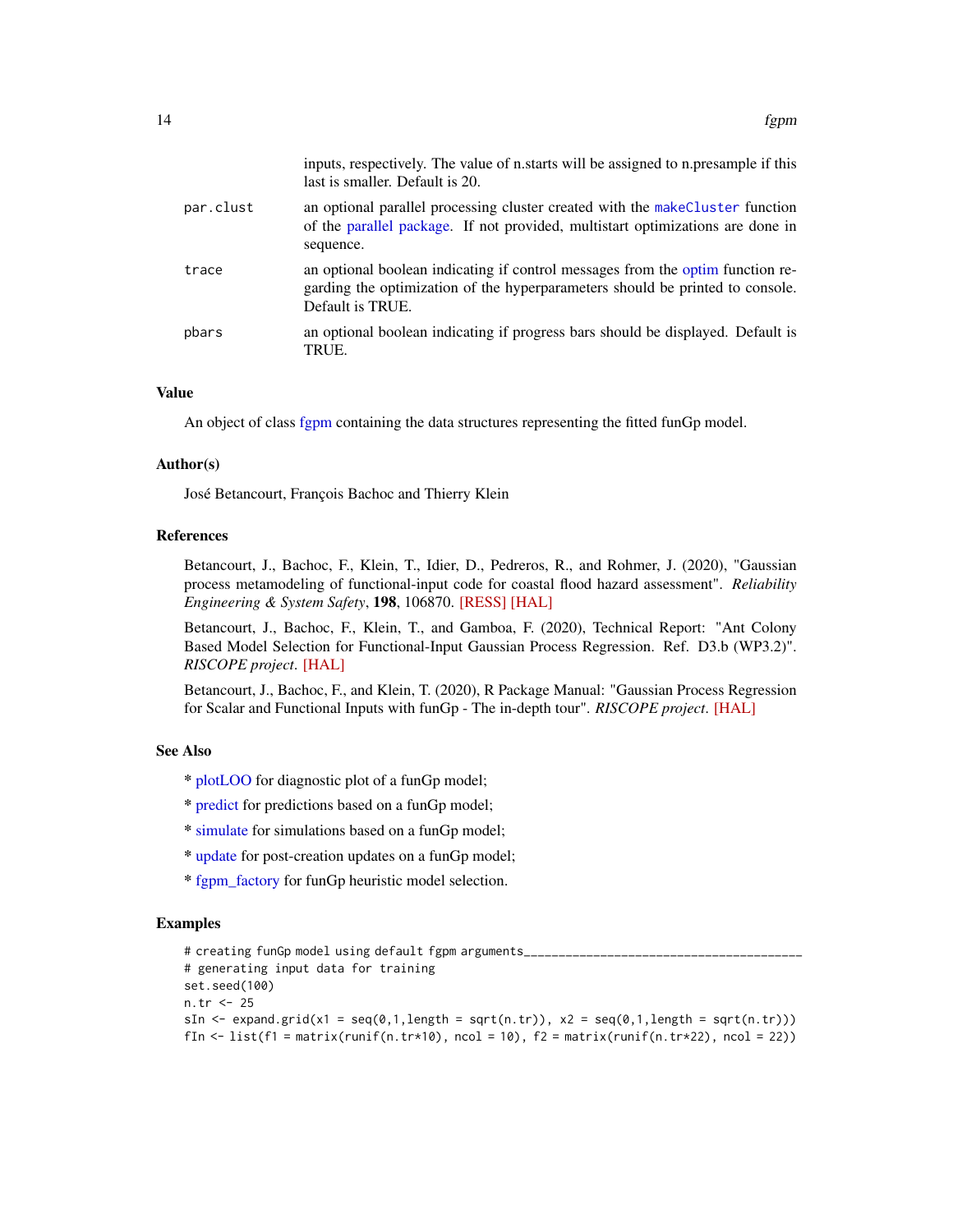|  |  |
|---|---|
|  | inputs, respectively. The value of n.starts will be assigned to n.presample if this last is smaller. Default is 20. |
| par.clust | an optional parallel processing cluster created with the makeCluster function of the parallel package. If not provided, multistart optimizations are done in sequence. |
| trace | an optional boolean indicating if control messages from the optim function regarding the optimization of the hyperparameters should be printed to console. Default is TRUE. |
| pbars | an optional boolean indicating if progress bars should be displayed. Default is TRUE. |

## Value

An object of class fgpm containing the data structures representing the fitted funGp model.

## Author(s)

José Betancourt, François Bachoc and Thierry Klein

## References

Betancourt, J., Bachoc, F., Klein, T., Idier, D., Pedreros, R., and Rohmer, J. (2020), "Gaussian process metamodeling of functional-input code for coastal flood hazard assessment". *Reliability Engineering & System Safety*, **198**, 106870. [RESS] [HAL]

Betancourt, J., Bachoc, F., Klein, T., and Gamboa, F. (2020), Technical Report: "Ant Colony Based Model Selection for Functional-Input Gaussian Process Regression. Ref. D3.b (WP3.2)". *RISCOPE project*. [HAL]

Betancourt, J., Bachoc, F., and Klein, T. (2020), R Package Manual: "Gaussian Process Regression for Scalar and Functional Inputs with funGp - The in-depth tour". *RISCOPE project*. [HAL]

## See Also

* plotLOO for diagnostic plot of a funGp model;

* predict for predictions based on a funGp model;

* simulate for simulations based on a funGp model;

* update for post-creation updates on a funGp model;

* fgpm_factory for funGp heuristic model selection.

## Examples

```
# creating funGp model using default fgpm arguments________________________________________
# generating input data for training
set.seed(100)
n.tr <- 25
sIn <- expand.grid(x1 = seq(0,1,length = sqrt(n.tr)), x2 = seq(0,1,length = sqrt(n.tr)))
fIn <- list(f1 = matrix(runif(n.tr*10), ncol = 10), f2 = matrix(runif(n.tr*22), ncol = 22))
```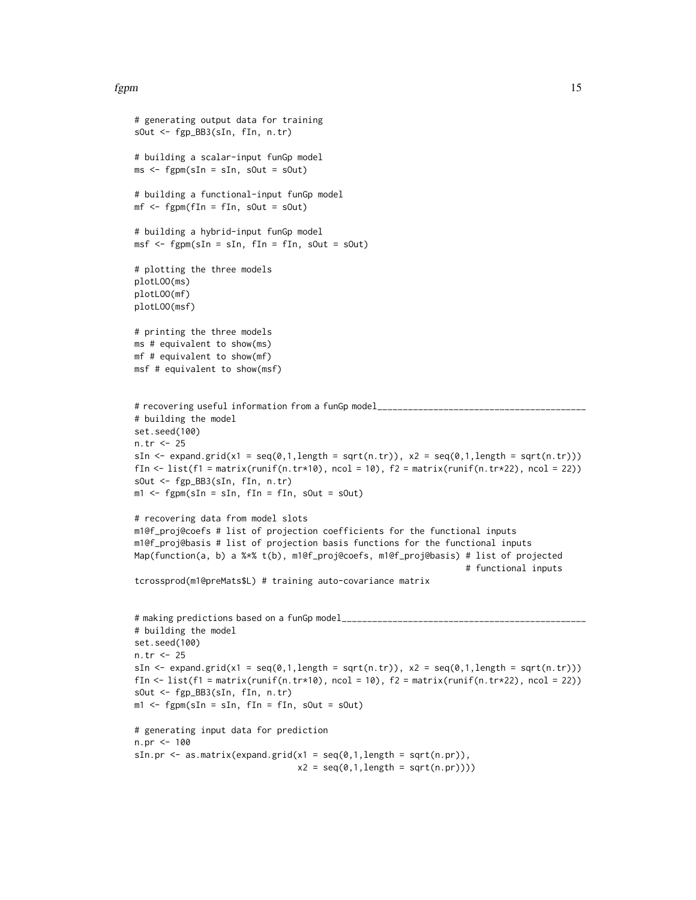```
# generating output data for training
sOut <- fgp_BB3(sIn, fIn, n.tr)

# building a scalar-input funGp model
ms <- fgpm(sIn = sIn, sOut = sOut)

# building a functional-input funGp model
mf <- fgpm(fIn = fIn, sOut = sOut)

# building a hybrid-input funGp model
msf <- fgpm(sIn = sIn, fIn = fIn, sOut = sOut)

# plotting the three models
plotLOO(ms)
plotLOO(mf)
plotLOO(msf)

# printing the three models
ms # equivalent to show(ms)
mf # equivalent to show(mf)
msf # equivalent to show(msf)


# recovering useful information from a funGp model_________________________________________
# building the model
set.seed(100)
n.tr <- 25
sIn <- expand.grid(x1 = seq(0,1,length = sqrt(n.tr)), x2 = seq(0,1,length = sqrt(n.tr)))
fIn <- list(f1 = matrix(runif(n.tr*10), ncol = 10), f2 = matrix(runif(n.tr*22), ncol = 22))
sOut <- fgp_BB3(sIn, fIn, n.tr)
m1 <- fgpm(sIn = sIn, fIn = fIn, sOut = sOut)

# recovering data from model slots
m1@f_proj@coefs # list of projection coefficients for the functional inputs
m1@f_proj@basis # list of projection basis functions for the functional inputs
Map(function(a, b) a %*% t(b), m1@f_proj@coefs, m1@f_proj@basis) # list of projected
                                                                  # functional inputs
tcrossprod(m1@preMats$L) # training auto-covariance matrix


# making predictions based on a funGp model_______________________________________________
# building the model
set.seed(100)
n.tr <- 25
sIn <- expand.grid(x1 = seq(0,1,length = sqrt(n.tr)), x2 = seq(0,1,length = sqrt(n.tr)))
fIn <- list(f1 = matrix(runif(n.tr*10), ncol = 10), f2 = matrix(runif(n.tr*22), ncol = 22))
sOut <- fgp_BB3(sIn, fIn, n.tr)
m1 <- fgpm(sIn = sIn, fIn = fIn, sOut = sOut)

# generating input data for prediction
n.pr <- 100
sIn.pr <- as.matrix(expand.grid(x1 = seq(0,1,length = sqrt(n.pr)),
                                x2 = seq(0,1,length = sqrt(n.pr))))
```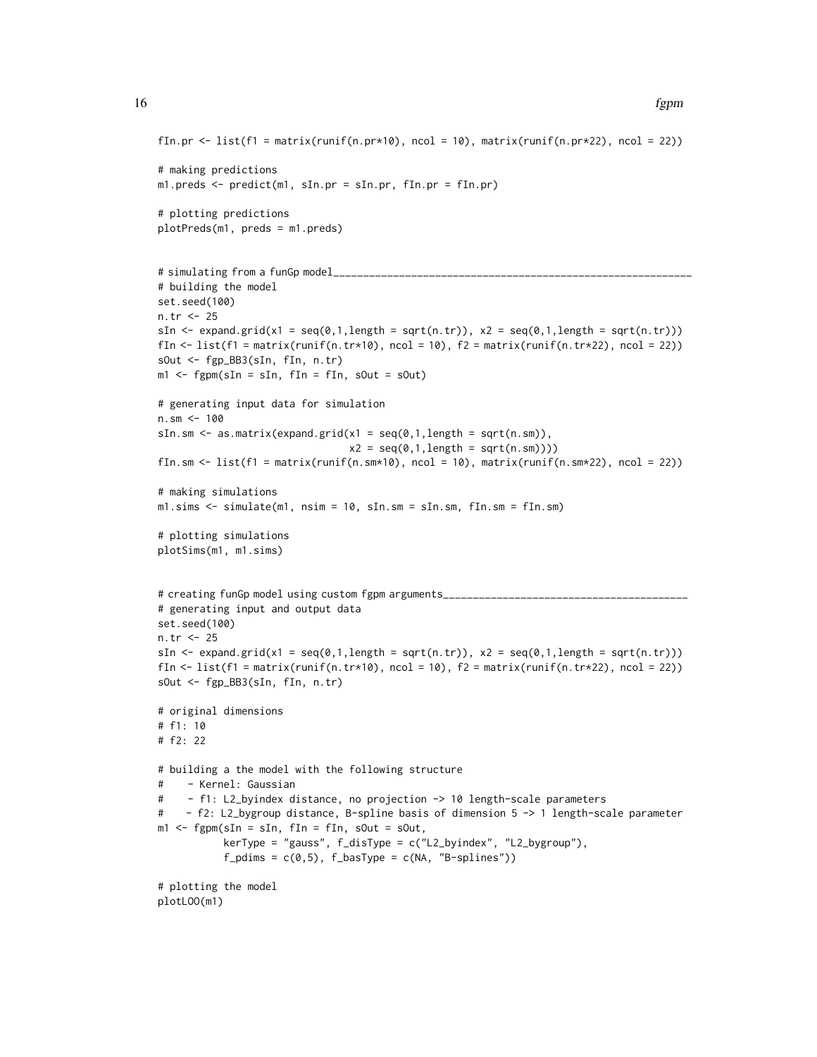```
fIn.pr <- list(f1 = matrix(runif(n.pr*10), ncol = 10), matrix(runif(n.pr*22), ncol = 22))

# making predictions
m1.preds <- predict(m1, sIn.pr = sIn.pr, fIn.pr = fIn.pr)

# plotting predictions
plotPreds(m1, preds = m1.preds)


# simulating from a funGp model_______________________________________________________________
# building the model
set.seed(100)
n.tr <- 25
sIn <- expand.grid(x1 = seq(0,1,length = sqrt(n.tr)), x2 = seq(0,1,length = sqrt(n.tr)))
fIn <- list(f1 = matrix(runif(n.tr*10), ncol = 10), f2 = matrix(runif(n.tr*22), ncol = 22))
sOut <- fgp_BB3(sIn, fIn, n.tr)
m1 <- fgpm(sIn = sIn, fIn = fIn, sOut = sOut)

# generating input data for simulation
n.sm <- 100
sIn.sm <- as.matrix(expand.grid(x1 = seq(0,1,length = sqrt(n.sm)),
                                x2 = seq(0,1,length = sqrt(n.sm))))
fIn.sm <- list(f1 = matrix(runif(n.sm*10), ncol = 10), matrix(runif(n.sm*22), ncol = 22))

# making simulations
m1.sims <- simulate(m1, nsim = 10, sIn.sm = sIn.sm, fIn.sm = fIn.sm)

# plotting simulations
plotSims(m1, m1.sims)


# creating funGp model using custom fgpm arguments_________________________________________
# generating input and output data
set.seed(100)
n.tr <- 25
sIn <- expand.grid(x1 = seq(0,1,length = sqrt(n.tr)), x2 = seq(0,1,length = sqrt(n.tr)))
fIn <- list(f1 = matrix(runif(n.tr*10), ncol = 10), f2 = matrix(runif(n.tr*22), ncol = 22))
sOut <- fgp_BB3(sIn, fIn, n.tr)

# original dimensions
# f1: 10
# f2: 22

# building a the model with the following structure
#    - Kernel: Gaussian
#    - f1: L2_byindex distance, no projection -> 10 length-scale parameters
#    - f2: L2_bygroup distance, B-spline basis of dimension 5 -> 1 length-scale parameter
m1 <- fgpm(sIn = sIn, fIn = fIn, sOut = sOut,
           kerType = "gauss", f_disType = c("L2_byindex", "L2_bygroup"),
           f_pdims = c(0,5), f_basType = c(NA, "B-splines"))

# plotting the model
plotLOO(m1)
```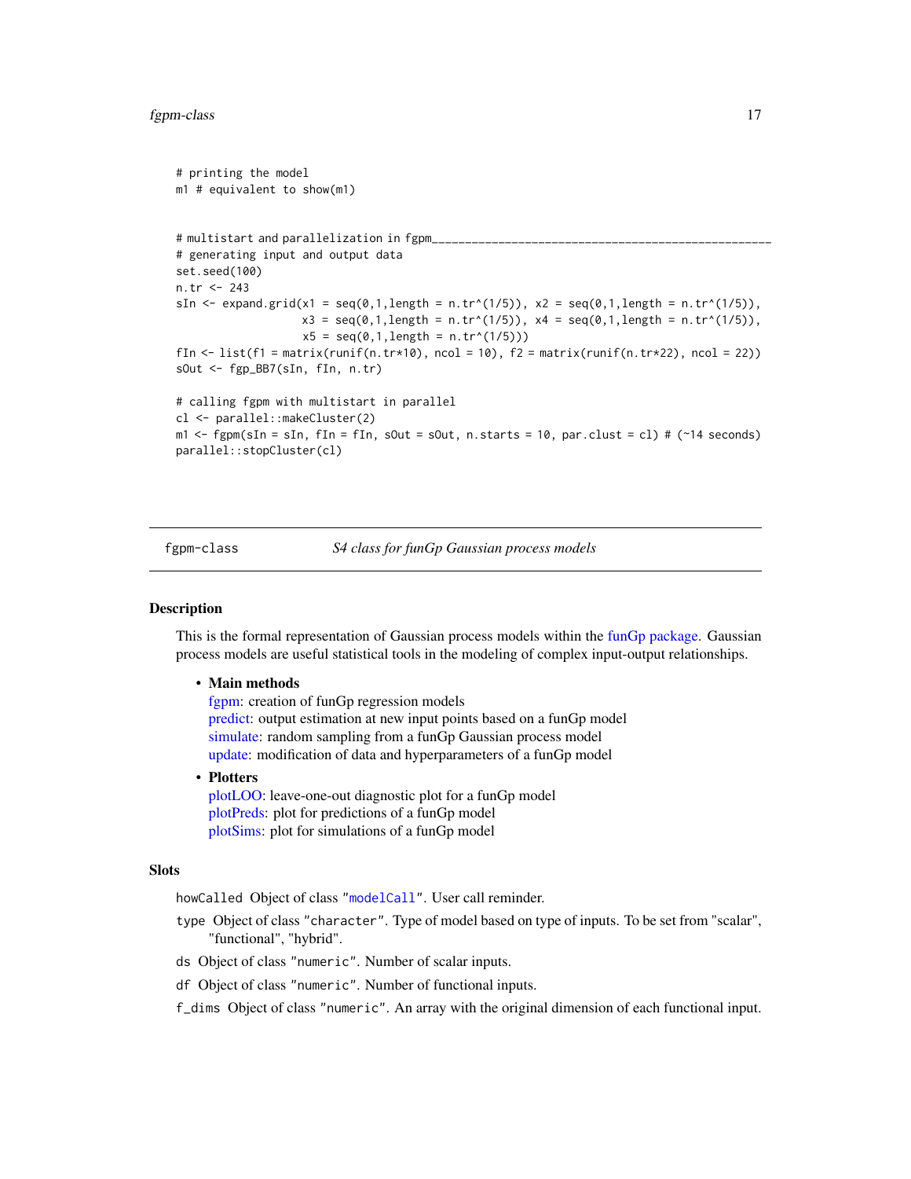```
# printing the model
m1 # equivalent to show(m1)


# multistart and parallelization in fgpm___________________________________________________
# generating input and output data
set.seed(100)
n.tr <- 243
sIn <- expand.grid(x1 = seq(0,1,length = n.tr^(1/5)), x2 = seq(0,1,length = n.tr^(1/5)),
                   x3 = seq(0,1,length = n.tr^(1/5)), x4 = seq(0,1,length = n.tr^(1/5)),
                   x5 = seq(0,1,length = n.tr^(1/5)))
fIn <- list(f1 = matrix(runif(n.tr*10), ncol = 10), f2 = matrix(runif(n.tr*22), ncol = 22))
sOut <- fgp_BB7(sIn, fIn, n.tr)

# calling fgpm with multistart in parallel
cl <- parallel::makeCluster(2)
m1 <- fgpm(sIn = sIn, fIn = fIn, sOut = sOut, n.starts = 10, par.clust = cl) # (~14 seconds)
parallel::stopCluster(cl)
```

---

## fgpm-class — *S4 class for funGp Gaussian process models*

### Description

This is the formal representation of Gaussian process models within the funGp package. Gaussian process models are useful statistical tools in the modeling of complex input-output relationships.

- **Main methods**
  fgpm: creation of funGp regression models
  predict: output estimation at new input points based on a funGp model
  simulate: random sampling from a funGp Gaussian process model
  update: modification of data and hyperparameters of a funGp model
- **Plotters**
  plotLOO: leave-one-out diagnostic plot for a funGp model
  plotPreds: plot for predictions of a funGp model
  plotSims: plot for simulations of a funGp model

### Slots

`howCalled` Object of class `"modelCall"`. User call reminder.

`type` Object of class `"character"`. Type of model based on type of inputs. To be set from "scalar", "functional", "hybrid".

`ds` Object of class `"numeric"`. Number of scalar inputs.

`df` Object of class `"numeric"`. Number of functional inputs.

`f_dims` Object of class `"numeric"`. An array with the original dimension of each functional input.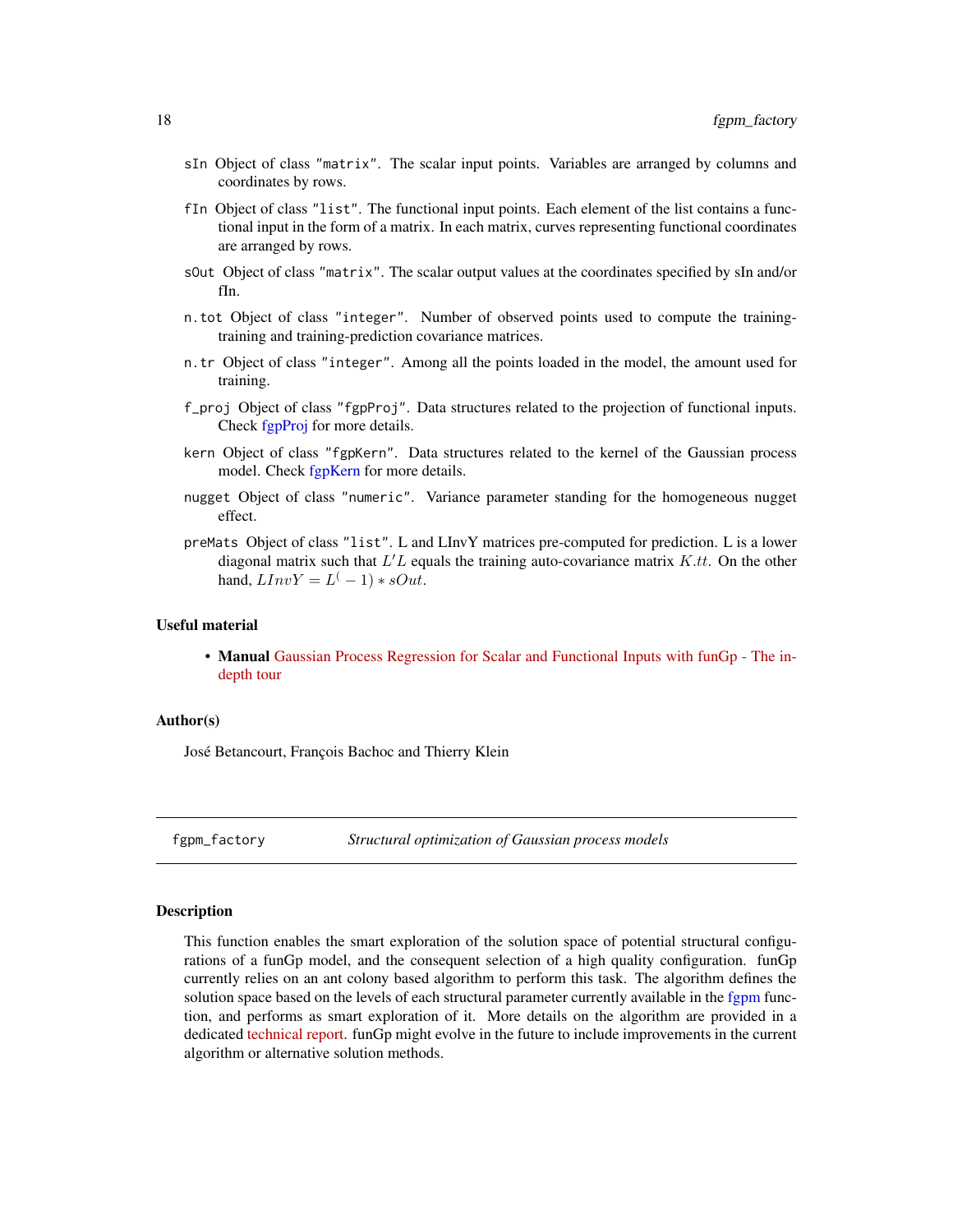`sIn` Object of class `"matrix"`. The scalar input points. Variables are arranged by columns and coordinates by rows.

`fIn` Object of class `"list"`. The functional input points. Each element of the list contains a functional input in the form of a matrix. In each matrix, curves representing functional coordinates are arranged by rows.

`sOut` Object of class `"matrix"`. The scalar output values at the coordinates specified by sIn and/or fIn.

`n.tot` Object of class `"integer"`. Number of observed points used to compute the training-training and training-prediction covariance matrices.

`n.tr` Object of class `"integer"`. Among all the points loaded in the model, the amount used for training.

`f_proj` Object of class `"fgpProj"`. Data structures related to the projection of functional inputs. Check fgpProj for more details.

`kern` Object of class `"fgpKern"`. Data structures related to the kernel of the Gaussian process model. Check fgpKern for more details.

`nugget` Object of class `"numeric"`. Variance parameter standing for the homogeneous nugget effect.

`preMats` Object of class `"list"`. L and LInvY matrices pre-computed for prediction. L is a lower diagonal matrix such that $L'L$ equals the training auto-covariance matrix $K.tt$. On the other hand, $LInvY = L^(-1) * sOut$.

### Useful material

- **Manual** Gaussian Process Regression for Scalar and Functional Inputs with funGp - The in-depth tour

### Author(s)

José Betancourt, François Bachoc and Thierry Klein

---

## fgpm_factory — *Structural optimization of Gaussian process models*

### Description

This function enables the smart exploration of the solution space of potential structural configurations of a funGp model, and the consequent selection of a high quality configuration. funGp currently relies on an ant colony based algorithm to perform this task. The algorithm defines the solution space based on the levels of each structural parameter currently available in the fgpm function, and performs as smart exploration of it. More details on the algorithm are provided in a dedicated technical report. funGp might evolve in the future to include improvements in the current algorithm or alternative solution methods.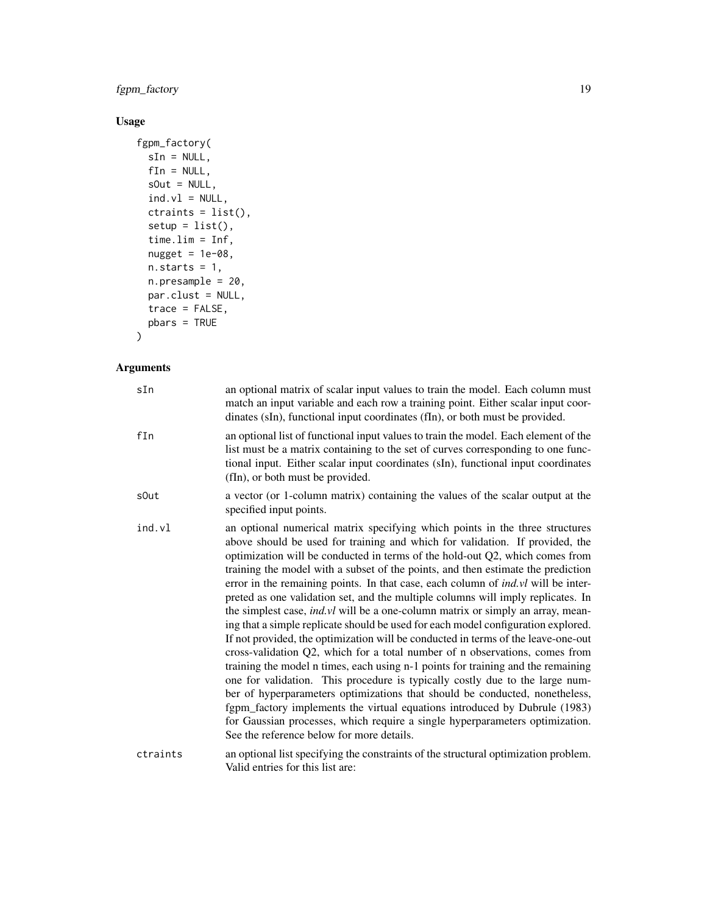## Usage

```
fgpm_factory(
  sIn = NULL,
  fIn = NULL,
  sOut = NULL,
  ind.vl = NULL,
  ctraints = list(),
  setup = list(),
  time.lim = Inf,
  nugget = 1e-08,
  n.starts = 1,
  n.presample = 20,
  par.clust = NULL,
  trace = FALSE,
  pbars = TRUE
)
```

## Arguments

| | |
|---|---|
| sIn | an optional matrix of scalar input values to train the model. Each column must match an input variable and each row a training point. Either scalar input coordinates (sIn), functional input coordinates (fIn), or both must be provided. |
| fIn | an optional list of functional input values to train the model. Each element of the list must be a matrix containing to the set of curves corresponding to one functional input. Either scalar input coordinates (sIn), functional input coordinates (fIn), or both must be provided. |
| sOut | a vector (or 1-column matrix) containing the values of the scalar output at the specified input points. |
| ind.vl | an optional numerical matrix specifying which points in the three structures above should be used for training and which for validation. If provided, the optimization will be conducted in terms of the hold-out Q2, which comes from training the model with a subset of the points, and then estimate the prediction error in the remaining points. In that case, each column of *ind.vl* will be interpreted as one validation set, and the multiple columns will imply replicates. In the simplest case, *ind.vl* will be a one-column matrix or simply an array, meaning that a simple replicate should be used for each model configuration explored. If not provided, the optimization will be conducted in terms of the leave-one-out cross-validation Q2, which for a total number of n observations, comes from training the model n times, each using n-1 points for training and the remaining one for validation. This procedure is typically costly due to the large number of hyperparameters optimizations that should be conducted, nonetheless, fgpm_factory implements the virtual equations introduced by Dubrule (1983) for Gaussian processes, which require a single hyperparameters optimization. See the reference below for more details. |
| ctraints | an optional list specifying the constraints of the structural optimization problem. Valid entries for this list are: |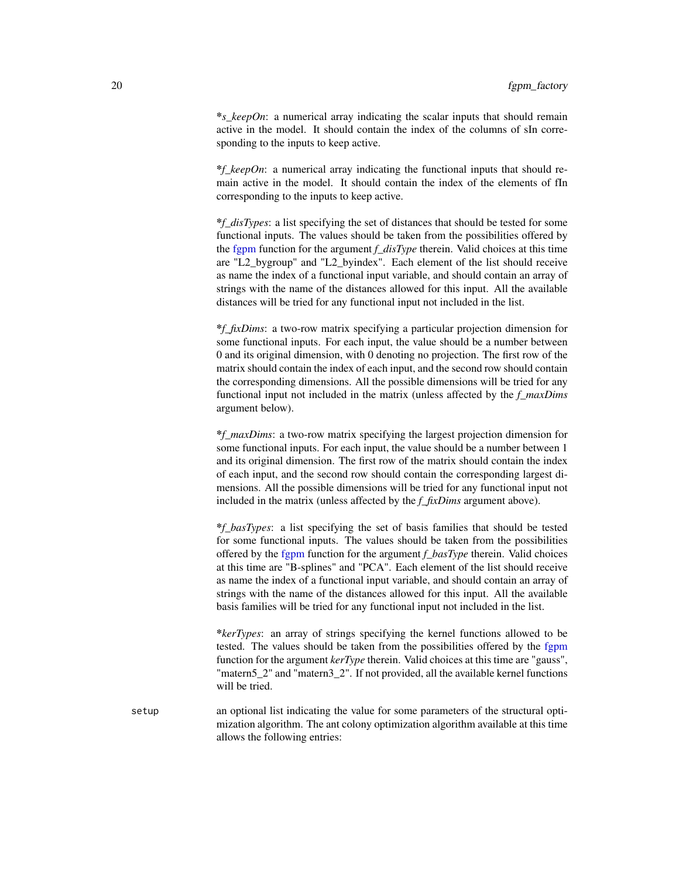**\*s_keepOn*: a numerical array indicating the scalar inputs that should remain active in the model. It should contain the index of the columns of sIn corresponding to the inputs to keep active.

**\*f_keepOn*: a numerical array indicating the functional inputs that should remain active in the model. It should contain the index of the elements of fIn corresponding to the inputs to keep active.

**\*f_disTypes*: a list specifying the set of distances that should be tested for some functional inputs. The values should be taken from the possibilities offered by the fgpm function for the argument *f_disType* therein. Valid choices at this time are "L2_bygroup" and "L2_byindex". Each element of the list should receive as name the index of a functional input variable, and should contain an array of strings with the name of the distances allowed for this input. All the available distances will be tried for any functional input not included in the list.

**\*f_fixDims*: a two-row matrix specifying a particular projection dimension for some functional inputs. For each input, the value should be a number between 0 and its original dimension, with 0 denoting no projection. The first row of the matrix should contain the index of each input, and the second row should contain the corresponding dimensions. All the possible dimensions will be tried for any functional input not included in the matrix (unless affected by the *f_maxDims* argument below).

**\*f_maxDims*: a two-row matrix specifying the largest projection dimension for some functional inputs. For each input, the value should be a number between 1 and its original dimension. The first row of the matrix should contain the index of each input, and the second row should contain the corresponding largest dimensions. All the possible dimensions will be tried for any functional input not included in the matrix (unless affected by the *f_fixDims* argument above).

**\*f_basTypes*: a list specifying the set of basis families that should be tested for some functional inputs. The values should be taken from the possibilities offered by the fgpm function for the argument *f_basType* therein. Valid choices at this time are "B-splines" and "PCA". Each element of the list should receive as name the index of a functional input variable, and should contain an array of strings with the name of the distances allowed for this input. All the available basis families will be tried for any functional input not included in the list.

**\*kerTypes*: an array of strings specifying the kernel functions allowed to be tested. The values should be taken from the possibilities offered by the fgpm function for the argument *kerType* therein. Valid choices at this time are "gauss", "matern5_2" and "matern3_2". If not provided, all the available kernel functions will be tried.

setup
: an optional list indicating the value for some parameters of the structural optimization algorithm. The ant colony optimization algorithm available at this time allows the following entries: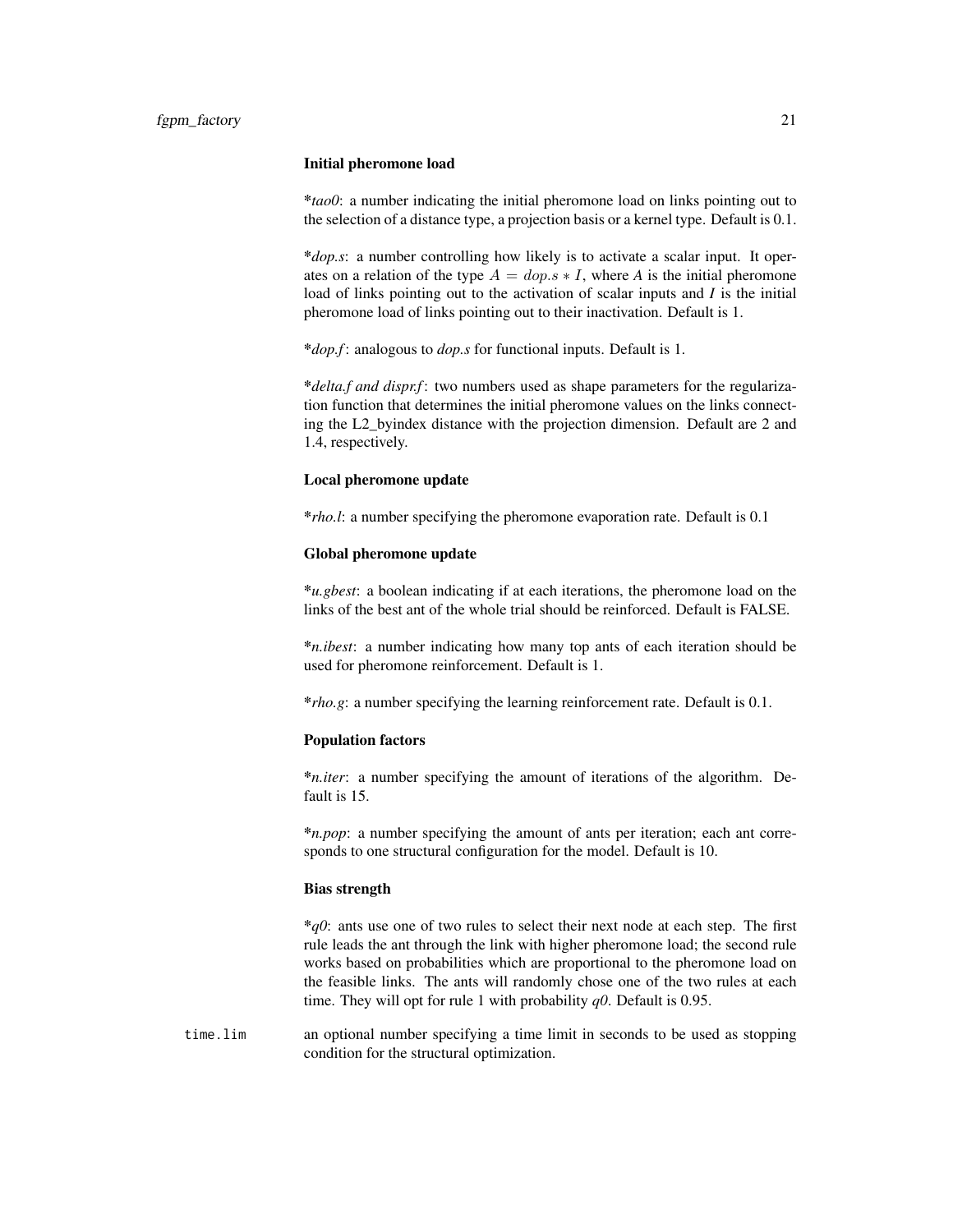**Initial pheromone load**

**\****tao0*: a number indicating the initial pheromone load on links pointing out to the selection of a distance type, a projection basis or a kernel type. Default is 0.1.

**\****dop.s*: a number controlling how likely is to activate a scalar input. It operates on a relation of the type $A = dop.s * I$, where $A$ is the initial pheromone load of links pointing out to the activation of scalar inputs and $I$ is the initial pheromone load of links pointing out to their inactivation. Default is 1.

**\****dop.f*: analogous to *dop.s* for functional inputs. Default is 1.

**\****delta.f and dispr.f*: two numbers used as shape parameters for the regularization function that determines the initial pheromone values on the links connecting the L2_byindex distance with the projection dimension. Default are 2 and 1.4, respectively.

**Local pheromone update**

**\****rho.l*: a number specifying the pheromone evaporation rate. Default is 0.1

**Global pheromone update**

**\****u.gbest*: a boolean indicating if at each iterations, the pheromone load on the links of the best ant of the whole trial should be reinforced. Default is FALSE.

**\****n.ibest*: a number indicating how many top ants of each iteration should be used for pheromone reinforcement. Default is 1.

**\****rho.g*: a number specifying the learning reinforcement rate. Default is 0.1.

**Population factors**

**\****n.iter*: a number specifying the amount of iterations of the algorithm. Default is 15.

**\****n.pop*: a number specifying the amount of ants per iteration; each ant corresponds to one structural configuration for the model. Default is 10.

**Bias strength**

**\****q0*: ants use one of two rules to select their next node at each step. The first rule leads the ant through the link with higher pheromone load; the second rule works based on probabilities which are proportional to the pheromone load on the feasible links. The ants will randomly chose one of the two rules at each time. They will opt for rule 1 with probability *q0*. Default is 0.95.

`time.lim` an optional number specifying a time limit in seconds to be used as stopping condition for the structural optimization.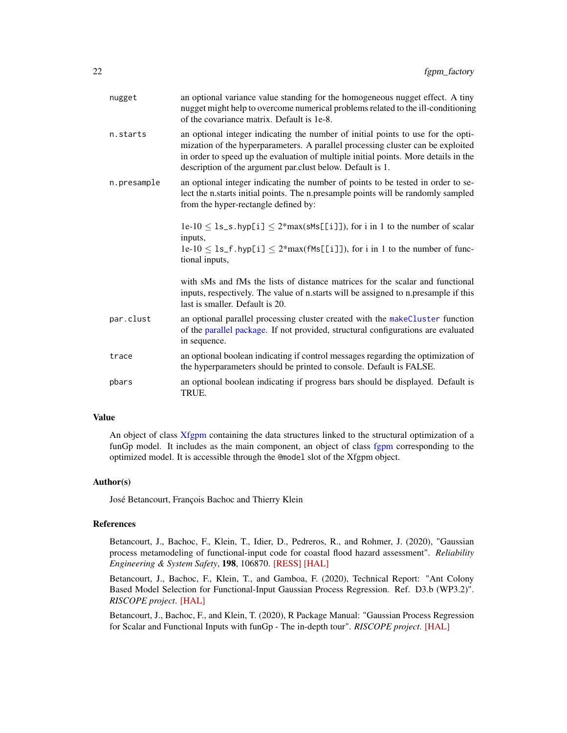| | |
|---|---|
| nugget | an optional variance value standing for the homogeneous nugget effect. A tiny nugget might help to overcome numerical problems related to the ill-conditioning of the covariance matrix. Default is 1e-8. |
| n.starts | an optional integer indicating the number of initial points to use for the optimization of the hyperparameters. A parallel processing cluster can be exploited in order to speed up the evaluation of multiple initial points. More details in the description of the argument par.clust below. Default is 1. |
| n.presample | an optional integer indicating the number of points to be tested in order to select the n.starts initial points. The n.presample points will be randomly sampled from the hyper-rectangle defined by:<br><br>1e-10 ≤ `ls_s.hyp[i]` ≤ 2*max(sMs[[i]]), for i in 1 to the number of scalar inputs,<br>1e-10 ≤ `ls_f.hyp[i]` ≤ 2*max(fMs[[i]]), for i in 1 to the number of functional inputs,<br><br>with sMs and fMs the lists of distance matrices for the scalar and functional inputs, respectively. The value of n.starts will be assigned to n.presample if this last is smaller. Default is 20. |
| par.clust | an optional parallel processing cluster created with the `makeCluster` function of the parallel package. If not provided, structural configurations are evaluated in sequence. |
| trace | an optional boolean indicating if control messages regarding the optimization of the hyperparameters should be printed to console. Default is FALSE. |
| pbars | an optional boolean indicating if progress bars should be displayed. Default is TRUE. |

## Value

An object of class Xfgpm containing the data structures linked to the structural optimization of a funGp model. It includes as the main component, an object of class fgpm corresponding to the optimized model. It is accessible through the `@model` slot of the Xfgpm object.

## Author(s)

José Betancourt, François Bachoc and Thierry Klein

## References

Betancourt, J., Bachoc, F., Klein, T., Idier, D., Pedreros, R., and Rohmer, J. (2020), "Gaussian process metamodeling of functional-input code for coastal flood hazard assessment". *Reliability Engineering & System Safety*, **198**, 106870. [RESS] [HAL]

Betancourt, J., Bachoc, F., Klein, T., and Gamboa, F. (2020), Technical Report: "Ant Colony Based Model Selection for Functional-Input Gaussian Process Regression. Ref. D3.b (WP3.2)". *RISCOPE project*. [HAL]

Betancourt, J., Bachoc, F., and Klein, T. (2020), R Package Manual: "Gaussian Process Regression for Scalar and Functional Inputs with funGp - The in-depth tour". *RISCOPE project*. [HAL]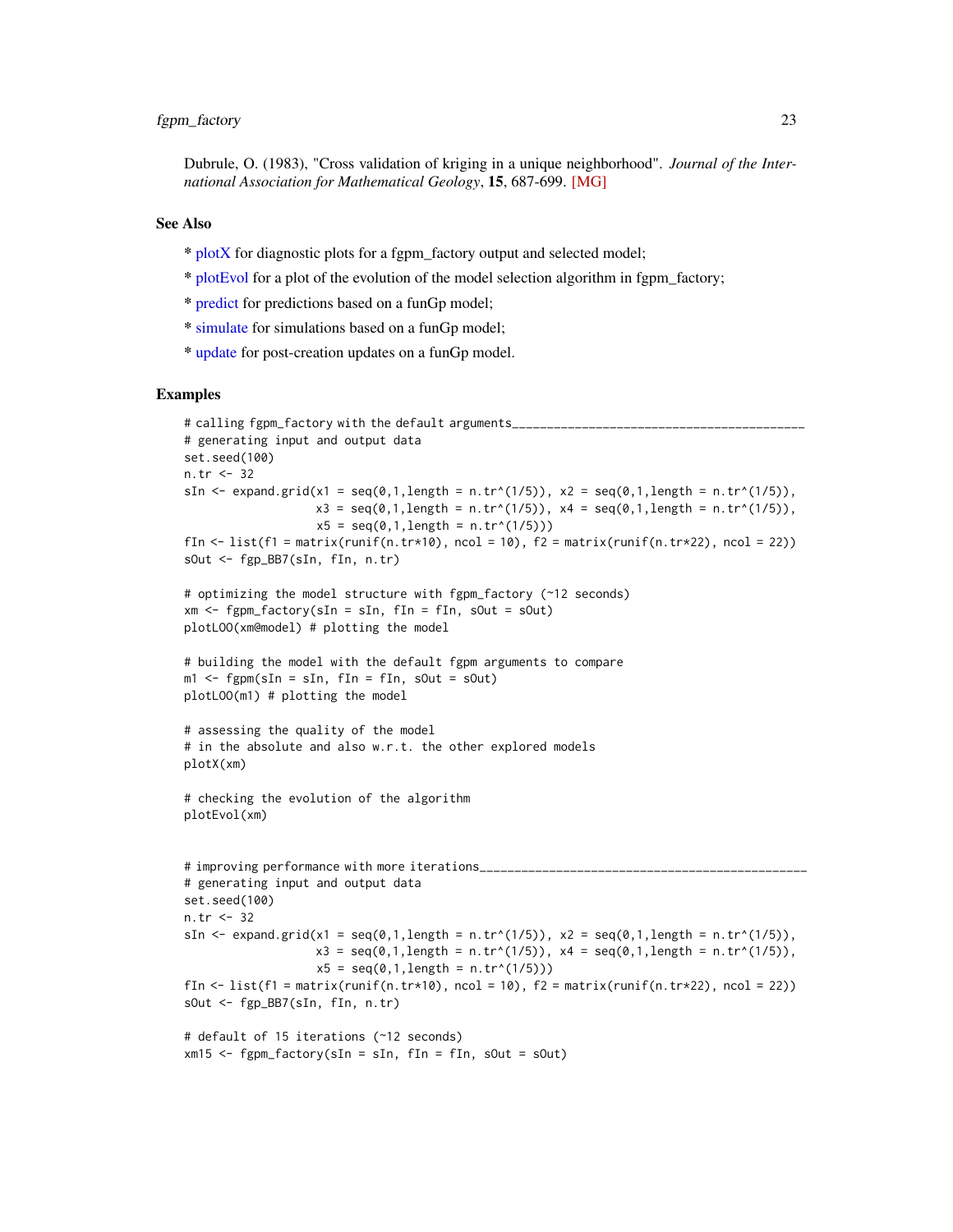Dubrule, O. (1983), "Cross validation of kriging in a unique neighborhood". *Journal of the International Association for Mathematical Geology*, **15**, 687-699. [MG]

## See Also

* plotX for diagnostic plots for a fgpm_factory output and selected model;
* plotEvol for a plot of the evolution of the model selection algorithm in fgpm_factory;
* predict for predictions based on a funGp model;
* simulate for simulations based on a funGp model;
* update for post-creation updates on a funGp model.

## Examples

```
# calling fgpm_factory with the default arguments__________________________________________
# generating input and output data
set.seed(100)
n.tr <- 32
sIn <- expand.grid(x1 = seq(0,1,length = n.tr^(1/5)), x2 = seq(0,1,length = n.tr^(1/5)),
                   x3 = seq(0,1,length = n.tr^(1/5)), x4 = seq(0,1,length = n.tr^(1/5)),
                   x5 = seq(0,1,length = n.tr^(1/5)))
fIn <- list(f1 = matrix(runif(n.tr*10), ncol = 10), f2 = matrix(runif(n.tr*22), ncol = 22))
sOut <- fgp_BB7(sIn, fIn, n.tr)

# optimizing the model structure with fgpm_factory (~12 seconds)
xm <- fgpm_factory(sIn = sIn, fIn = fIn, sOut = sOut)
plotLOO(xm@model) # plotting the model

# building the model with the default fgpm arguments to compare
m1 <- fgpm(sIn = sIn, fIn = fIn, sOut = sOut)
plotLOO(m1) # plotting the model

# assessing the quality of the model
# in the absolute and also w.r.t. the other explored models
plotX(xm)

# checking the evolution of the algorithm
plotEvol(xm)


# improving performance with more iterations_______________________________________________
# generating input and output data
set.seed(100)
n.tr <- 32
sIn <- expand.grid(x1 = seq(0,1,length = n.tr^(1/5)), x2 = seq(0,1,length = n.tr^(1/5)),
                   x3 = seq(0,1,length = n.tr^(1/5)), x4 = seq(0,1,length = n.tr^(1/5)),
                   x5 = seq(0,1,length = n.tr^(1/5)))
fIn <- list(f1 = matrix(runif(n.tr*10), ncol = 10), f2 = matrix(runif(n.tr*22), ncol = 22))
sOut <- fgp_BB7(sIn, fIn, n.tr)

# default of 15 iterations (~12 seconds)
xm15 <- fgpm_factory(sIn = sIn, fIn = fIn, sOut = sOut)
```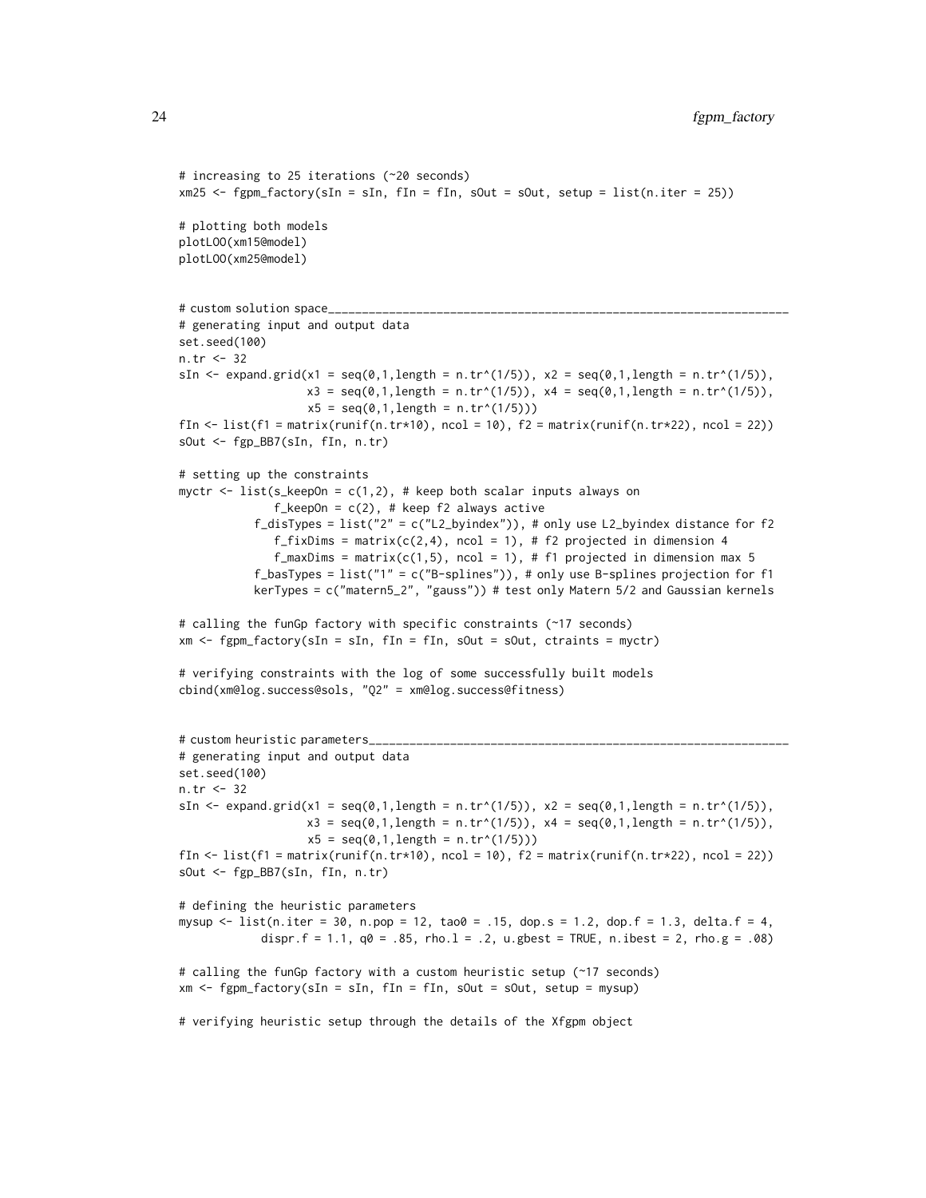```
# increasing to 25 iterations (~20 seconds)
xm25 <- fgpm_factory(sIn = sIn, fIn = fIn, sOut = sOut, setup = list(n.iter = 25))

# plotting both models
plotLOO(xm15@model)
plotLOO(xm25@model)


# custom solution space_______________________________________________________________________
# generating input and output data
set.seed(100)
n.tr <- 32
sIn <- expand.grid(x1 = seq(0,1,length = n.tr^(1/5)), x2 = seq(0,1,length = n.tr^(1/5)),
                   x3 = seq(0,1,length = n.tr^(1/5)), x4 = seq(0,1,length = n.tr^(1/5)),
                   x5 = seq(0,1,length = n.tr^(1/5)))
fIn <- list(f1 = matrix(runif(n.tr*10), ncol = 10), f2 = matrix(runif(n.tr*22), ncol = 22))
sOut <- fgp_BB7(sIn, fIn, n.tr)

# setting up the constraints
myctr <- list(s_keepOn = c(1,2), # keep both scalar inputs always on
              f_keepOn = c(2), # keep f2 always active
            f_disTypes = list("2" = c("L2_byindex")), # only use L2_byindex distance for f2
              f_fixDims = matrix(c(2,4), ncol = 1), # f2 projected in dimension 4
              f_maxDims = matrix(c(1,5), ncol = 1), # f1 projected in dimension max 5
            f_basTypes = list("1" = c("B-splines")), # only use B-splines projection for f1
            kerTypes = c("matern5_2", "gauss")) # test only Matern 5/2 and Gaussian kernels

# calling the funGp factory with specific constraints (~17 seconds)
xm <- fgpm_factory(sIn = sIn, fIn = fIn, sOut = sOut, ctraints = myctr)

# verifying constraints with the log of some successfully built models
cbind(xm@log.success@sols, "Q2" = xm@log.success@fitness)


# custom heuristic parameters_________________________________________________________________
# generating input and output data
set.seed(100)
n.tr <- 32
sIn <- expand.grid(x1 = seq(0,1,length = n.tr^(1/5)), x2 = seq(0,1,length = n.tr^(1/5)),
                   x3 = seq(0,1,length = n.tr^(1/5)), x4 = seq(0,1,length = n.tr^(1/5)),
                   x5 = seq(0,1,length = n.tr^(1/5)))
fIn <- list(f1 = matrix(runif(n.tr*10), ncol = 10), f2 = matrix(runif(n.tr*22), ncol = 22))
sOut <- fgp_BB7(sIn, fIn, n.tr)

# defining the heuristic parameters
mysup <- list(n.iter = 30, n.pop = 12, tao0 = .15, dop.s = 1.2, dop.f = 1.3, delta.f = 4,
             dispr.f = 1.1, q0 = .85, rho.l = .2, u.gbest = TRUE, n.ibest = 2, rho.g = .08)

# calling the funGp factory with a custom heuristic setup (~17 seconds)
xm <- fgpm_factory(sIn = sIn, fIn = fIn, sOut = sOut, setup = mysup)

# verifying heuristic setup through the details of the Xfgpm object
```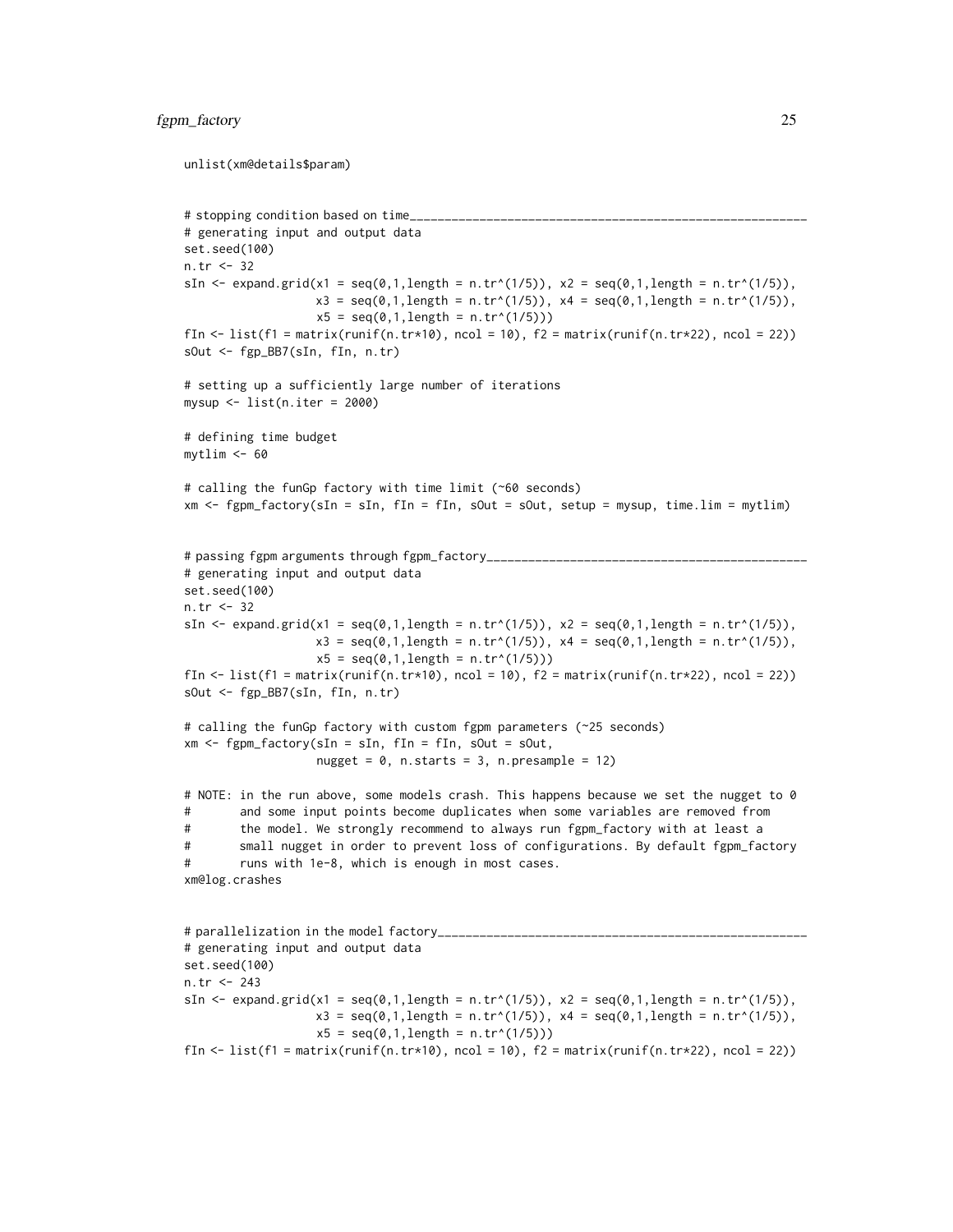```
unlist(xm@details$param)


# stopping condition based on time_________________________________________________________
# generating input and output data
set.seed(100)
n.tr <- 32
sIn <- expand.grid(x1 = seq(0,1,length = n.tr^(1/5)), x2 = seq(0,1,length = n.tr^(1/5)),
                   x3 = seq(0,1,length = n.tr^(1/5)), x4 = seq(0,1,length = n.tr^(1/5)),
                   x5 = seq(0,1,length = n.tr^(1/5)))
fIn <- list(f1 = matrix(runif(n.tr*10), ncol = 10), f2 = matrix(runif(n.tr*22), ncol = 22))
sOut <- fgp_BB7(sIn, fIn, n.tr)

# setting up a sufficiently large number of iterations
mysup <- list(n.iter = 2000)

# defining time budget
mytlim <- 60

# calling the funGp factory with time limit (~60 seconds)
xm <- fgpm_factory(sIn = sIn, fIn = fIn, sOut = sOut, setup = mysup, time.lim = mytlim)


# passing fgpm arguments through fgpm_factory______________________________________________
# generating input and output data
set.seed(100)
n.tr <- 32
sIn <- expand.grid(x1 = seq(0,1,length = n.tr^(1/5)), x2 = seq(0,1,length = n.tr^(1/5)),
                   x3 = seq(0,1,length = n.tr^(1/5)), x4 = seq(0,1,length = n.tr^(1/5)),
                   x5 = seq(0,1,length = n.tr^(1/5)))
fIn <- list(f1 = matrix(runif(n.tr*10), ncol = 10), f2 = matrix(runif(n.tr*22), ncol = 22))
sOut <- fgp_BB7(sIn, fIn, n.tr)

# calling the funGp factory with custom fgpm parameters (~25 seconds)
xm <- fgpm_factory(sIn = sIn, fIn = fIn, sOut = sOut,
                   nugget = 0, n.starts = 3, n.presample = 12)

# NOTE: in the run above, some models crash. This happens because we set the nugget to 0
#       and some input points become duplicates when some variables are removed from
#       the model. We strongly recommend to always run fgpm_factory with at least a
#       small nugget in order to prevent loss of configurations. By default fgpm_factory
#       runs with 1e-8, which is enough in most cases.
xm@log.crashes


# parallelization in the model factory_____________________________________________________
# generating input and output data
set.seed(100)
n.tr <- 243
sIn <- expand.grid(x1 = seq(0,1,length = n.tr^(1/5)), x2 = seq(0,1,length = n.tr^(1/5)),
                   x3 = seq(0,1,length = n.tr^(1/5)), x4 = seq(0,1,length = n.tr^(1/5)),
                   x5 = seq(0,1,length = n.tr^(1/5)))
fIn <- list(f1 = matrix(runif(n.tr*10), ncol = 10), f2 = matrix(runif(n.tr*22), ncol = 22))
```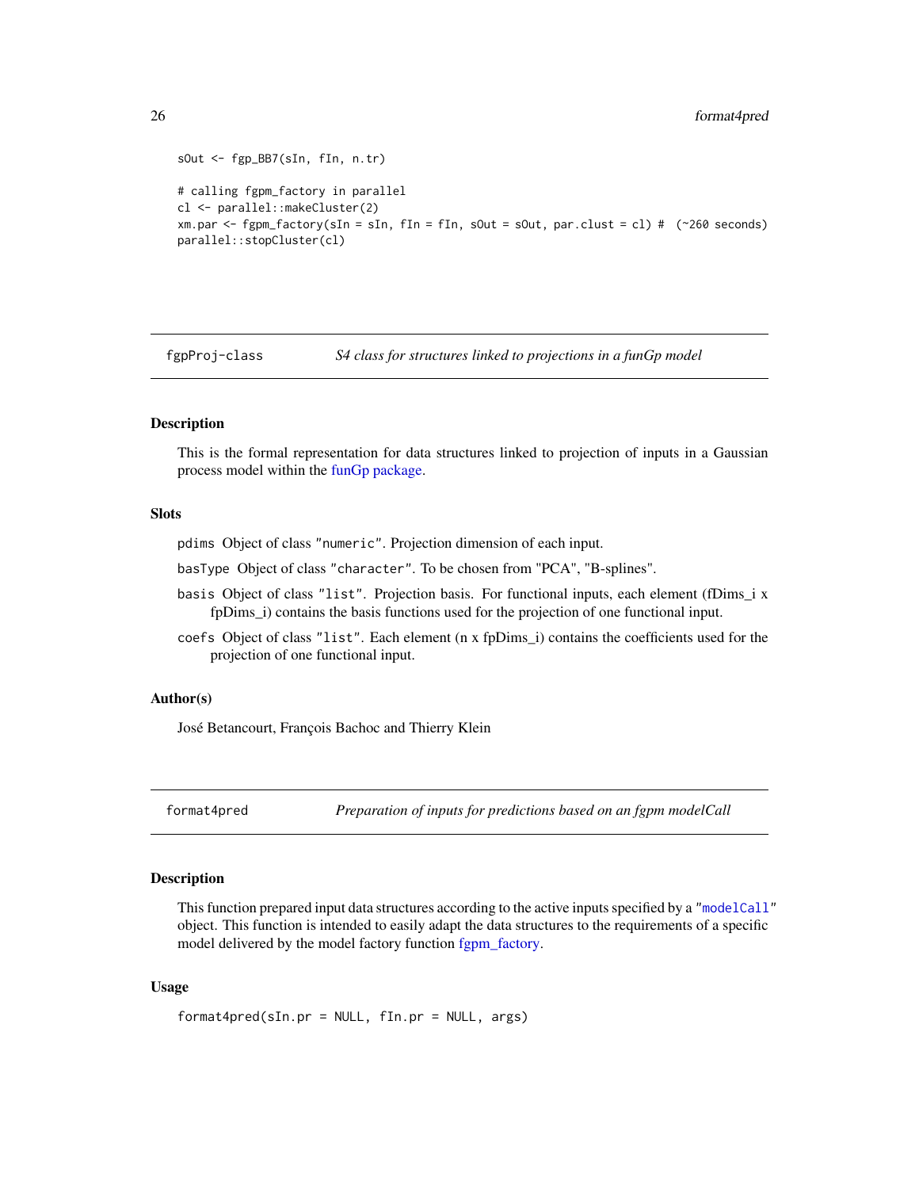```
sOut <- fgp_BB7(sIn, fIn, n.tr)

# calling fgpm_factory in parallel
cl <- parallel::makeCluster(2)
xm.par <- fgpm_factory(sIn = sIn, fIn = fIn, sOut = sOut, par.clust = cl) #  (~260 seconds)
parallel::stopCluster(cl)
```

## fgpProj-class — *S4 class for structures linked to projections in a funGp model*

### Description

This is the formal representation for data structures linked to projection of inputs in a Gaussian process model within the funGp package.

### Slots

`pdims` Object of class `"numeric"`. Projection dimension of each input.

`basType` Object of class `"character"`. To be chosen from "PCA", "B-splines".

`basis` Object of class `"list"`. Projection basis. For functional inputs, each element (fDims_i x fpDims_i) contains the basis functions used for the projection of one functional input.

`coefs` Object of class `"list"`. Each element (n x fpDims_i) contains the coefficients used for the projection of one functional input.

### Author(s)

José Betancourt, François Bachoc and Thierry Klein

## format4pred — *Preparation of inputs for predictions based on an fgpm modelCall*

### Description

This function prepared input data structures according to the active inputs specified by a "`modelCall`" object. This function is intended to easily adapt the data structures to the requirements of a specific model delivered by the model factory function fgpm_factory.

### Usage

```
format4pred(sIn.pr = NULL, fIn.pr = NULL, args)
```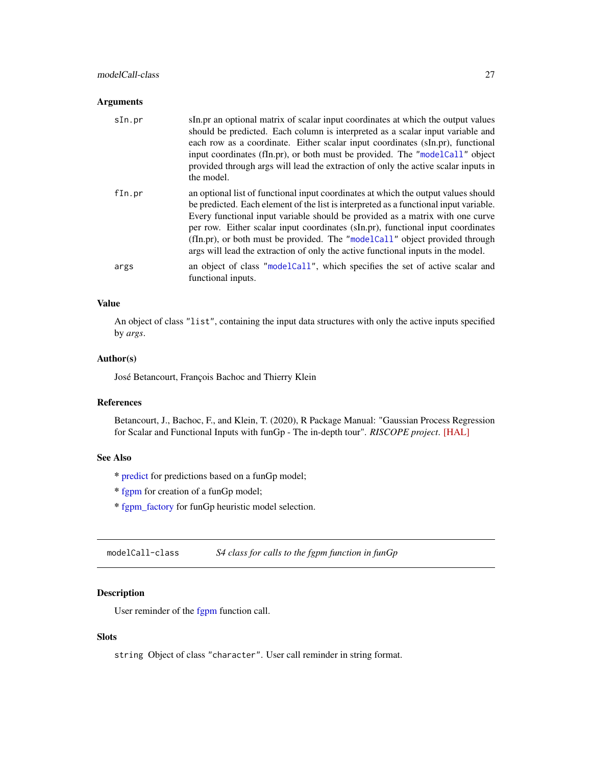## Arguments

| | |
|---|---|
| `sIn.pr` | sIn.pr an optional matrix of scalar input coordinates at which the output values should be predicted. Each column is interpreted as a scalar input variable and each row as a coordinate. Either scalar input coordinates (sIn.pr), functional input coordinates (fIn.pr), or both must be provided. The "`modelCall`" object provided through args will lead the extraction of only the active scalar inputs in the model. |
| `fIn.pr` | an optional list of functional input coordinates at which the output values should be predicted. Each element of the list is interpreted as a functional input variable. Every functional input variable should be provided as a matrix with one curve per row. Either scalar input coordinates (sIn.pr), functional input coordinates (fIn.pr), or both must be provided. The "`modelCall`" object provided through args will lead the extraction of only the active functional inputs in the model. |
| `args` | an object of class "`modelCall`", which specifies the set of active scalar and functional inputs. |

## Value

An object of class "`list`", containing the input data structures with only the active inputs specified by *args*.

## Author(s)

José Betancourt, François Bachoc and Thierry Klein

## References

Betancourt, J., Bachoc, F., and Klein, T. (2020), R Package Manual: "Gaussian Process Regression for Scalar and Functional Inputs with funGp - The in-depth tour". *RISCOPE project*. [HAL]

## See Also

* predict for predictions based on a funGp model;

* fgpm for creation of a funGp model;

* fgpm_factory for funGp heuristic model selection.

---

# `modelCall-class` *S4 class for calls to the fgpm function in funGp*

## Description

User reminder of the fgpm function call.

## Slots

`string` Object of class "`character`". User call reminder in string format.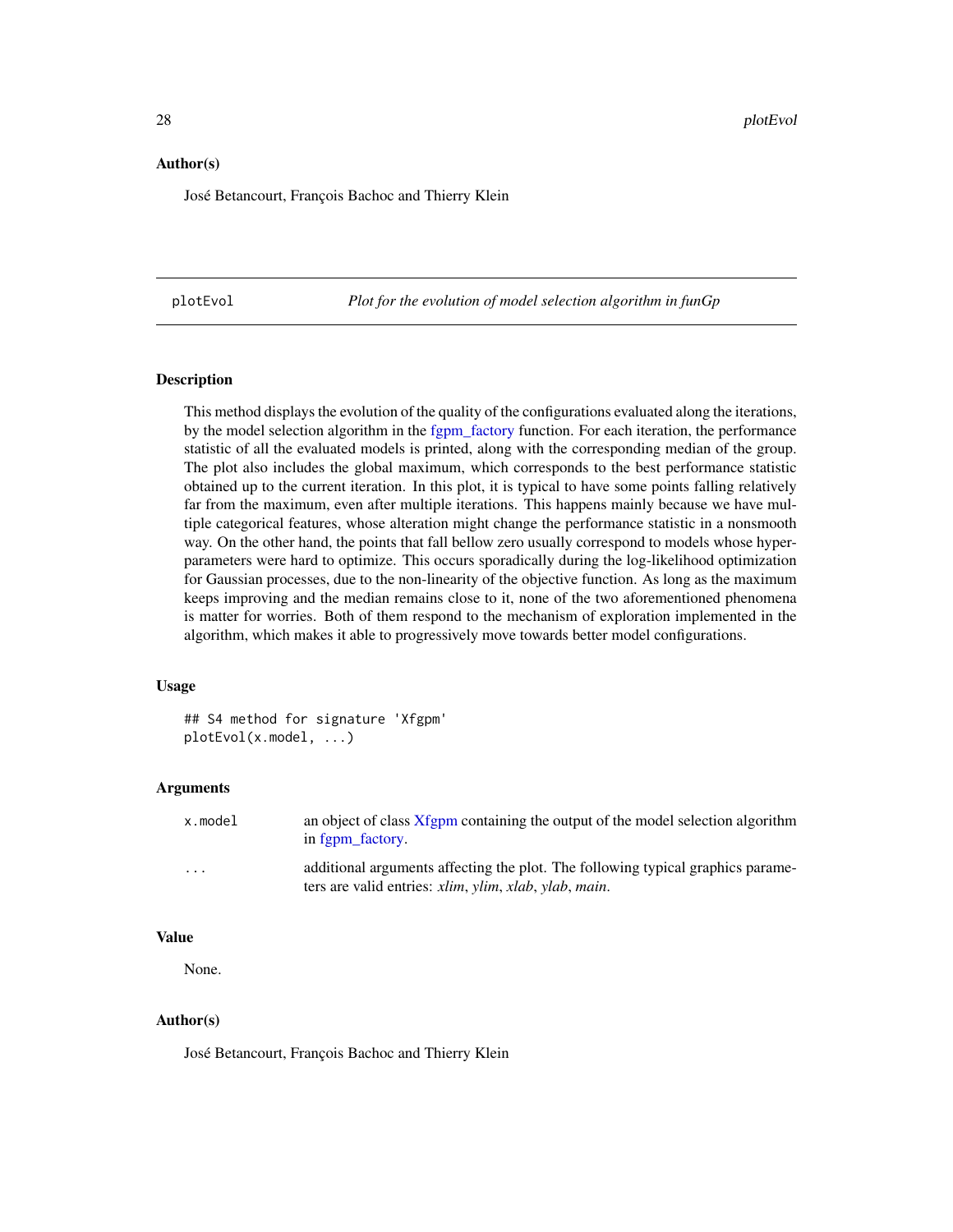## Author(s)

José Betancourt, François Bachoc and Thierry Klein

---

## plotEvol — *Plot for the evolution of model selection algorithm in funGp*

### Description

This method displays the evolution of the quality of the configurations evaluated along the iterations, by the model selection algorithm in the fgpm_factory function. For each iteration, the performance statistic of all the evaluated models is printed, along with the corresponding median of the group. The plot also includes the global maximum, which corresponds to the best performance statistic obtained up to the current iteration. In this plot, it is typical to have some points falling relatively far from the maximum, even after multiple iterations. This happens mainly because we have multiple categorical features, whose alteration might change the performance statistic in a nonsmooth way. On the other hand, the points that fall bellow zero usually correspond to models whose hyperparameters were hard to optimize. This occurs sporadically during the log-likelihood optimization for Gaussian processes, due to the non-linearity of the objective function. As long as the maximum keeps improving and the median remains close to it, none of the two aforementioned phenomena is matter for worries. Both of them respond to the mechanism of exploration implemented in the algorithm, which makes it able to progressively move towards better model configurations.

### Usage

```
## S4 method for signature 'Xfgpm'
plotEvol(x.model, ...)
```

### Arguments

| | |
|---|---|
| `x.model` | an object of class Xfgpm containing the output of the model selection algorithm in fgpm_factory. |
| `...` | additional arguments affecting the plot. The following typical graphics parameters are valid entries: *xlim*, *ylim*, *xlab*, *ylab*, *main*. |

### Value

None.

### Author(s)

José Betancourt, François Bachoc and Thierry Klein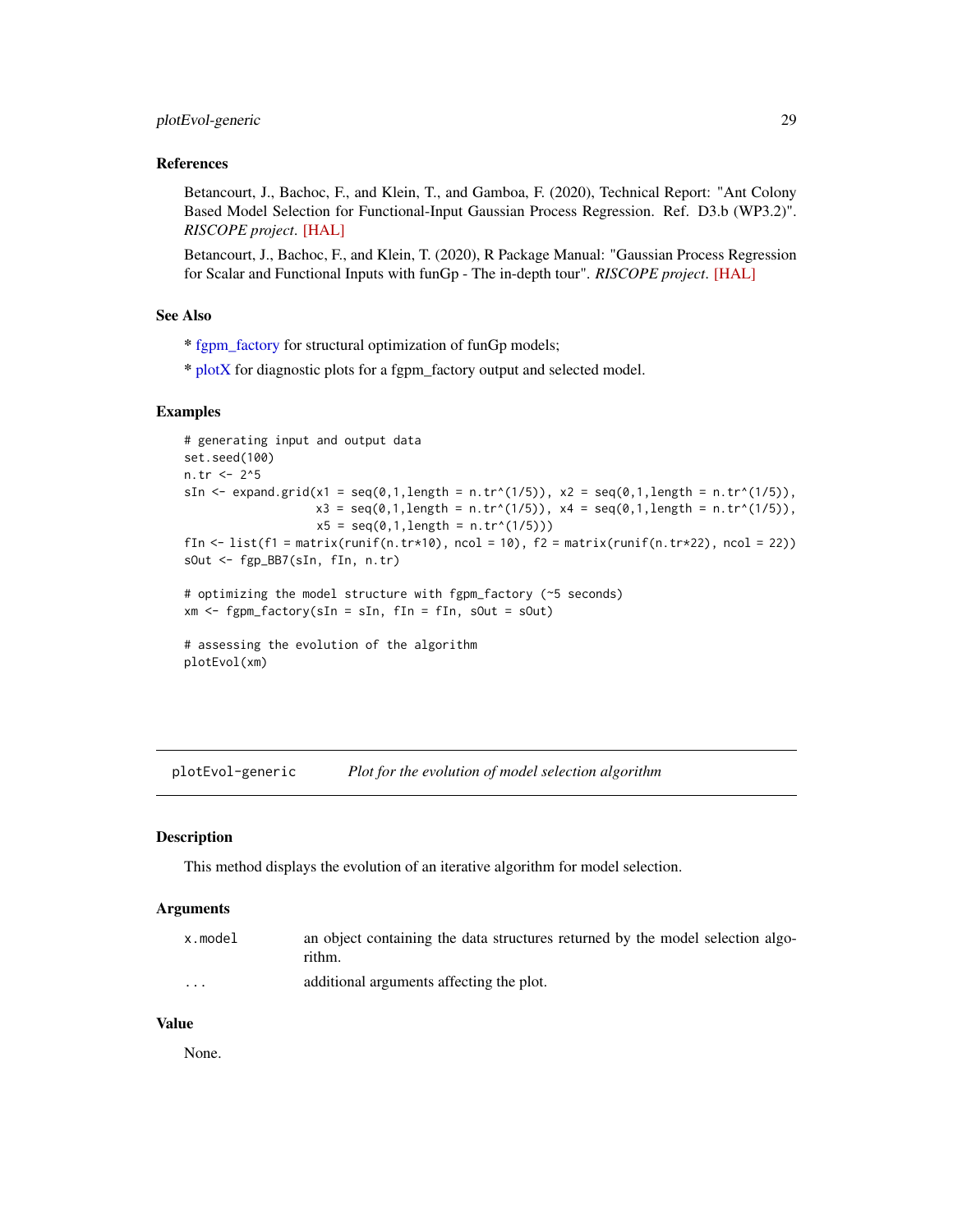### References

Betancourt, J., Bachoc, F., and Klein, T., and Gamboa, F. (2020), Technical Report: "Ant Colony Based Model Selection for Functional-Input Gaussian Process Regression. Ref. D3.b (WP3.2)". *RISCOPE project*. [HAL]

Betancourt, J., Bachoc, F., and Klein, T. (2020), R Package Manual: "Gaussian Process Regression for Scalar and Functional Inputs with funGp - The in-depth tour". *RISCOPE project*. [HAL]

### See Also

\* fgpm_factory for structural optimization of funGp models;

\* plotX for diagnostic plots for a fgpm_factory output and selected model.

### Examples

```
# generating input and output data
set.seed(100)
n.tr <- 2^5
sIn <- expand.grid(x1 = seq(0,1,length = n.tr^(1/5)), x2 = seq(0,1,length = n.tr^(1/5)),
                   x3 = seq(0,1,length = n.tr^(1/5)), x4 = seq(0,1,length = n.tr^(1/5)),
                   x5 = seq(0,1,length = n.tr^(1/5)))
fIn <- list(f1 = matrix(runif(n.tr*10), ncol = 10), f2 = matrix(runif(n.tr*22), ncol = 22))
sOut <- fgp_BB7(sIn, fIn, n.tr)

# optimizing the model structure with fgpm_factory (~5 seconds)
xm <- fgpm_factory(sIn = sIn, fIn = fIn, sOut = sOut)

# assessing the evolution of the algorithm
plotEvol(xm)
```

---

## plotEvol-generic — *Plot for the evolution of model selection algorithm*

### Description

This method displays the evolution of an iterative algorithm for model selection.

### Arguments

| | |
|---|---|
| x.model | an object containing the data structures returned by the model selection algorithm. |
| ... | additional arguments affecting the plot. |

### Value

None.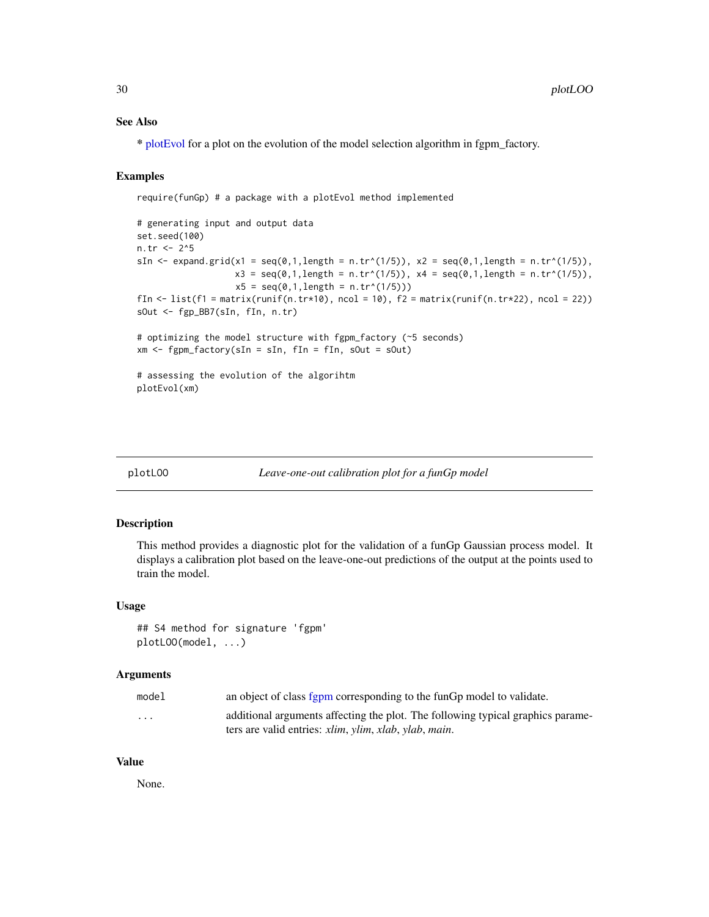## See Also

* plotEvol for a plot on the evolution of the model selection algorithm in fgpm_factory.

## Examples

```
require(funGp) # a package with a plotEvol method implemented

# generating input and output data
set.seed(100)
n.tr <- 2^5
sIn <- expand.grid(x1 = seq(0,1,length = n.tr^(1/5)), x2 = seq(0,1,length = n.tr^(1/5)),
                   x3 = seq(0,1,length = n.tr^(1/5)), x4 = seq(0,1,length = n.tr^(1/5)),
                   x5 = seq(0,1,length = n.tr^(1/5)))
fIn <- list(f1 = matrix(runif(n.tr*10), ncol = 10), f2 = matrix(runif(n.tr*22), ncol = 22))
sOut <- fgp_BB7(sIn, fIn, n.tr)

# optimizing the model structure with fgpm_factory (~5 seconds)
xm <- fgpm_factory(sIn = sIn, fIn = fIn, sOut = sOut)

# assessing the evolution of the algorihtm
plotEvol(xm)
```

---

# plotLOO — *Leave-one-out calibration plot for a funGp model*

## Description

This method provides a diagnostic plot for the validation of a funGp Gaussian process model. It displays a calibration plot based on the leave-one-out predictions of the output at the points used to train the model.

## Usage

```
## S4 method for signature 'fgpm'
plotLOO(model, ...)
```

## Arguments

| | |
|---|---|
| `model` | an object of class fgpm corresponding to the funGp model to validate. |
| `...` | additional arguments affecting the plot. The following typical graphics parameters are valid entries: *xlim*, *ylim*, *xlab*, *ylab*, *main*. |

## Value

None.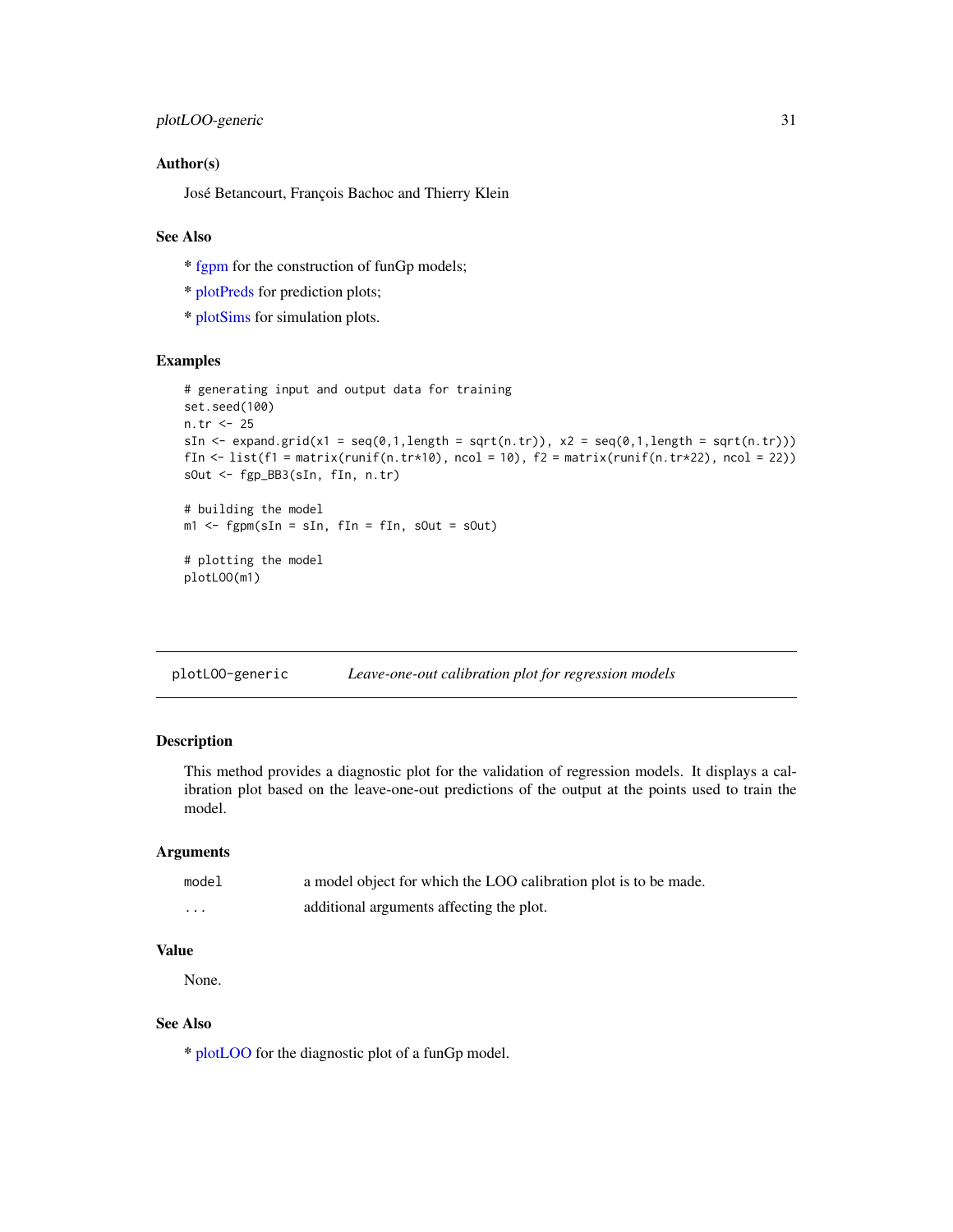### Author(s)

José Betancourt, François Bachoc and Thierry Klein

### See Also

* fgpm for the construction of funGp models;

* plotPreds for prediction plots;

* plotSims for simulation plots.

### Examples

```
# generating input and output data for training
set.seed(100)
n.tr <- 25
sIn <- expand.grid(x1 = seq(0,1,length = sqrt(n.tr)), x2 = seq(0,1,length = sqrt(n.tr)))
fIn <- list(f1 = matrix(runif(n.tr*10), ncol = 10), f2 = matrix(runif(n.tr*22), ncol = 22))
sOut <- fgp_BB3(sIn, fIn, n.tr)

# building the model
m1 <- fgpm(sIn = sIn, fIn = fIn, sOut = sOut)

# plotting the model
plotLOO(m1)
```

---

## plotLOO-generic — *Leave-one-out calibration plot for regression models*

### Description

This method provides a diagnostic plot for the validation of regression models. It displays a calibration plot based on the leave-one-out predictions of the output at the points used to train the model.

### Arguments

| | |
|---|---|
| `model` | a model object for which the LOO calibration plot is to be made. |
| `...` | additional arguments affecting the plot. |

### Value

None.

### See Also

* plotLOO for the diagnostic plot of a funGp model.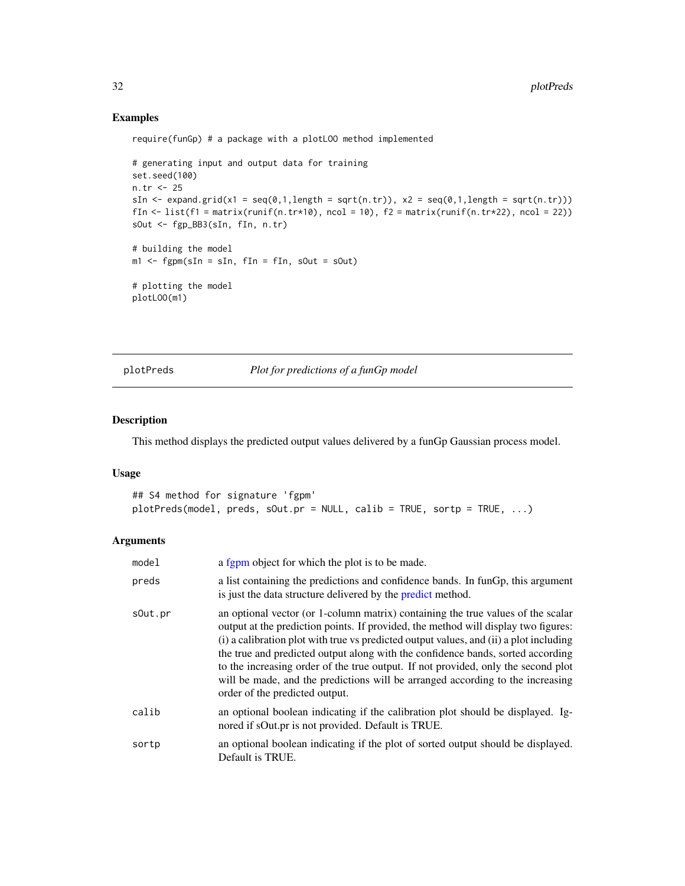## Examples

```
require(funGp) # a package with a plotLOO method implemented

# generating input and output data for training
set.seed(100)
n.tr <- 25
sIn <- expand.grid(x1 = seq(0,1,length = sqrt(n.tr)), x2 = seq(0,1,length = sqrt(n.tr)))
fIn <- list(f1 = matrix(runif(n.tr*10), ncol = 10), f2 = matrix(runif(n.tr*22), ncol = 22))
sOut <- fgp_BB3(sIn, fIn, n.tr)

# building the model
m1 <- fgpm(sIn = sIn, fIn = fIn, sOut = sOut)

# plotting the model
plotLOO(m1)
```

---

# plotPreds — *Plot for predictions of a funGp model*

## Description

This method displays the predicted output values delivered by a funGp Gaussian process model.

## Usage

```
## S4 method for signature 'fgpm'
plotPreds(model, preds, sOut.pr = NULL, calib = TRUE, sortp = TRUE, ...)
```

## Arguments

| | |
|---|---|
| `model` | a fgpm object for which the plot is to be made. |
| `preds` | a list containing the predictions and confidence bands. In funGp, this argument is just the data structure delivered by the predict method. |
| `sOut.pr` | an optional vector (or 1-column matrix) containing the true values of the scalar output at the prediction points. If provided, the method will display two figures: (i) a calibration plot with true vs predicted output values, and (ii) a plot including the true and predicted output along with the confidence bands, sorted according to the increasing order of the true output. If not provided, only the second plot will be made, and the predictions will be arranged according to the increasing order of the predicted output. |
| `calib` | an optional boolean indicating if the calibration plot should be displayed. Ignored if sOut.pr is not provided. Default is TRUE. |
| `sortp` | an optional boolean indicating if the plot of sorted output should be displayed. Default is TRUE. |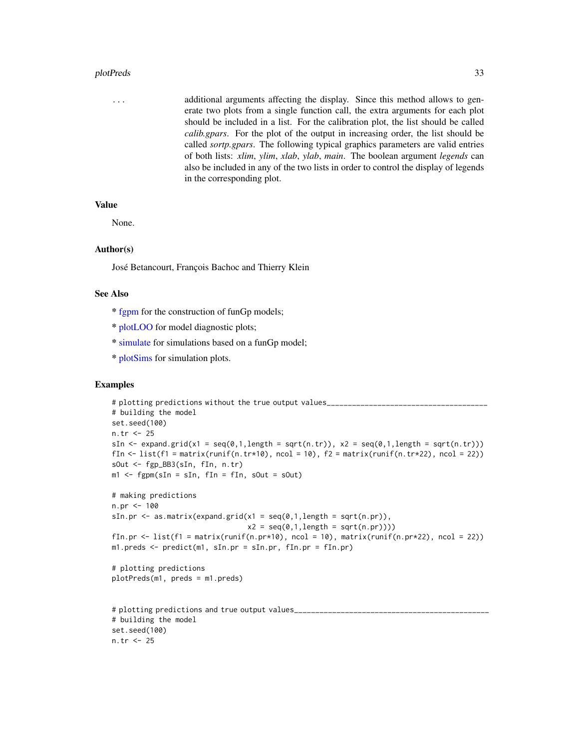| | |
|---|---|
| ... | additional arguments affecting the display. Since this method allows to generate two plots from a single function call, the extra arguments for each plot should be included in a list. For the calibration plot, the list should be called *calib.gpars*. For the plot of the output in increasing order, the list should be called *sortp.gpars*. The following typical graphics parameters are valid entries of both lists: *xlim*, *ylim*, *xlab*, *ylab*, *main*. The boolean argument *legends* can also be included in any of the two lists in order to control the display of legends in the corresponding plot. |

## Value

None.

## Author(s)

José Betancourt, François Bachoc and Thierry Klein

## See Also

* fgpm for the construction of funGp models;

* plotLOO for model diagnostic plots;

* simulate for simulations based on a funGp model;

* plotSims for simulation plots.

## Examples

```
# plotting predictions without the true output values_______________________________________
# building the model
set.seed(100)
n.tr <- 25
sIn <- expand.grid(x1 = seq(0,1,length = sqrt(n.tr)), x2 = seq(0,1,length = sqrt(n.tr)))
fIn <- list(f1 = matrix(runif(n.tr*10), ncol = 10), f2 = matrix(runif(n.tr*22), ncol = 22))
sOut <- fgp_BB3(sIn, fIn, n.tr)
m1 <- fgpm(sIn = sIn, fIn = fIn, sOut = sOut)

# making predictions
n.pr <- 100
sIn.pr <- as.matrix(expand.grid(x1 = seq(0,1,length = sqrt(n.pr)),
                                x2 = seq(0,1,length = sqrt(n.pr))))
fIn.pr <- list(f1 = matrix(runif(n.pr*10), ncol = 10), matrix(runif(n.pr*22), ncol = 22))
m1.preds <- predict(m1, sIn.pr = sIn.pr, fIn.pr = fIn.pr)

# plotting predictions
plotPreds(m1, preds = m1.preds)


# plotting predictions and true output values_______________________________________________
# building the model
set.seed(100)
n.tr <- 25
```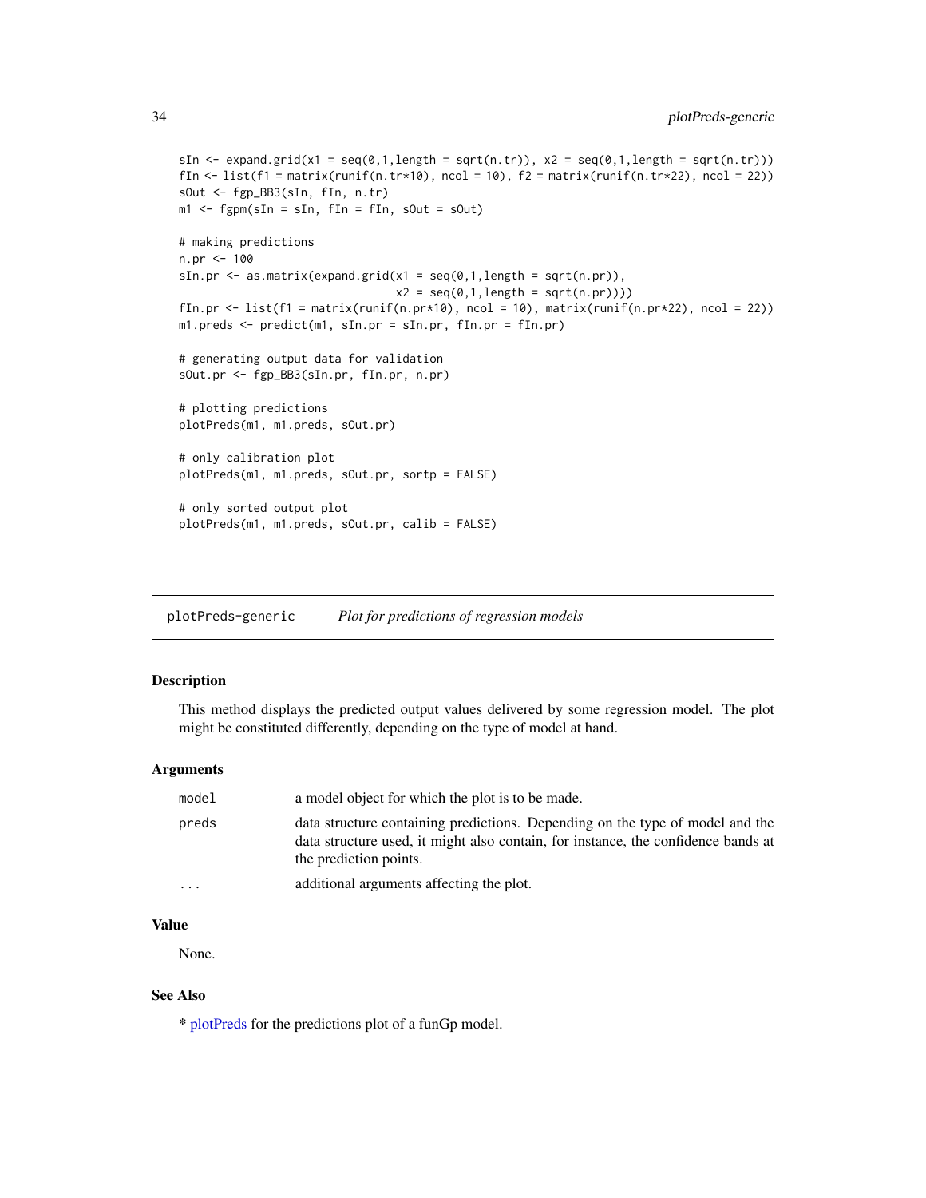```
sIn <- expand.grid(x1 = seq(0,1,length = sqrt(n.tr)), x2 = seq(0,1,length = sqrt(n.tr)))
fIn <- list(f1 = matrix(runif(n.tr*10), ncol = 10), f2 = matrix(runif(n.tr*22), ncol = 22))
sOut <- fgp_BB3(sIn, fIn, n.tr)
m1 <- fgpm(sIn = sIn, fIn = fIn, sOut = sOut)

# making predictions
n.pr <- 100
sIn.pr <- as.matrix(expand.grid(x1 = seq(0,1,length = sqrt(n.pr)),
                               x2 = seq(0,1,length = sqrt(n.pr))))
fIn.pr <- list(f1 = matrix(runif(n.pr*10), ncol = 10), matrix(runif(n.pr*22), ncol = 22))
m1.preds <- predict(m1, sIn.pr = sIn.pr, fIn.pr = fIn.pr)

# generating output data for validation
sOut.pr <- fgp_BB3(sIn.pr, fIn.pr, n.pr)

# plotting predictions
plotPreds(m1, m1.preds, sOut.pr)

# only calibration plot
plotPreds(m1, m1.preds, sOut.pr, sortp = FALSE)

# only sorted output plot
plotPreds(m1, m1.preds, sOut.pr, calib = FALSE)
```

## plotPreds-generic *Plot for predictions of regression models*

### Description

This method displays the predicted output values delivered by some regression model. The plot might be constituted differently, depending on the type of model at hand.

### Arguments

| | |
|---|---|
| `model` | a model object for which the plot is to be made. |
| `preds` | data structure containing predictions. Depending on the type of model and the data structure used, it might also contain, for instance, the confidence bands at the prediction points. |
| `...` | additional arguments affecting the plot. |

### Value

None.

### See Also

* plotPreds for the predictions plot of a funGp model.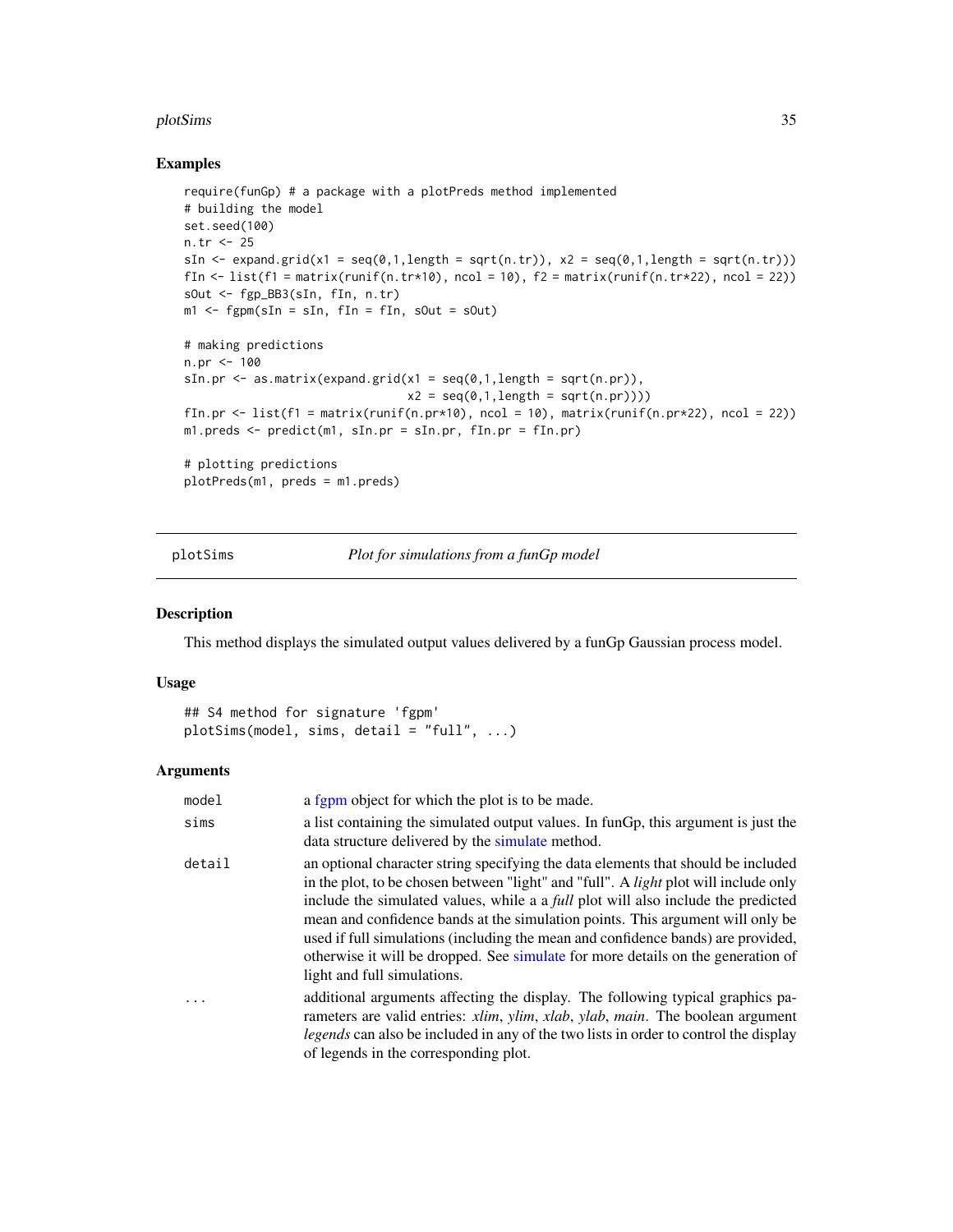## Examples

```
require(funGp) # a package with a plotPreds method implemented
# building the model
set.seed(100)
n.tr <- 25
sIn <- expand.grid(x1 = seq(0,1,length = sqrt(n.tr)), x2 = seq(0,1,length = sqrt(n.tr)))
fIn <- list(f1 = matrix(runif(n.tr*10), ncol = 10), f2 = matrix(runif(n.tr*22), ncol = 22))
sOut <- fgp_BB3(sIn, fIn, n.tr)
m1 <- fgpm(sIn = sIn, fIn = fIn, sOut = sOut)

# making predictions
n.pr <- 100
sIn.pr <- as.matrix(expand.grid(x1 = seq(0,1,length = sqrt(n.pr)),
                                x2 = seq(0,1,length = sqrt(n.pr))))
fIn.pr <- list(f1 = matrix(runif(n.pr*10), ncol = 10), matrix(runif(n.pr*22), ncol = 22))
m1.preds <- predict(m1, sIn.pr = sIn.pr, fIn.pr = fIn.pr)

# plotting predictions
plotPreds(m1, preds = m1.preds)
```

---

# plotSims — *Plot for simulations from a funGp model*

## Description

This method displays the simulated output values delivered by a funGp Gaussian process model.

## Usage

```
## S4 method for signature 'fgpm'
plotSims(model, sims, detail = "full", ...)
```

## Arguments

| | |
|---|---|
| `model` | a fgpm object for which the plot is to be made. |
| `sims` | a list containing the simulated output values. In funGp, this argument is just the data structure delivered by the simulate method. |
| `detail` | an optional character string specifying the data elements that should be included in the plot, to be chosen between "light" and "full". A *light* plot will include only include the simulated values, while a a *full* plot will also include the predicted mean and confidence bands at the simulation points. This argument will only be used if full simulations (including the mean and confidence bands) are provided, otherwise it will be dropped. See simulate for more details on the generation of light and full simulations. |
| `...` | additional arguments affecting the display. The following typical graphics parameters are valid entries: *xlim*, *ylim*, *xlab*, *ylab*, *main*. The boolean argument *legends* can also be included in any of the two lists in order to control the display of legends in the corresponding plot. |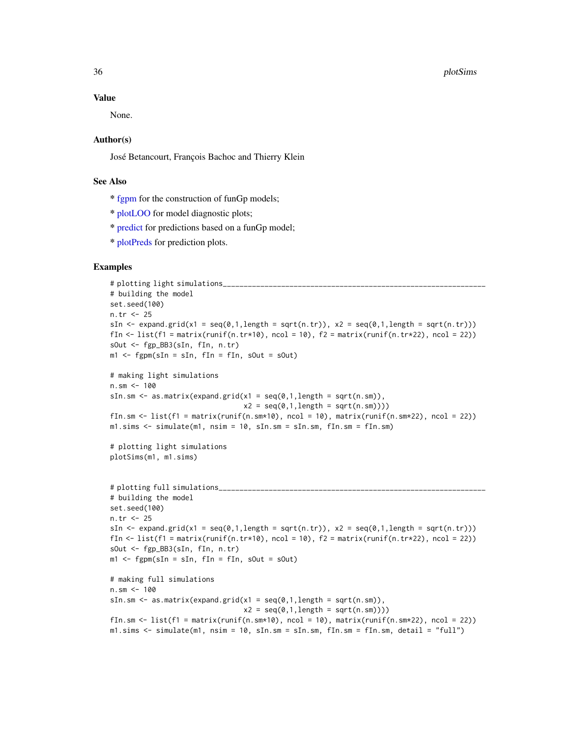## Value

None.

## Author(s)

José Betancourt, François Bachoc and Thierry Klein

## See Also

* fgpm for the construction of funGp models;

* plotLOO for model diagnostic plots;

* predict for predictions based on a funGp model;

* plotPreds for prediction plots.

## Examples

```
# plotting light simulations_________________________________________________________________
# building the model
set.seed(100)
n.tr <- 25
sIn <- expand.grid(x1 = seq(0,1,length = sqrt(n.tr)), x2 = seq(0,1,length = sqrt(n.tr)))
fIn <- list(f1 = matrix(runif(n.tr*10), ncol = 10), f2 = matrix(runif(n.tr*22), ncol = 22))
sOut <- fgp_BB3(sIn, fIn, n.tr)
m1 <- fgpm(sIn = sIn, fIn = fIn, sOut = sOut)

# making light simulations
n.sm <- 100
sIn.sm <- as.matrix(expand.grid(x1 = seq(0,1,length = sqrt(n.sm)),
                                x2 = seq(0,1,length = sqrt(n.sm))))
fIn.sm <- list(f1 = matrix(runif(n.sm*10), ncol = 10), matrix(runif(n.sm*22), ncol = 22))
m1.sims <- simulate(m1, nsim = 10, sIn.sm = sIn.sm, fIn.sm = fIn.sm)

# plotting light simulations
plotSims(m1, m1.sims)


# plotting full simulations__________________________________________________________________
# building the model
set.seed(100)
n.tr <- 25
sIn <- expand.grid(x1 = seq(0,1,length = sqrt(n.tr)), x2 = seq(0,1,length = sqrt(n.tr)))
fIn <- list(f1 = matrix(runif(n.tr*10), ncol = 10), f2 = matrix(runif(n.tr*22), ncol = 22))
sOut <- fgp_BB3(sIn, fIn, n.tr)
m1 <- fgpm(sIn = sIn, fIn = fIn, sOut = sOut)

# making full simulations
n.sm <- 100
sIn.sm <- as.matrix(expand.grid(x1 = seq(0,1,length = sqrt(n.sm)),
                                x2 = seq(0,1,length = sqrt(n.sm))))
fIn.sm <- list(f1 = matrix(runif(n.sm*10), ncol = 10), matrix(runif(n.sm*22), ncol = 22))
m1.sims <- simulate(m1, nsim = 10, sIn.sm = sIn.sm, fIn.sm = fIn.sm, detail = "full")
```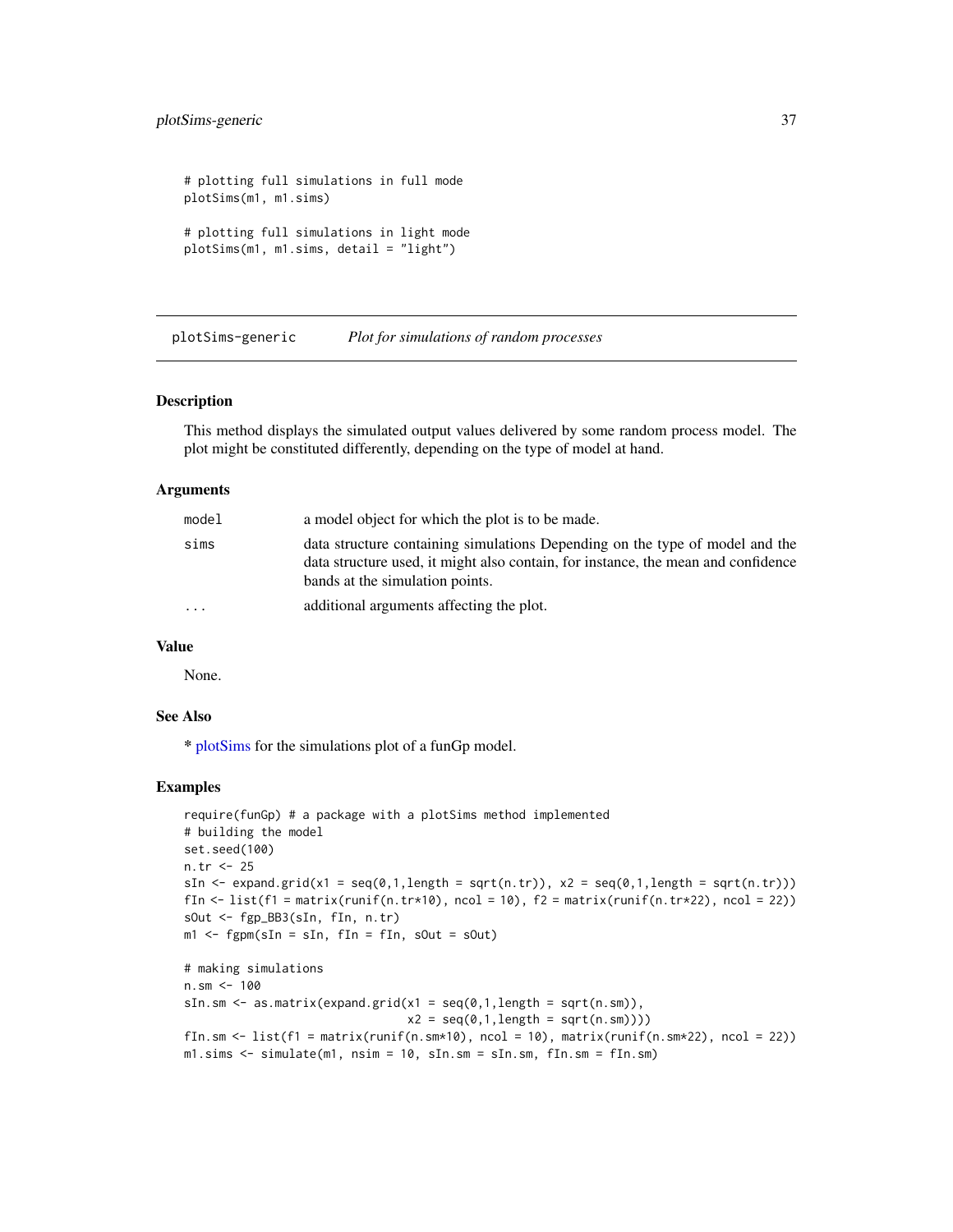```
# plotting full simulations in full mode
plotSims(m1, m1.sims)

# plotting full simulations in light mode
plotSims(m1, m1.sims, detail = "light")
```

---

## plotSims-generic — *Plot for simulations of random processes*

---

### Description

This method displays the simulated output values delivered by some random process model. The plot might be constituted differently, depending on the type of model at hand.

### Arguments

| | |
|---|---|
| `model` | a model object for which the plot is to be made. |
| `sims` | data structure containing simulations Depending on the type of model and the data structure used, it might also contain, for instance, the mean and confidence bands at the simulation points. |
| `...` | additional arguments affecting the plot. |

### Value

None.

### See Also

* plotSims for the simulations plot of a funGp model.

### Examples

```
require(funGp) # a package with a plotSims method implemented
# building the model
set.seed(100)
n.tr <- 25
sIn <- expand.grid(x1 = seq(0,1,length = sqrt(n.tr)), x2 = seq(0,1,length = sqrt(n.tr)))
fIn <- list(f1 = matrix(runif(n.tr*10), ncol = 10), f2 = matrix(runif(n.tr*22), ncol = 22))
sOut <- fgp_BB3(sIn, fIn, n.tr)
m1 <- fgpm(sIn = sIn, fIn = fIn, sOut = sOut)

# making simulations
n.sm <- 100
sIn.sm <- as.matrix(expand.grid(x1 = seq(0,1,length = sqrt(n.sm)),
                                x2 = seq(0,1,length = sqrt(n.sm))))
fIn.sm <- list(f1 = matrix(runif(n.sm*10), ncol = 10), matrix(runif(n.sm*22), ncol = 22))
m1.sims <- simulate(m1, nsim = 10, sIn.sm = sIn.sm, fIn.sm = fIn.sm)
```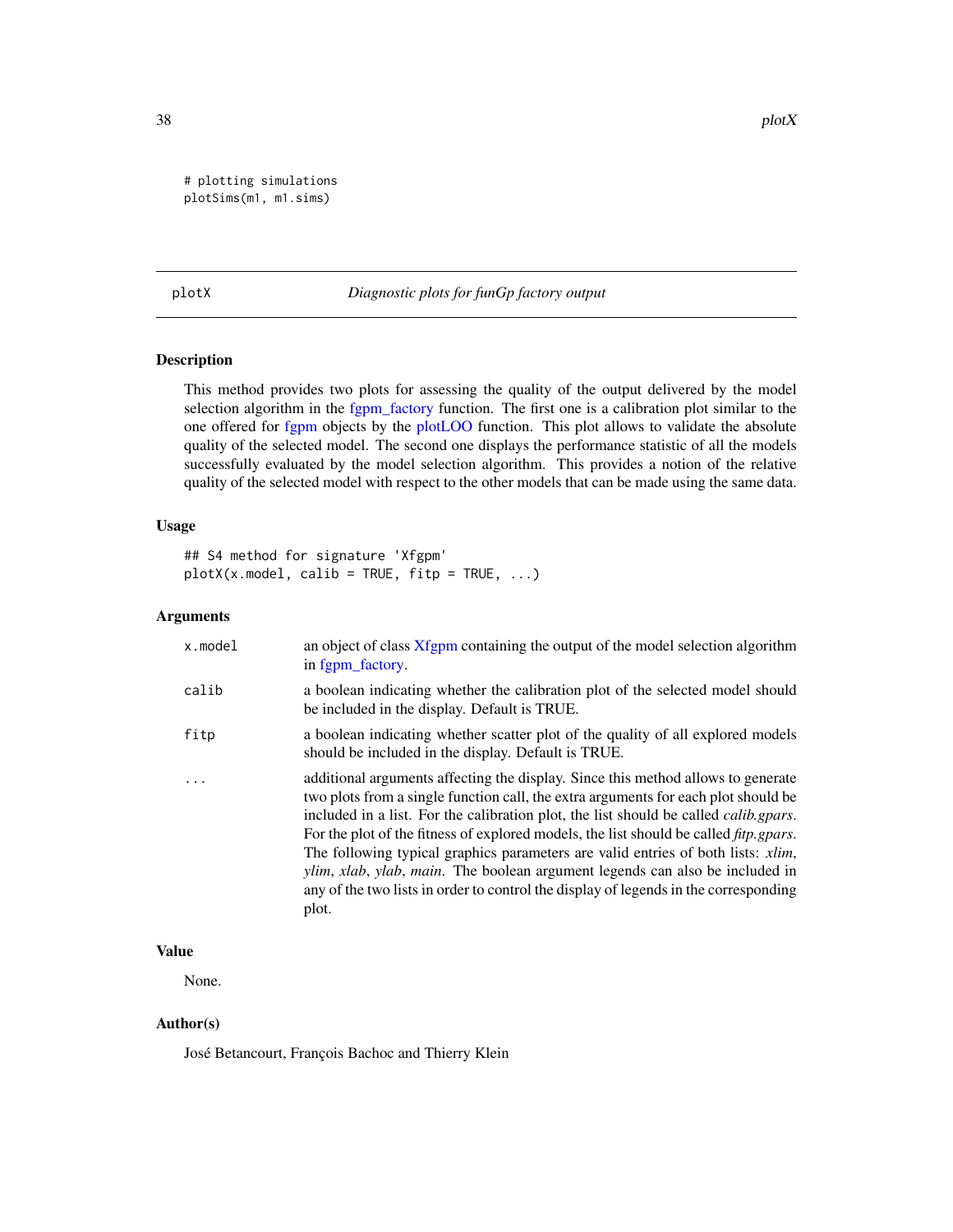```
# plotting simulations
plotSims(m1, m1.sims)
```

## plotX — *Diagnostic plots for funGp factory output*

### Description

This method provides two plots for assessing the quality of the output delivered by the model selection algorithm in the fgpm_factory function. The first one is a calibration plot similar to the one offered for fgpm objects by the plotLOO function. This plot allows to validate the absolute quality of the selected model. The second one displays the performance statistic of all the models successfully evaluated by the model selection algorithm. This provides a notion of the relative quality of the selected model with respect to the other models that can be made using the same data.

### Usage

```
## S4 method for signature 'Xfgpm'
plotX(x.model, calib = TRUE, fitp = TRUE, ...)
```

### Arguments

| | |
|---|---|
| x.model | an object of class Xfgpm containing the output of the model selection algorithm in fgpm_factory. |
| calib | a boolean indicating whether the calibration plot of the selected model should be included in the display. Default is TRUE. |
| fitp | a boolean indicating whether scatter plot of the quality of all explored models should be included in the display. Default is TRUE. |
| ... | additional arguments affecting the display. Since this method allows to generate two plots from a single function call, the extra arguments for each plot should be included in a list. For the calibration plot, the list should be called *calib.gpars*. For the plot of the fitness of explored models, the list should be called *fitp.gpars*. The following typical graphics parameters are valid entries of both lists: *xlim*, *ylim*, *xlab*, *ylab*, *main*. The boolean argument legends can also be included in any of the two lists in order to control the display of legends in the corresponding plot. |

### Value

None.

### Author(s)

José Betancourt, François Bachoc and Thierry Klein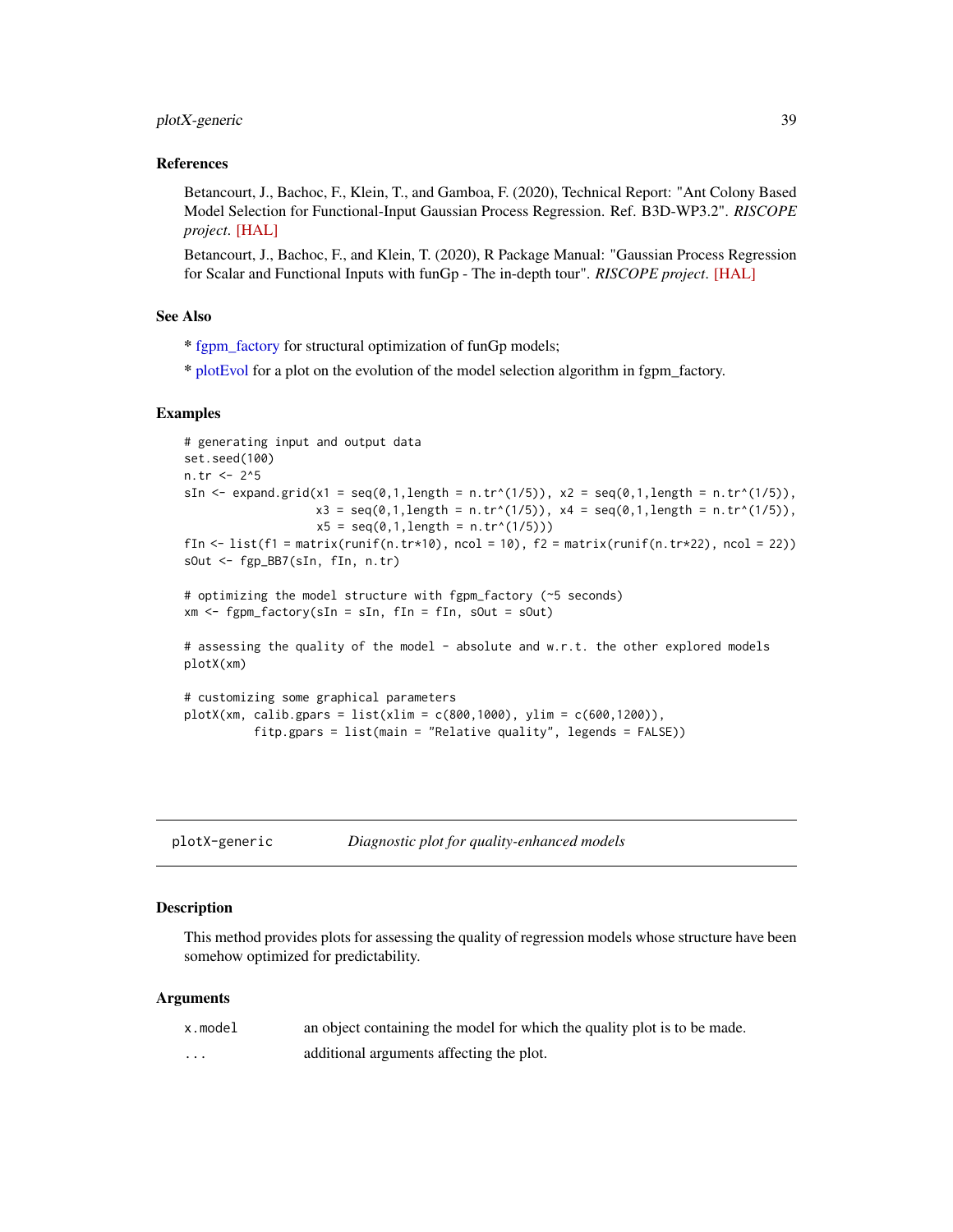### References

Betancourt, J., Bachoc, F., Klein, T., and Gamboa, F. (2020), Technical Report: "Ant Colony Based Model Selection for Functional-Input Gaussian Process Regression. Ref. B3D-WP3.2". *RISCOPE project*. [HAL]

Betancourt, J., Bachoc, F., and Klein, T. (2020), R Package Manual: "Gaussian Process Regression for Scalar and Functional Inputs with funGp - The in-depth tour". *RISCOPE project*. [HAL]

### See Also

* fgpm_factory for structural optimization of funGp models;

* plotEvol for a plot on the evolution of the model selection algorithm in fgpm_factory.

### Examples

```
# generating input and output data
set.seed(100)
n.tr <- 2^5
sIn <- expand.grid(x1 = seq(0,1,length = n.tr^(1/5)), x2 = seq(0,1,length = n.tr^(1/5)),
                   x3 = seq(0,1,length = n.tr^(1/5)), x4 = seq(0,1,length = n.tr^(1/5)),
                   x5 = seq(0,1,length = n.tr^(1/5)))
fIn <- list(f1 = matrix(runif(n.tr*10), ncol = 10), f2 = matrix(runif(n.tr*22), ncol = 22))
sOut <- fgp_BB7(sIn, fIn, n.tr)

# optimizing the model structure with fgpm_factory (~5 seconds)
xm <- fgpm_factory(sIn = sIn, fIn = fIn, sOut = sOut)

# assessing the quality of the model - absolute and w.r.t. the other explored models
plotX(xm)

# customizing some graphical parameters
plotX(xm, calib.gpars = list(xlim = c(800,1000), ylim = c(600,1200)),
          fitp.gpars = list(main = "Relative quality", legends = FALSE))
```

---

## plotX-generic    *Diagnostic plot for quality-enhanced models*

### Description

This method provides plots for assessing the quality of regression models whose structure have been somehow optimized for predictability.

### Arguments

| | |
|---|---|
| `x.model` | an object containing the model for which the quality plot is to be made. |
| `...` | additional arguments affecting the plot. |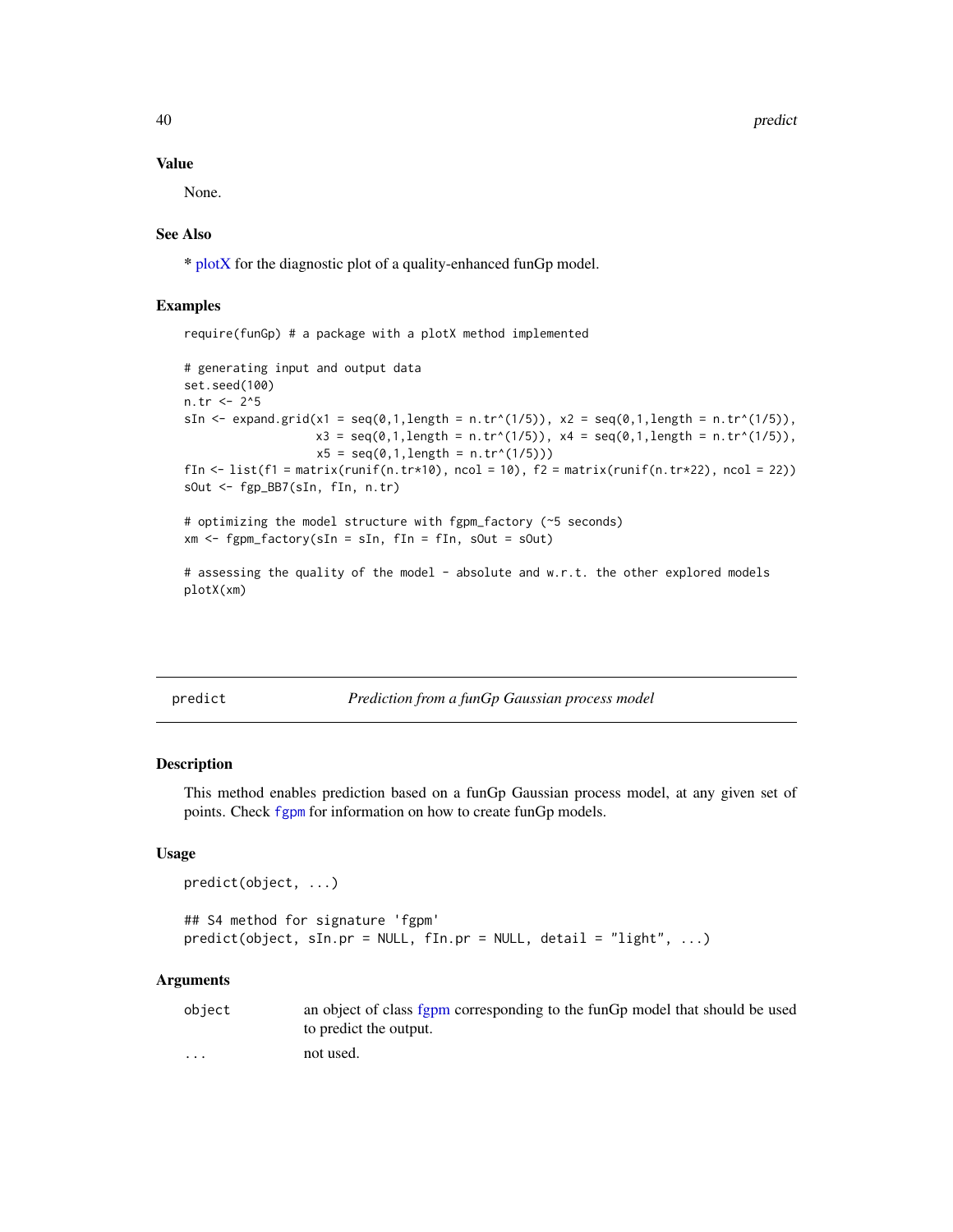## Value

None.

## See Also

* plotX for the diagnostic plot of a quality-enhanced funGp model.

## Examples

```
require(funGp) # a package with a plotX method implemented

# generating input and output data
set.seed(100)
n.tr <- 2^5
sIn <- expand.grid(x1 = seq(0,1,length = n.tr^(1/5)), x2 = seq(0,1,length = n.tr^(1/5)),
                   x3 = seq(0,1,length = n.tr^(1/5)), x4 = seq(0,1,length = n.tr^(1/5)),
                   x5 = seq(0,1,length = n.tr^(1/5)))
fIn <- list(f1 = matrix(runif(n.tr*10), ncol = 10), f2 = matrix(runif(n.tr*22), ncol = 22))
sOut <- fgp_BB7(sIn, fIn, n.tr)

# optimizing the model structure with fgpm_factory (~5 seconds)
xm <- fgpm_factory(sIn = sIn, fIn = fIn, sOut = sOut)

# assessing the quality of the model - absolute and w.r.t. the other explored models
plotX(xm)
```

---

# predict — *Prediction from a funGp Gaussian process model*

## Description

This method enables prediction based on a funGp Gaussian process model, at any given set of points. Check `fgpm` for information on how to create funGp models.

## Usage

```
predict(object, ...)

## S4 method for signature 'fgpm'
predict(object, sIn.pr = NULL, fIn.pr = NULL, detail = "light", ...)
```

## Arguments

| | |
|---|---|
| `object` | an object of class fgpm corresponding to the funGp model that should be used to predict the output. |
| `...` | not used. |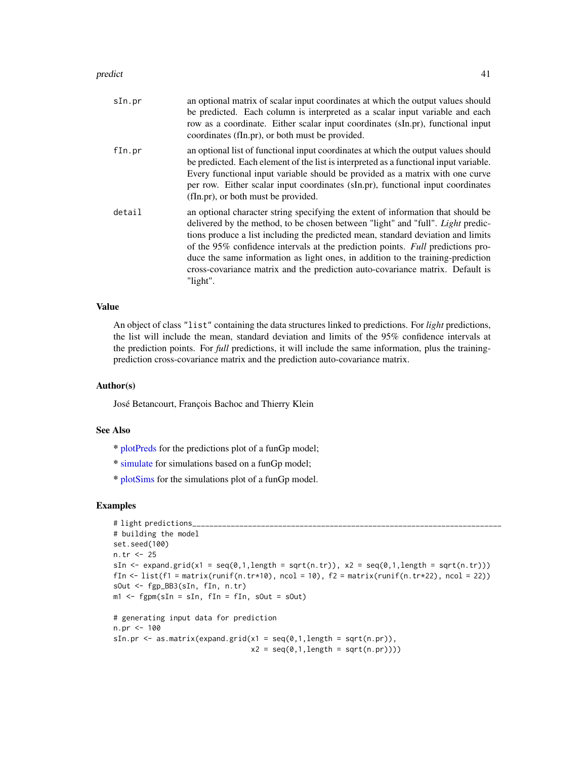| | |
|---|---|
| sIn.pr | an optional matrix of scalar input coordinates at which the output values should be predicted. Each column is interpreted as a scalar input variable and each row as a coordinate. Either scalar input coordinates (sIn.pr), functional input coordinates (fIn.pr), or both must be provided. |
| fIn.pr | an optional list of functional input coordinates at which the output values should be predicted. Each element of the list is interpreted as a functional input variable. Every functional input variable should be provided as a matrix with one curve per row. Either scalar input coordinates (sIn.pr), functional input coordinates (fIn.pr), or both must be provided. |
| detail | an optional character string specifying the extent of information that should be delivered by the method, to be chosen between "light" and "full". *Light* predictions produce a list including the predicted mean, standard deviation and limits of the 95% confidence intervals at the prediction points. *Full* predictions produce the same information as light ones, in addition to the training-prediction cross-covariance matrix and the prediction auto-covariance matrix. Default is "light". |

## Value

An object of class "list" containing the data structures linked to predictions. For *light* predictions, the list will include the mean, standard deviation and limits of the 95% confidence intervals at the prediction points. For *full* predictions, it will include the same information, plus the training-prediction cross-covariance matrix and the prediction auto-covariance matrix.

## Author(s)

José Betancourt, François Bachoc and Thierry Klein

## See Also

* plotPreds for the predictions plot of a funGp model;

* simulate for simulations based on a funGp model;

* plotSims for the simulations plot of a funGp model.

## Examples

```
# light predictions_______________________________________________________________________
# building the model
set.seed(100)
n.tr <- 25
sIn <- expand.grid(x1 = seq(0,1,length = sqrt(n.tr)), x2 = seq(0,1,length = sqrt(n.tr)))
fIn <- list(f1 = matrix(runif(n.tr*10), ncol = 10), f2 = matrix(runif(n.tr*22), ncol = 22))
sOut <- fgp_BB3(sIn, fIn, n.tr)
m1 <- fgpm(sIn = sIn, fIn = fIn, sOut = sOut)

# generating input data for prediction
n.pr <- 100
sIn.pr <- as.matrix(expand.grid(x1 = seq(0,1,length = sqrt(n.pr)),
                               x2 = seq(0,1,length = sqrt(n.pr))))
```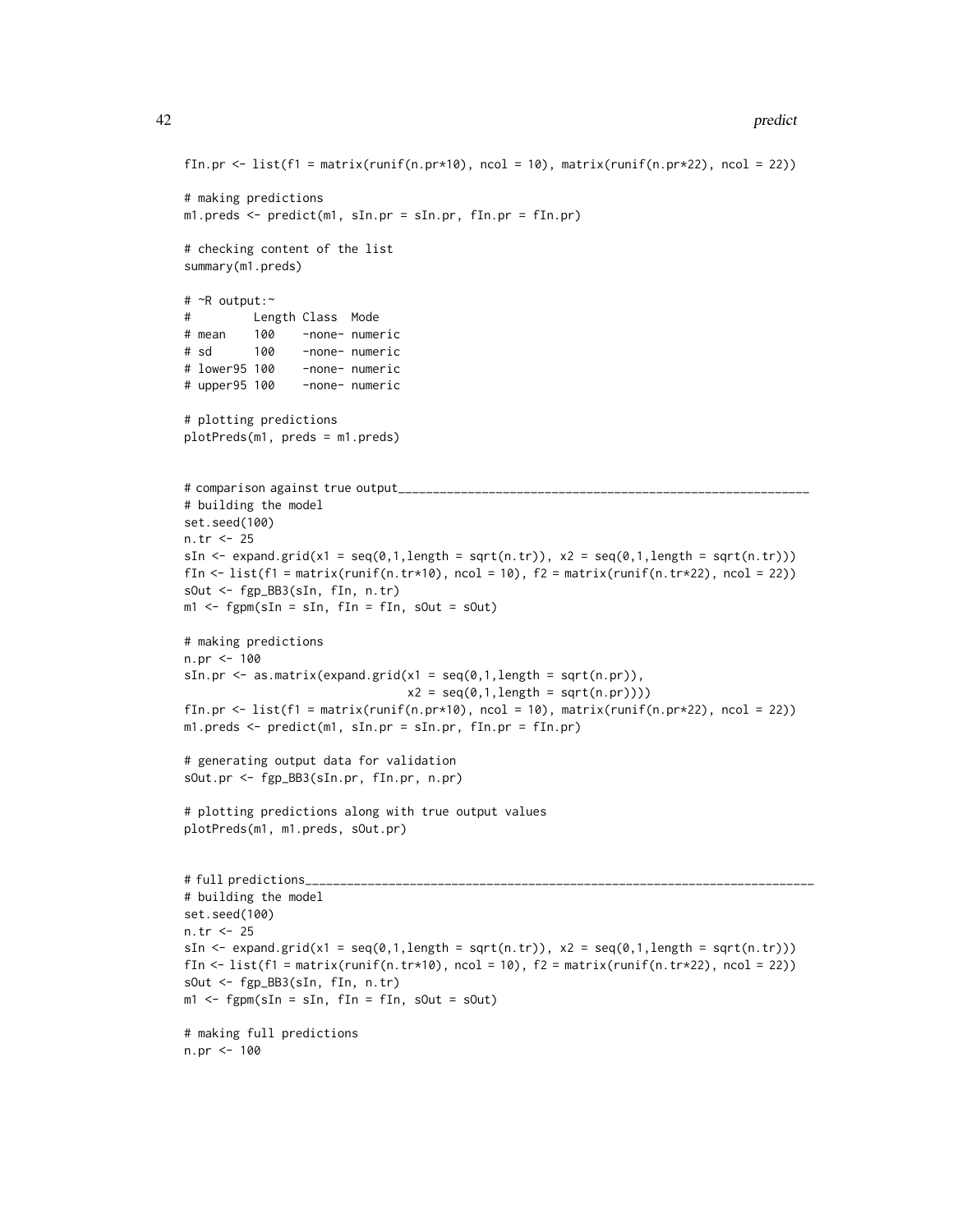```
fIn.pr <- list(f1 = matrix(runif(n.pr*10), ncol = 10), matrix(runif(n.pr*22), ncol = 22))

# making predictions
m1.preds <- predict(m1, sIn.pr = sIn.pr, fIn.pr = fIn.pr)

# checking content of the list
summary(m1.preds)

# ~R output:~
#         Length Class  Mode
# mean    100    -none- numeric
# sd      100    -none- numeric
# lower95 100    -none- numeric
# upper95 100    -none- numeric

# plotting predictions
plotPreds(m1, preds = m1.preds)


# comparison against true output_______________________________________________________________
# building the model
set.seed(100)
n.tr <- 25
sIn <- expand.grid(x1 = seq(0,1,length = sqrt(n.tr)), x2 = seq(0,1,length = sqrt(n.tr)))
fIn <- list(f1 = matrix(runif(n.tr*10), ncol = 10), f2 = matrix(runif(n.tr*22), ncol = 22))
sOut <- fgp_BB3(sIn, fIn, n.tr)
m1 <- fgpm(sIn = sIn, fIn = fIn, sOut = sOut)

# making predictions
n.pr <- 100
sIn.pr <- as.matrix(expand.grid(x1 = seq(0,1,length = sqrt(n.pr)),
                                x2 = seq(0,1,length = sqrt(n.pr))))
fIn.pr <- list(f1 = matrix(runif(n.pr*10), ncol = 10), matrix(runif(n.pr*22), ncol = 22))
m1.preds <- predict(m1, sIn.pr = sIn.pr, fIn.pr = fIn.pr)

# generating output data for validation
sOut.pr <- fgp_BB3(sIn.pr, fIn.pr, n.pr)

# plotting predictions along with true output values
plotPreds(m1, m1.preds, sOut.pr)


# full predictions_____________________________________________________________________________
# building the model
set.seed(100)
n.tr <- 25
sIn <- expand.grid(x1 = seq(0,1,length = sqrt(n.tr)), x2 = seq(0,1,length = sqrt(n.tr)))
fIn <- list(f1 = matrix(runif(n.tr*10), ncol = 10), f2 = matrix(runif(n.tr*22), ncol = 22))
sOut <- fgp_BB3(sIn, fIn, n.tr)
m1 <- fgpm(sIn = sIn, fIn = fIn, sOut = sOut)

# making full predictions
n.pr <- 100
```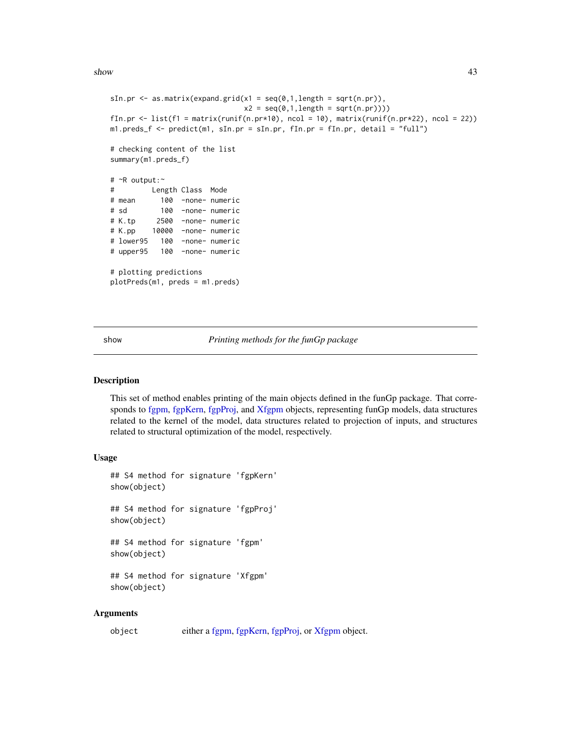```
sIn.pr <- as.matrix(expand.grid(x1 = seq(0,1,length = sqrt(n.pr)),
                                x2 = seq(0,1,length = sqrt(n.pr))))
fIn.pr <- list(f1 = matrix(runif(n.pr*10), ncol = 10), matrix(runif(n.pr*22), ncol = 22))
m1.preds_f <- predict(m1, sIn.pr = sIn.pr, fIn.pr = fIn.pr, detail = "full")

# checking content of the list
summary(m1.preds_f)

# ~R output:~
#         Length Class  Mode
# mean      100  -none- numeric
# sd        100  -none- numeric
# K.tp     2500  -none- numeric
# K.pp    10000  -none- numeric
# lower95   100  -none- numeric
# upper95   100  -none- numeric

# plotting predictions
plotPreds(m1, preds = m1.preds)
```

---

show *Printing methods for the funGp package*

---

## Description

This set of method enables printing of the main objects defined in the funGp package. That corresponds to fgpm, fgpKern, fgpProj, and Xfgpm objects, representing funGp models, data structures related to the kernel of the model, data structures related to projection of inputs, and structures related to structural optimization of the model, respectively.

## Usage

```
## S4 method for signature 'fgpKern'
show(object)

## S4 method for signature 'fgpProj'
show(object)

## S4 method for signature 'fgpm'
show(object)

## S4 method for signature 'Xfgpm'
show(object)
```

## Arguments

| | |
|---|---|
| object | either a fgpm, fgpKern, fgpProj, or Xfgpm object. |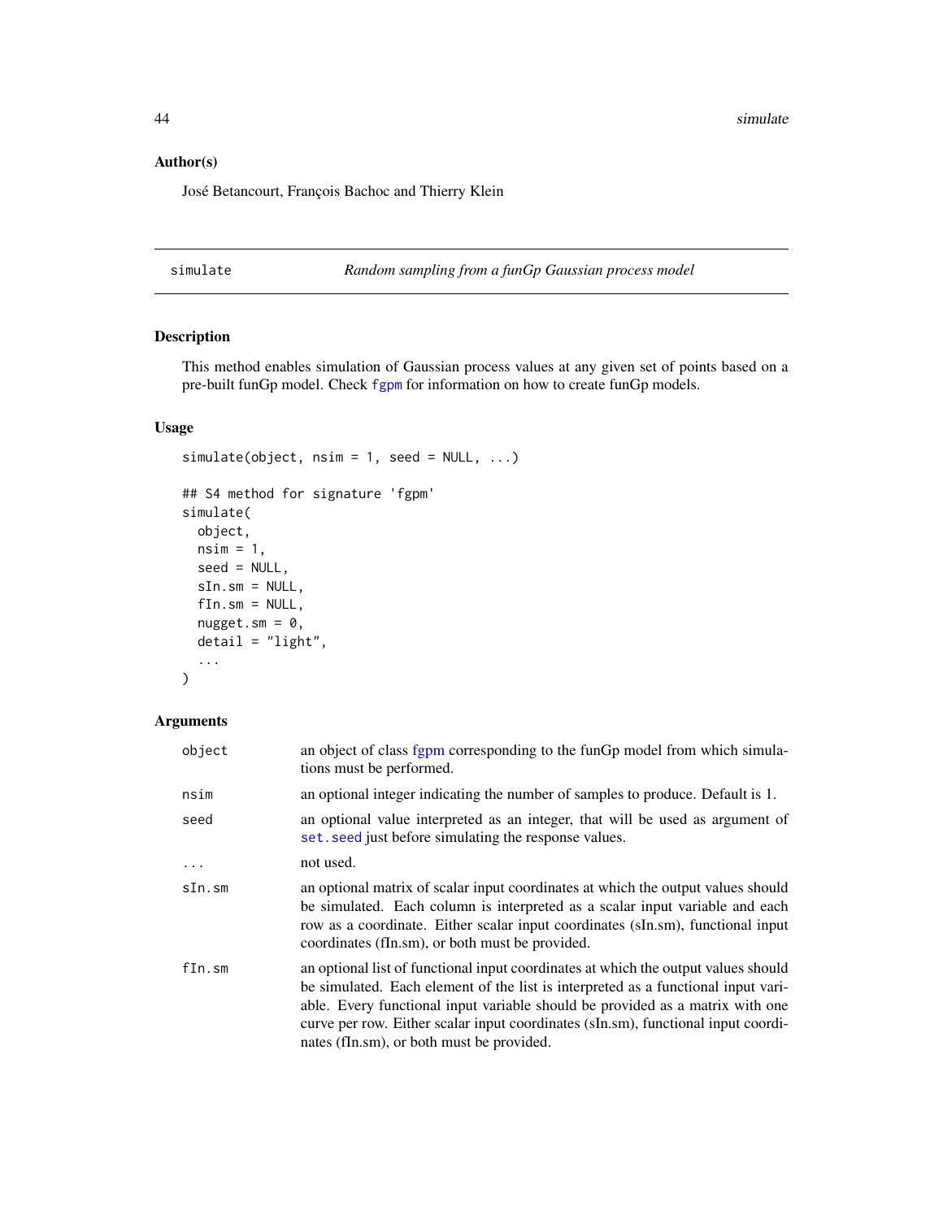## Author(s)

José Betancourt, François Bachoc and Thierry Klein

---

simulate *Random sampling from a funGp Gaussian process model*

---

## Description

This method enables simulation of Gaussian process values at any given set of points based on a pre-built funGp model. Check fgpm for information on how to create funGp models.

## Usage

```
simulate(object, nsim = 1, seed = NULL, ...)

## S4 method for signature 'fgpm'
simulate(
  object,
  nsim = 1,
  seed = NULL,
  sIn.sm = NULL,
  fIn.sm = NULL,
  nugget.sm = 0,
  detail = "light",
  ...
)
```

## Arguments

| | |
|---|---|
| object | an object of class fgpm corresponding to the funGp model from which simulations must be performed. |
| nsim | an optional integer indicating the number of samples to produce. Default is 1. |
| seed | an optional value interpreted as an integer, that will be used as argument of set.seed just before simulating the response values. |
| ... | not used. |
| sIn.sm | an optional matrix of scalar input coordinates at which the output values should be simulated. Each column is interpreted as a scalar input variable and each row as a coordinate. Either scalar input coordinates (sIn.sm), functional input coordinates (fIn.sm), or both must be provided. |
| fIn.sm | an optional list of functional input coordinates at which the output values should be simulated. Each element of the list is interpreted as a functional input variable. Every functional input variable should be provided as a matrix with one curve per row. Either scalar input coordinates (sIn.sm), functional input coordinates (fIn.sm), or both must be provided. |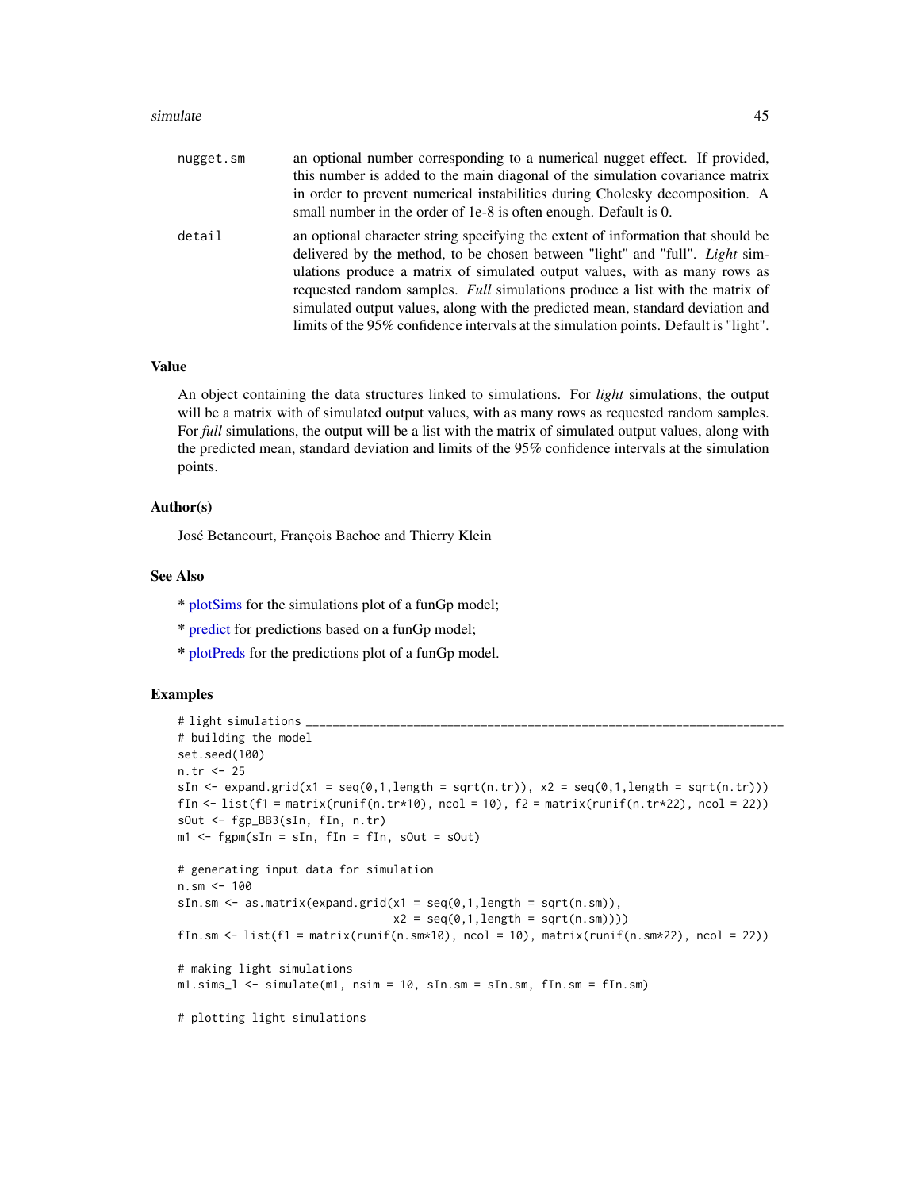| | |
|---|---|
| `nugget.sm` | an optional number corresponding to a numerical nugget effect. If provided, this number is added to the main diagonal of the simulation covariance matrix in order to prevent numerical instabilities during Cholesky decomposition. A small number in the order of 1e-8 is often enough. Default is 0. |
| `detail` | an optional character string specifying the extent of information that should be delivered by the method, to be chosen between "light" and "full". *Light* simulations produce a matrix of simulated output values, with as many rows as requested random samples. *Full* simulations produce a list with the matrix of simulated output values, along with the predicted mean, standard deviation and limits of the 95% confidence intervals at the simulation points. Default is "light". |

## Value

An object containing the data structures linked to simulations. For *light* simulations, the output will be a matrix with of simulated output values, with as many rows as requested random samples. For *full* simulations, the output will be a list with the matrix of simulated output values, along with the predicted mean, standard deviation and limits of the 95% confidence intervals at the simulation points.

## Author(s)

José Betancourt, François Bachoc and Thierry Klein

## See Also

* plotSims for the simulations plot of a funGp model;

* predict for predictions based on a funGp model;

* plotPreds for the predictions plot of a funGp model.

## Examples

```
# light simulations _______________________________________________________________________
# building the model
set.seed(100)
n.tr <- 25
sIn <- expand.grid(x1 = seq(0,1,length = sqrt(n.tr)), x2 = seq(0,1,length = sqrt(n.tr)))
fIn <- list(f1 = matrix(runif(n.tr*10), ncol = 10), f2 = matrix(runif(n.tr*22), ncol = 22))
sOut <- fgp_BB3(sIn, fIn, n.tr)
m1 <- fgpm(sIn = sIn, fIn = fIn, sOut = sOut)

# generating input data for simulation
n.sm <- 100
sIn.sm <- as.matrix(expand.grid(x1 = seq(0,1,length = sqrt(n.sm)),
                                x2 = seq(0,1,length = sqrt(n.sm))))
fIn.sm <- list(f1 = matrix(runif(n.sm*10), ncol = 10), matrix(runif(n.sm*22), ncol = 22))

# making light simulations
m1.sims_l <- simulate(m1, nsim = 10, sIn.sm = sIn.sm, fIn.sm = fIn.sm)

# plotting light simulations
```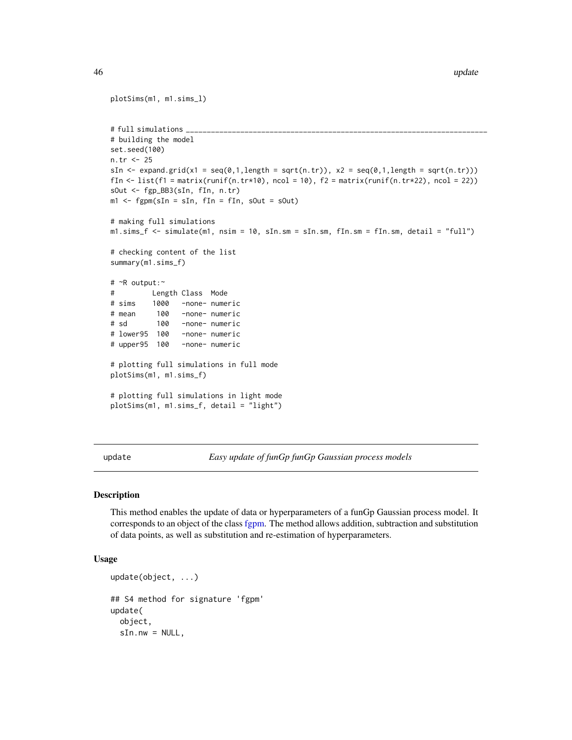```
plotSims(m1, m1.sims_l)


# full simulations _______________________________________________________________________
# building the model
set.seed(100)
n.tr <- 25
sIn <- expand.grid(x1 = seq(0,1,length = sqrt(n.tr)), x2 = seq(0,1,length = sqrt(n.tr)))
fIn <- list(f1 = matrix(runif(n.tr*10), ncol = 10), f2 = matrix(runif(n.tr*22), ncol = 22))
sOut <- fgp_BB3(sIn, fIn, n.tr)
m1 <- fgpm(sIn = sIn, fIn = fIn, sOut = sOut)

# making full simulations
m1.sims_f <- simulate(m1, nsim = 10, sIn.sm = sIn.sm, fIn.sm = fIn.sm, detail = "full")

# checking content of the list
summary(m1.sims_f)

# ~R output:~
#         Length Class  Mode
# sims    1000   -none- numeric
# mean     100   -none- numeric
# sd       100   -none- numeric
# lower95  100   -none- numeric
# upper95  100   -none- numeric

# plotting full simulations in full mode
plotSims(m1, m1.sims_f)

# plotting full simulations in light mode
plotSims(m1, m1.sims_f, detail = "light")
```

---

## update — *Easy update of funGp funGp Gaussian process models*

### Description

This method enables the update of data or hyperparameters of a funGp Gaussian process model. It corresponds to an object of the class fgpm. The method allows addition, subtraction and substitution of data points, as well as substitution and re-estimation of hyperparameters.

### Usage

```
update(object, ...)

## S4 method for signature 'fgpm'
update(
  object,
  sIn.nw = NULL,
```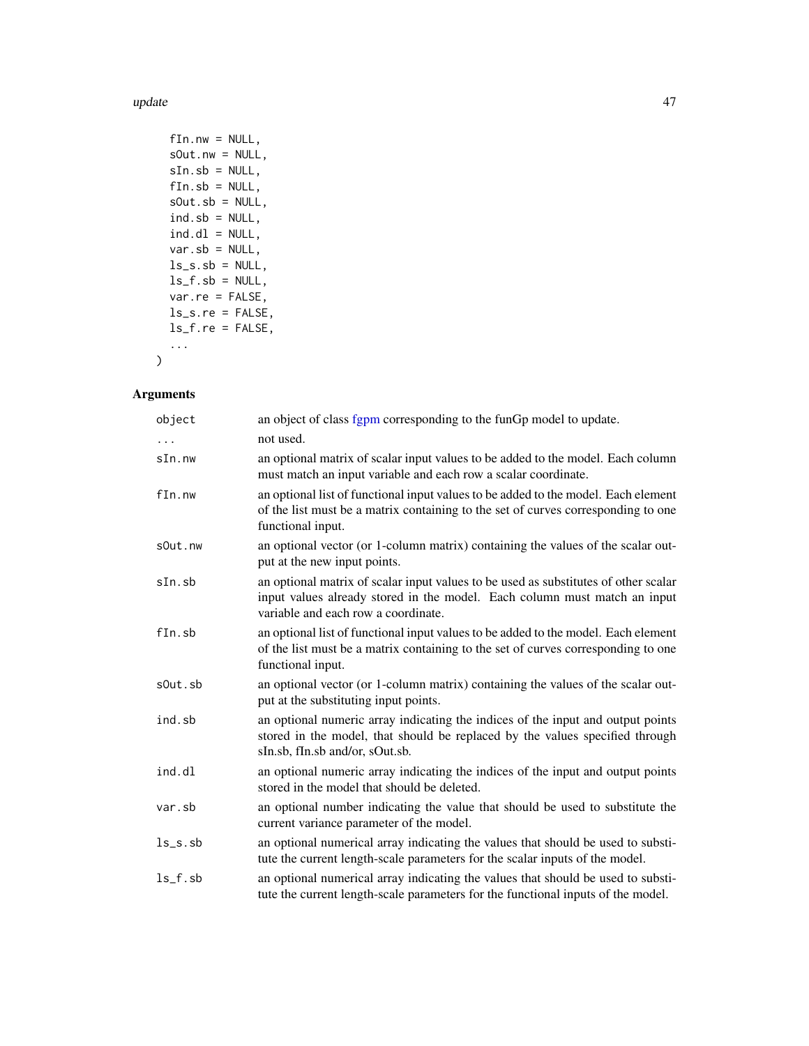```
  fIn.nw = NULL,
  sOut.nw = NULL,
  sIn.sb = NULL,
  fIn.sb = NULL,
  sOut.sb = NULL,
  ind.sb = NULL,
  ind.dl = NULL,
  var.sb = NULL,
  ls_s.sb = NULL,
  ls_f.sb = NULL,
  var.re = FALSE,
  ls_s.re = FALSE,
  ls_f.re = FALSE,
  ...
)
```

## Arguments

| | |
|---|---|
| `object` | an object of class fgpm corresponding to the funGp model to update. |
| `...` | not used. |
| `sIn.nw` | an optional matrix of scalar input values to be added to the model. Each column must match an input variable and each row a scalar coordinate. |
| `fIn.nw` | an optional list of functional input values to be added to the model. Each element of the list must be a matrix containing to the set of curves corresponding to one functional input. |
| `sOut.nw` | an optional vector (or 1-column matrix) containing the values of the scalar output at the new input points. |
| `sIn.sb` | an optional matrix of scalar input values to be used as substitutes of other scalar input values already stored in the model. Each column must match an input variable and each row a coordinate. |
| `fIn.sb` | an optional list of functional input values to be added to the model. Each element of the list must be a matrix containing to the set of curves corresponding to one functional input. |
| `sOut.sb` | an optional vector (or 1-column matrix) containing the values of the scalar output at the substituting input points. |
| `ind.sb` | an optional numeric array indicating the indices of the input and output points stored in the model, that should be replaced by the values specified through sIn.sb, fIn.sb and/or, sOut.sb. |
| `ind.dl` | an optional numeric array indicating the indices of the input and output points stored in the model that should be deleted. |
| `var.sb` | an optional number indicating the value that should be used to substitute the current variance parameter of the model. |
| `ls_s.sb` | an optional numerical array indicating the values that should be used to substitute the current length-scale parameters for the scalar inputs of the model. |
| `ls_f.sb` | an optional numerical array indicating the values that should be used to substitute the current length-scale parameters for the functional inputs of the model. |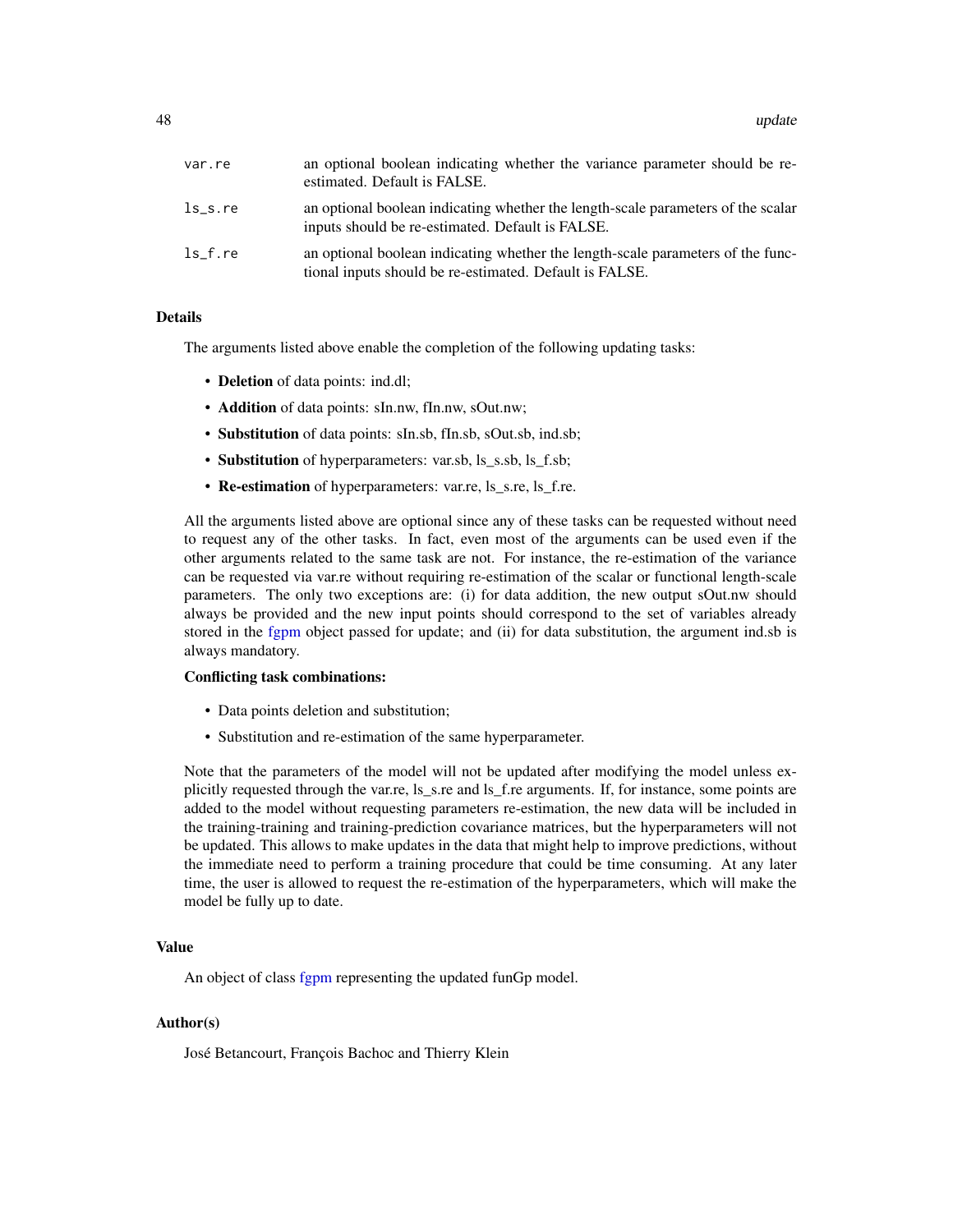| | |
|---|---|
| var.re | an optional boolean indicating whether the variance parameter should be re-estimated. Default is FALSE. |
| ls_s.re | an optional boolean indicating whether the length-scale parameters of the scalar inputs should be re-estimated. Default is FALSE. |
| ls_f.re | an optional boolean indicating whether the length-scale parameters of the functional inputs should be re-estimated. Default is FALSE. |

## Details

The arguments listed above enable the completion of the following updating tasks:

- **Deletion** of data points: ind.dl;
- **Addition** of data points: sIn.nw, fIn.nw, sOut.nw;
- **Substitution** of data points: sIn.sb, fIn.sb, sOut.sb, ind.sb;
- **Substitution** of hyperparameters: var.sb, ls_s.sb, ls_f.sb;
- **Re-estimation** of hyperparameters: var.re, ls_s.re, ls_f.re.

All the arguments listed above are optional since any of these tasks can be requested without need to request any of the other tasks. In fact, even most of the arguments can be used even if the other arguments related to the same task are not. For instance, the re-estimation of the variance can be requested via var.re without requiring re-estimation of the scalar or functional length-scale parameters. The only two exceptions are: (i) for data addition, the new output sOut.nw should always be provided and the new input points should correspond to the set of variables already stored in the fgpm object passed for update; and (ii) for data substitution, the argument ind.sb is always mandatory.

**Conflicting task combinations:**

- Data points deletion and substitution;
- Substitution and re-estimation of the same hyperparameter.

Note that the parameters of the model will not be updated after modifying the model unless explicitly requested through the var.re, ls_s.re and ls_f.re arguments. If, for instance, some points are added to the model without requesting parameters re-estimation, the new data will be included in the training-training and training-prediction covariance matrices, but the hyperparameters will not be updated. This allows to make updates in the data that might help to improve predictions, without the immediate need to perform a training procedure that could be time consuming. At any later time, the user is allowed to request the re-estimation of the hyperparameters, which will make the model be fully up to date.

## Value

An object of class fgpm representing the updated funGp model.

## Author(s)

José Betancourt, François Bachoc and Thierry Klein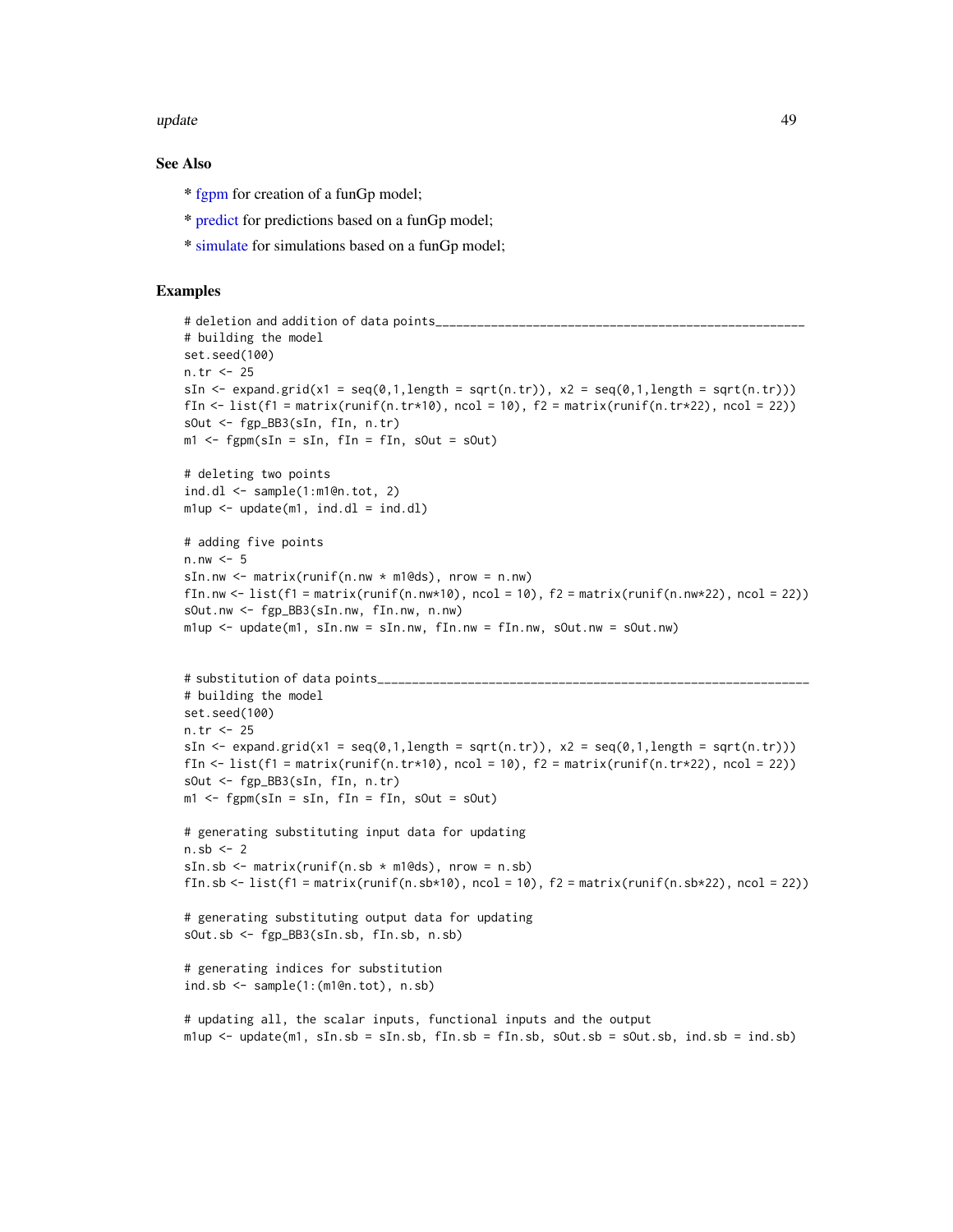### See Also

* fgpm for creation of a funGp model;

* predict for predictions based on a funGp model;

* simulate for simulations based on a funGp model;

### Examples

```
# deletion and addition of data points_____________________________________________________________
# building the model
set.seed(100)
n.tr <- 25
sIn <- expand.grid(x1 = seq(0,1,length = sqrt(n.tr)), x2 = seq(0,1,length = sqrt(n.tr)))
fIn <- list(f1 = matrix(runif(n.tr*10), ncol = 10), f2 = matrix(runif(n.tr*22), ncol = 22))
sOut <- fgp_BB3(sIn, fIn, n.tr)
m1 <- fgpm(sIn = sIn, fIn = fIn, sOut = sOut)

# deleting two points
ind.dl <- sample(1:m1@n.tot, 2)
m1up <- update(m1, ind.dl = ind.dl)

# adding five points
n.nw <- 5
sIn.nw <- matrix(runif(n.nw * m1@ds), nrow = n.nw)
fIn.nw <- list(f1 = matrix(runif(n.nw*10), ncol = 10), f2 = matrix(runif(n.nw*22), ncol = 22))
sOut.nw <- fgp_BB3(sIn.nw, fIn.nw, n.nw)
m1up <- update(m1, sIn.nw = sIn.nw, fIn.nw = fIn.nw, sOut.nw = sOut.nw)


# substitution of data points_____________________________________________________________________
# building the model
set.seed(100)
n.tr <- 25
sIn <- expand.grid(x1 = seq(0,1,length = sqrt(n.tr)), x2 = seq(0,1,length = sqrt(n.tr)))
fIn <- list(f1 = matrix(runif(n.tr*10), ncol = 10), f2 = matrix(runif(n.tr*22), ncol = 22))
sOut <- fgp_BB3(sIn, fIn, n.tr)
m1 <- fgpm(sIn = sIn, fIn = fIn, sOut = sOut)

# generating substituting input data for updating
n.sb <- 2
sIn.sb <- matrix(runif(n.sb * m1@ds), nrow = n.sb)
fIn.sb <- list(f1 = matrix(runif(n.sb*10), ncol = 10), f2 = matrix(runif(n.sb*22), ncol = 22))

# generating substituting output data for updating
sOut.sb <- fgp_BB3(sIn.sb, fIn.sb, n.sb)

# generating indices for substitution
ind.sb <- sample(1:(m1@n.tot), n.sb)

# updating all, the scalar inputs, functional inputs and the output
m1up <- update(m1, sIn.sb = sIn.sb, fIn.sb = fIn.sb, sOut.sb = sOut.sb, ind.sb = ind.sb)
```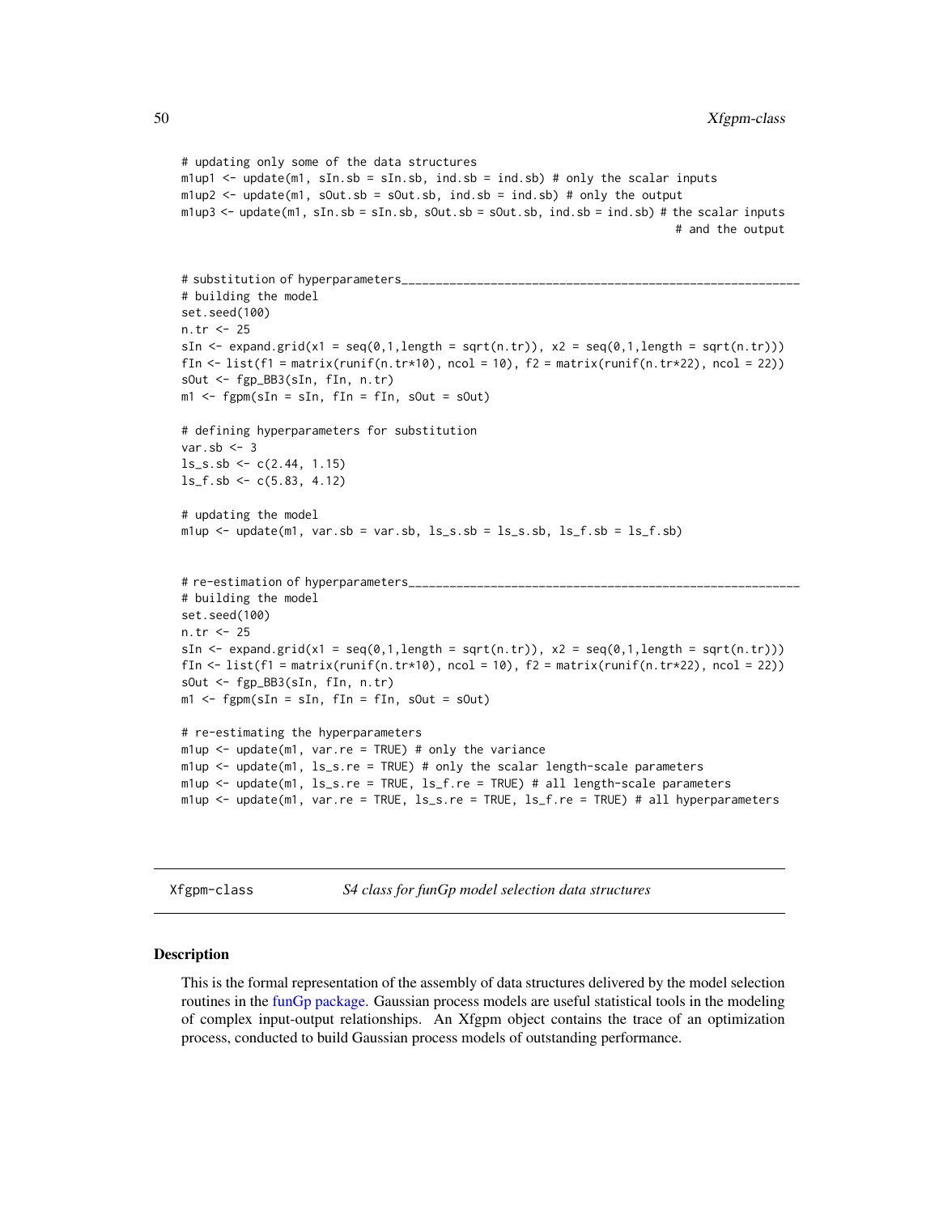```
# updating only some of the data structures
m1up1 <- update(m1, sIn.sb = sIn.sb, ind.sb = ind.sb) # only the scalar inputs
m1up2 <- update(m1, sOut.sb = sOut.sb, ind.sb = ind.sb) # only the output
m1up3 <- update(m1, sIn.sb = sIn.sb, sOut.sb = sOut.sb, ind.sb = ind.sb) # the scalar inputs
                                                                        # and the output


# substitution of hyperparameters_____________________________________________________________
# building the model
set.seed(100)
n.tr <- 25
sIn <- expand.grid(x1 = seq(0,1,length = sqrt(n.tr)), x2 = seq(0,1,length = sqrt(n.tr)))
fIn <- list(f1 = matrix(runif(n.tr*10), ncol = 10), f2 = matrix(runif(n.tr*22), ncol = 22))
sOut <- fgp_BB3(sIn, fIn, n.tr)
m1 <- fgpm(sIn = sIn, fIn = fIn, sOut = sOut)

# defining hyperparameters for substitution
var.sb <- 3
ls_s.sb <- c(2.44, 1.15)
ls_f.sb <- c(5.83, 4.12)

# updating the model
m1up <- update(m1, var.sb = var.sb, ls_s.sb = ls_s.sb, ls_f.sb = ls_f.sb)


# re-estimation of hyperparameters____________________________________________________________
# building the model
set.seed(100)
n.tr <- 25
sIn <- expand.grid(x1 = seq(0,1,length = sqrt(n.tr)), x2 = seq(0,1,length = sqrt(n.tr)))
fIn <- list(f1 = matrix(runif(n.tr*10), ncol = 10), f2 = matrix(runif(n.tr*22), ncol = 22))
sOut <- fgp_BB3(sIn, fIn, n.tr)
m1 <- fgpm(sIn = sIn, fIn = fIn, sOut = sOut)

# re-estimating the hyperparameters
m1up <- update(m1, var.re = TRUE) # only the variance
m1up <- update(m1, ls_s.re = TRUE) # only the scalar length-scale parameters
m1up <- update(m1, ls_s.re = TRUE, ls_f.re = TRUE) # all length-scale parameters
m1up <- update(m1, var.re = TRUE, ls_s.re = TRUE, ls_f.re = TRUE) # all hyperparameters
```

---

`Xfgpm-class` *S4 class for funGp model selection data structures*

---

### Description

This is the formal representation of the assembly of data structures delivered by the model selection routines in the funGp package. Gaussian process models are useful statistical tools in the modeling of complex input-output relationships. An Xfgpm object contains the trace of an optimization process, conducted to build Gaussian process models of outstanding performance.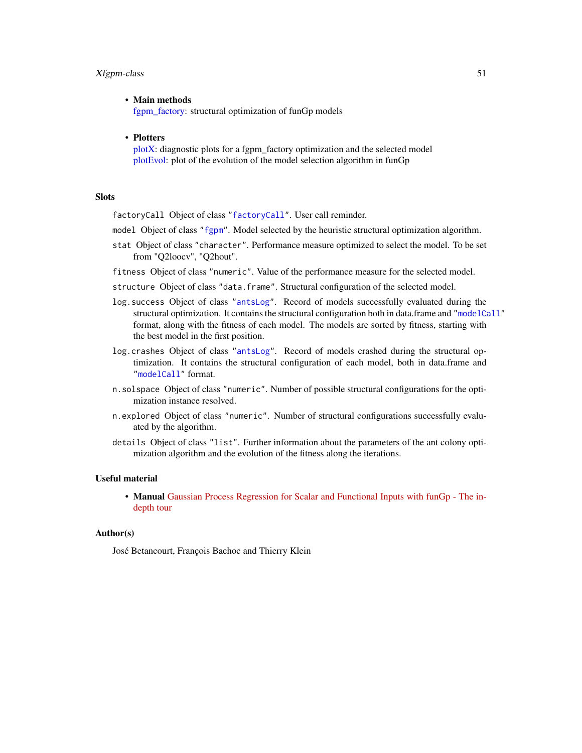- **Main methods**
  fgpm_factory: structural optimization of funGp models

- **Plotters**
  plotX: diagnostic plots for a fgpm_factory optimization and the selected model
  plotEvol: plot of the evolution of the model selection algorithm in funGp

## Slots

`factoryCall` Object of class "`factoryCall`". User call reminder.

`model` Object of class "`fgpm`". Model selected by the heuristic structural optimization algorithm.

`stat` Object of class "`character`". Performance measure optimized to select the model. To be set from "Q2loocv", "Q2hout".

`fitness` Object of class "`numeric`". Value of the performance measure for the selected model.

`structure` Object of class "`data.frame`". Structural configuration of the selected model.

`log.success` Object of class "`antsLog`". Record of models successfully evaluated during the structural optimization. It contains the structural configuration both in data.frame and "`modelCall`" format, along with the fitness of each model. The models are sorted by fitness, starting with the best model in the first position.

`log.crashes` Object of class "`antsLog`". Record of models crashed during the structural optimization. It contains the structural configuration of each model, both in data.frame and "`modelCall`" format.

`n.solspace` Object of class "`numeric`". Number of possible structural configurations for the optimization instance resolved.

`n.explored` Object of class "`numeric`". Number of structural configurations successfully evaluated by the algorithm.

`details` Object of class "`list`". Further information about the parameters of the ant colony optimization algorithm and the evolution of the fitness along the iterations.

## Useful material

- **Manual** Gaussian Process Regression for Scalar and Functional Inputs with funGp - The in-depth tour

## Author(s)

José Betancourt, François Bachoc and Thierry Klein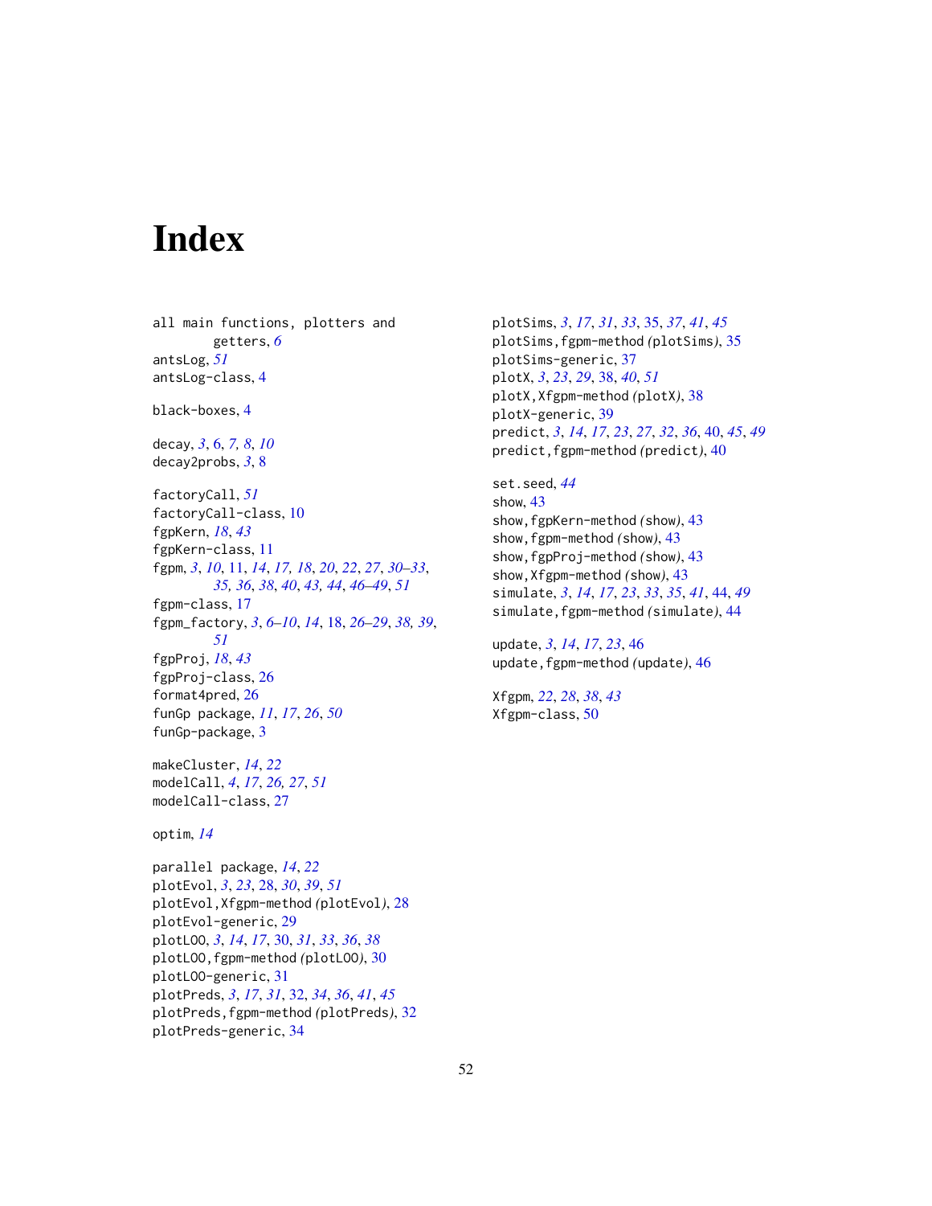# Index

all main functions, plotters and getters, *6*
antsLog, *51*
antsLog-class, 4

black-boxes, 4

decay, *3*, 6, *7, 8*, *10*
decay2probs, *3*, 8

factoryCall, *51*
factoryCall-class, 10
fgpKern, *18*, *43*
fgpKern-class, 11
fgpm, *3*, *10*, 11, *14*, *17, 18*, *20*, *22*, *27*, *30–33*, *35, 36*, *38*, *40*, *43, 44*, *46–49*, *51*
fgpm-class, 17
fgpm_factory, *3*, *6–10*, *14*, 18, *26–29*, *38, 39*, *51*
fgpProj, *18*, *43*
fgpProj-class, 26
format4pred, 26
funGp package, *11*, *17*, *26*, *50*
funGp-package, 3

makeCluster, *14*, *22*
modelCall, *4*, *17*, *26, 27*, *51*
modelCall-class, 27

optim, *14*

parallel package, *14*, *22*
plotEvol, *3*, *23*, 28, *30*, *39*, *51*
plotEvol,Xfgpm-method (plotEvol), 28
plotEvol-generic, 29
plotLOO, *3*, *14*, *17*, 30, *31*, *33*, *36*, *38*
plotLOO,fgpm-method (plotLOO), 30
plotLOO-generic, 31
plotPreds, *3*, *17*, *31*, 32, *34*, *36*, *41*, *45*
plotPreds,fgpm-method (plotPreds), 32
plotPreds-generic, 34
plotSims, *3*, *17*, *31*, *33*, 35, *37*, *41*, *45*
plotSims,fgpm-method (plotSims), 35
plotSims-generic, 37
plotX, *3*, *23*, *29*, 38, *40*, *51*
plotX,Xfgpm-method (plotX), 38
plotX-generic, 39
predict, *3*, *14*, *17*, *23*, *27*, *32*, *36*, 40, *45*, *49*
predict,fgpm-method (predict), 40

set.seed, *44*
show, 43
show,fgpKern-method (show), 43
show,fgpm-method (show), 43
show,fgpProj-method (show), 43
show,Xfgpm-method (show), 43
simulate, *3*, *14*, *17*, *23*, *33*, *35*, *41*, 44, *49*
simulate,fgpm-method (simulate), 44

update, *3*, *14*, *17*, *23*, 46
update,fgpm-method (update), 46

Xfgpm, *22*, *28*, *38*, *43*
Xfgpm-class, 50